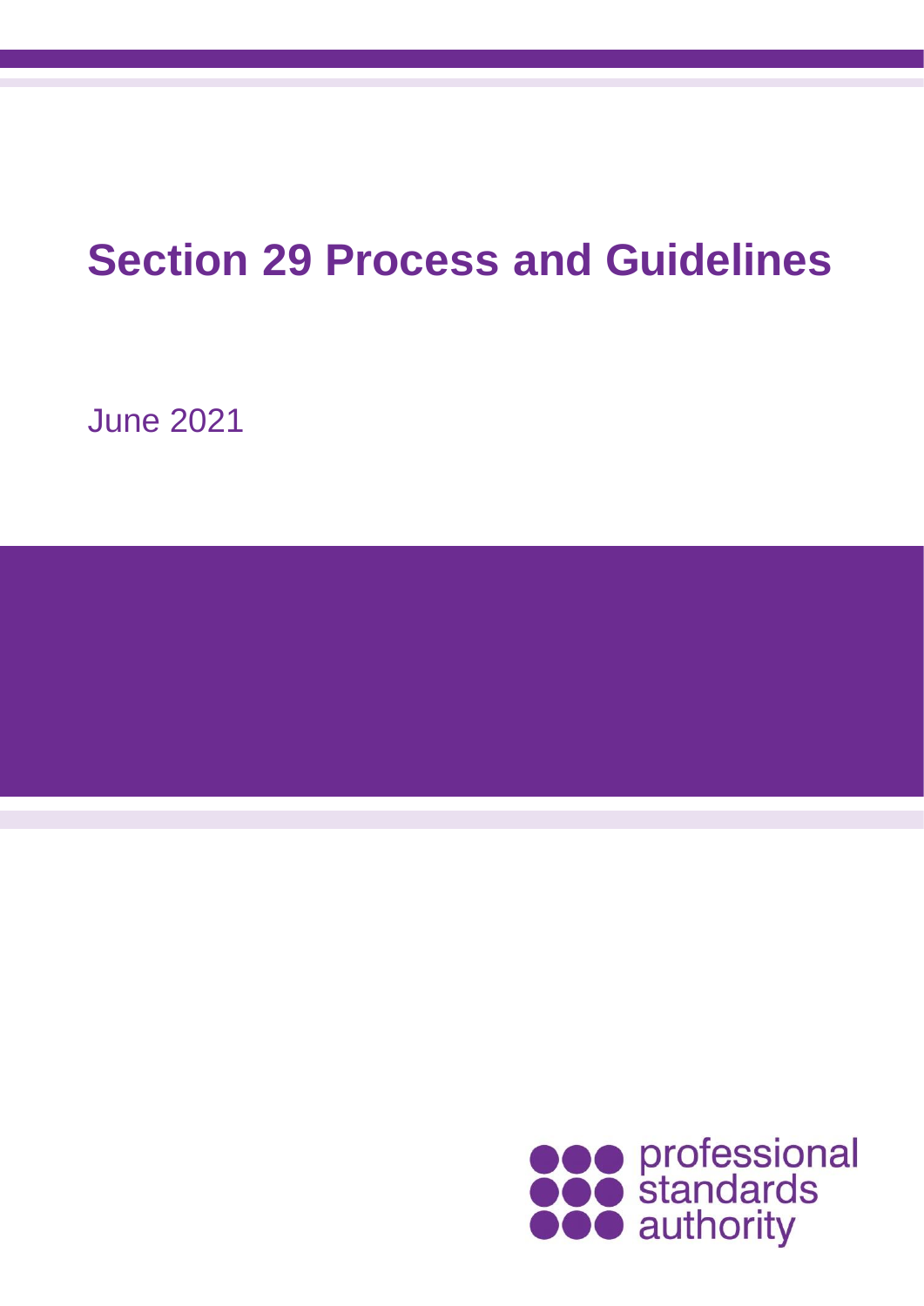# Section 29 Process and Guidelines

June 2021

professional standards authority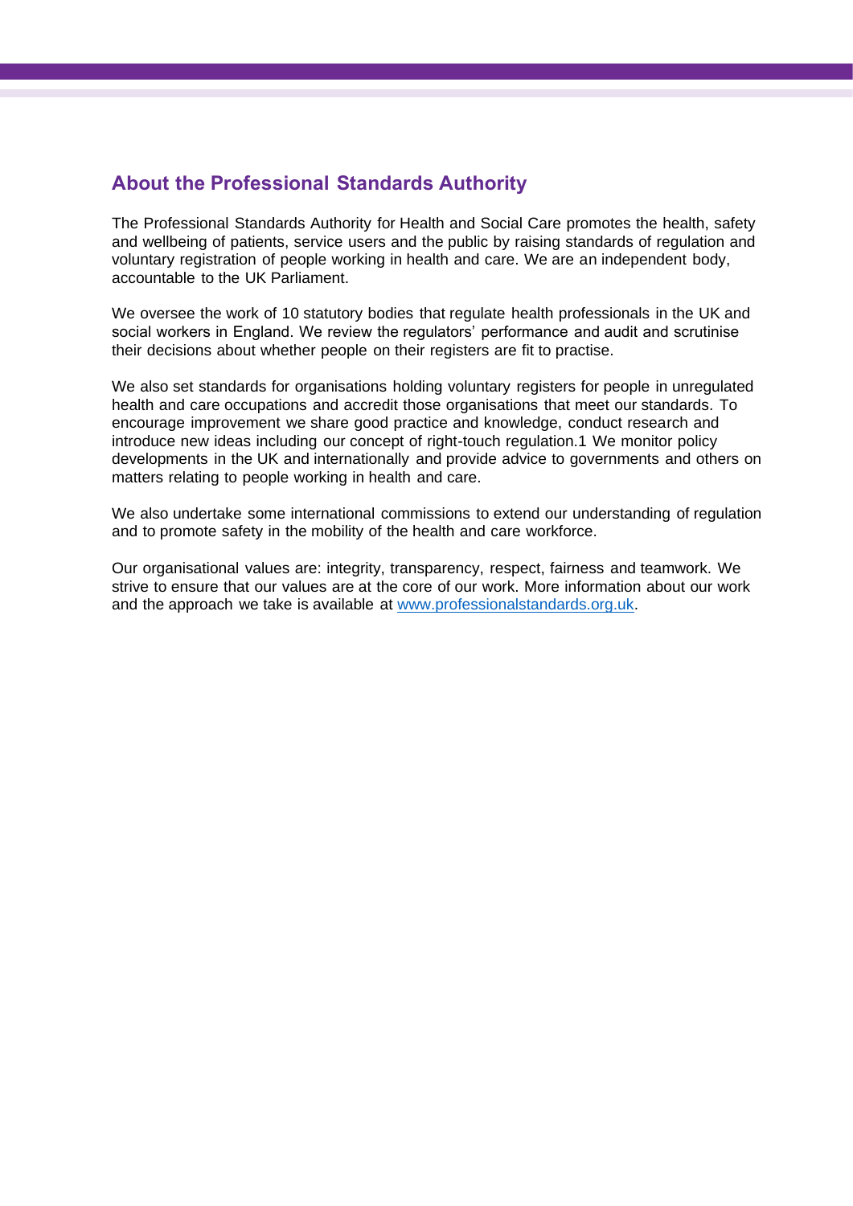## About the Professional Standards Authority

The Professional Standards Authority for Health and Social Care promotes the health, safety and wellbeing of patients, service users and the public by raising standards of regulation and voluntary registration of people working in health and care. We are an independent body, accountable to the UK Parliament.

We oversee the work of 10 statutory bodies that regulate health professionals in the UK and social workers in England. We review the regulators' performance and audit and scrutinise their decisions about whether people on their registers are fit to practise.

We also set standards for organisations holding voluntary registers for people in unregulated health and care occupations and accredit those organisations that meet our standards. To encourage improvement we share good practice and knowledge, conduct research and introduce new ideas including our concept of right-touch regulation.[1] We monitor policy developments in the UK and internationally and provide advice to governments and others on matters relating to people working in health and care.

We also undertake some international commissions to extend our understanding of regulation and to promote safety in the mobility of the health and care workforce.

Our organisational values are: integrity, transparency, respect, fairness and teamwork. We strive to ensure that our values are at the core of our work. More information about our work and the approach we take is available at [www.professionalstandards.org.uk](http://www.professionalstandards.org.uk).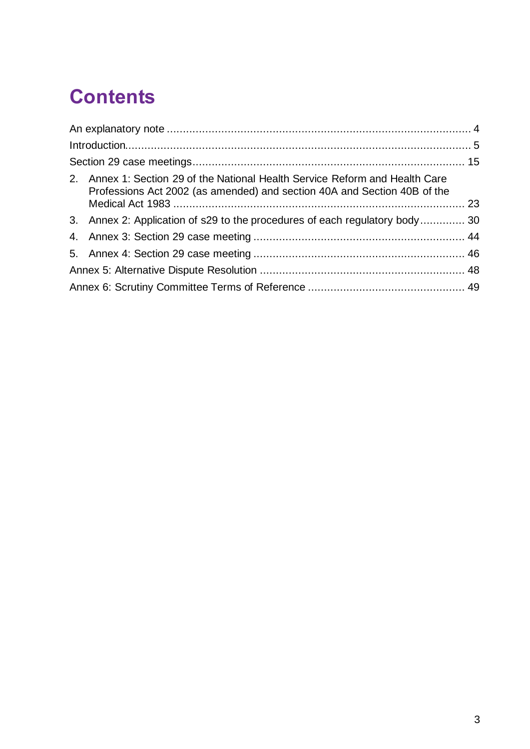# Contents

An explanatory note ............................................................................................. 4

Introduction......................................................................................................... 5

Section 29 case meetings.................................................................................. 15

2. Annex 1: Section 29 of the National Health Service Reform and Health Care Professions Act 2002 (as amended) and section 40A and Section 40B of the Medical Act 1983 ......................................................................................... 23

3. Annex 2: Application of s29 to the procedures of each regulatory body............. 30

4. Annex 3: Section 29 case meeting ................................................................ 44

5. Annex 4: Section 29 case meeting ................................................................ 46

Annex 5: Alternative Dispute Resolution ............................................................... 48

Annex 6: Scrutiny Committee Terms of Reference ................................................ 49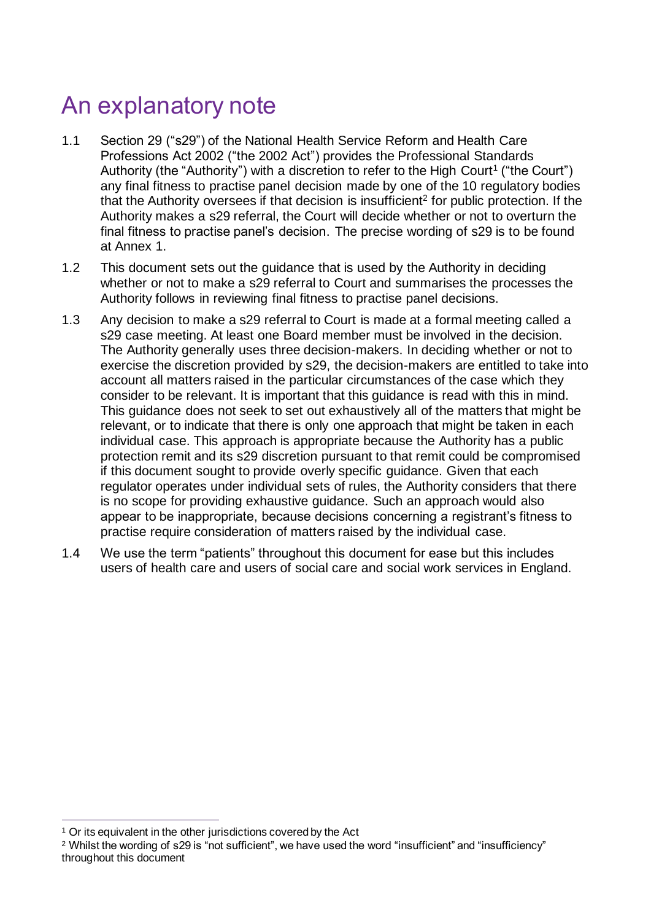# An explanatory note

1.1 Section 29 ("s29") of the National Health Service Reform and Health Care Professions Act 2002 ("the 2002 Act") provides the Professional Standards Authority (the "Authority") with a discretion to refer to the High Court[1] ("the Court") any final fitness to practise panel decision made by one of the 10 regulatory bodies that the Authority oversees if that decision is insufficient[2] for public protection. If the Authority makes a s29 referral, the Court will decide whether or not to overturn the final fitness to practise panel's decision. The precise wording of s29 is to be found at Annex 1.

1.2 This document sets out the guidance that is used by the Authority in deciding whether or not to make a s29 referral to Court and summarises the processes the Authority follows in reviewing final fitness to practise panel decisions.

1.3 Any decision to make a s29 referral to Court is made at a formal meeting called a s29 case meeting. At least one Board member must be involved in the decision. The Authority generally uses three decision-makers. In deciding whether or not to exercise the discretion provided by s29, the decision-makers are entitled to take into account all matters raised in the particular circumstances of the case which they consider to be relevant. It is important that this guidance is read with this in mind. This guidance does not seek to set out exhaustively all of the matters that might be relevant, or to indicate that there is only one approach that might be taken in each individual case. This approach is appropriate because the Authority has a public protection remit and its s29 discretion pursuant to that remit could be compromised if this document sought to provide overly specific guidance. Given that each regulator operates under individual sets of rules, the Authority considers that there is no scope for providing exhaustive guidance. Such an approach would also appear to be inappropriate, because decisions concerning a registrant's fitness to practise require consideration of matters raised by the individual case.

1.4 We use the term "patients" throughout this document for ease but this includes users of health care and users of social care and social work services in England.

---

[1] Or its equivalent in the other jurisdictions covered by the Act

[2] Whilst the wording of s29 is "not sufficient", we have used the word "insufficient" and "insufficiency" throughout this document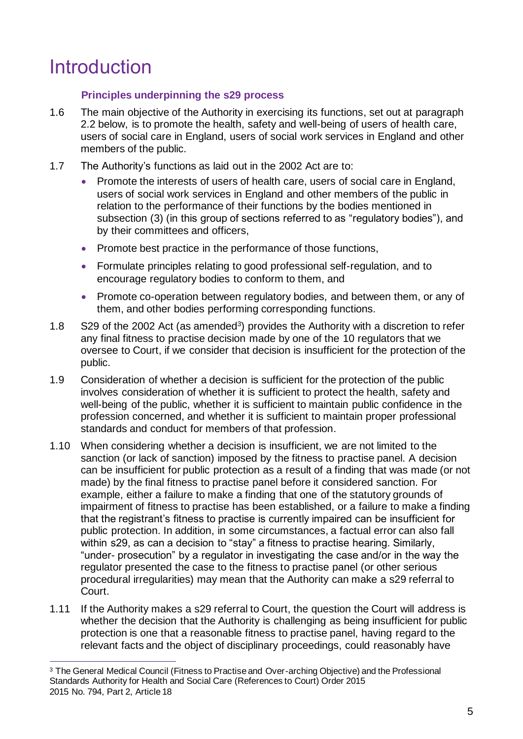# Introduction

### Principles underpinning the s29 process

1.6 The main objective of the Authority in exercising its functions, set out at paragraph 2.2 below, is to promote the health, safety and well-being of users of health care, users of social care in England, users of social work services in England and other members of the public.

1.7 The Authority's functions as laid out in the 2002 Act are to:

- Promote the interests of users of health care, users of social care in England, users of social work services in England and other members of the public in relation to the performance of their functions by the bodies mentioned in subsection (3) (in this group of sections referred to as "regulatory bodies"), and by their committees and officers,
- Promote best practice in the performance of those functions,
- Formulate principles relating to good professional self-regulation, and to encourage regulatory bodies to conform to them, and
- Promote co-operation between regulatory bodies, and between them, or any of them, and other bodies performing corresponding functions.

1.8 S29 of the 2002 Act (as amended[3]) provides the Authority with a discretion to refer any final fitness to practise decision made by one of the 10 regulators that we oversee to Court, if we consider that decision is insufficient for the protection of the public.

1.9 Consideration of whether a decision is sufficient for the protection of the public involves consideration of whether it is sufficient to protect the health, safety and well-being of the public, whether it is sufficient to maintain public confidence in the profession concerned, and whether it is sufficient to maintain proper professional standards and conduct for members of that profession.

1.10 When considering whether a decision is insufficient, we are not limited to the sanction (or lack of sanction) imposed by the fitness to practise panel. A decision can be insufficient for public protection as a result of a finding that was made (or not made) by the final fitness to practise panel before it considered sanction. For example, either a failure to make a finding that one of the statutory grounds of impairment of fitness to practise has been established, or a failure to make a finding that the registrant's fitness to practise is currently impaired can be insufficient for public protection. In addition, in some circumstances, a factual error can also fall within s29, as can a decision to "stay" a fitness to practise hearing. Similarly, "under- prosecution" by a regulator in investigating the case and/or in the way the regulator presented the case to the fitness to practise panel (or other serious procedural irregularities) may mean that the Authority can make a s29 referral to Court.

1.11 If the Authority makes a s29 referral to Court, the question the Court will address is whether the decision that the Authority is challenging as being insufficient for public protection is one that a reasonable fitness to practise panel, having regard to the relevant facts and the object of disciplinary proceedings, could reasonably have

---

[3] The General Medical Council (Fitness to Practise and Over-arching Objective) and the Professional Standards Authority for Health and Social Care (References to Court) Order 2015 2015 No. 794, Part 2, Article 18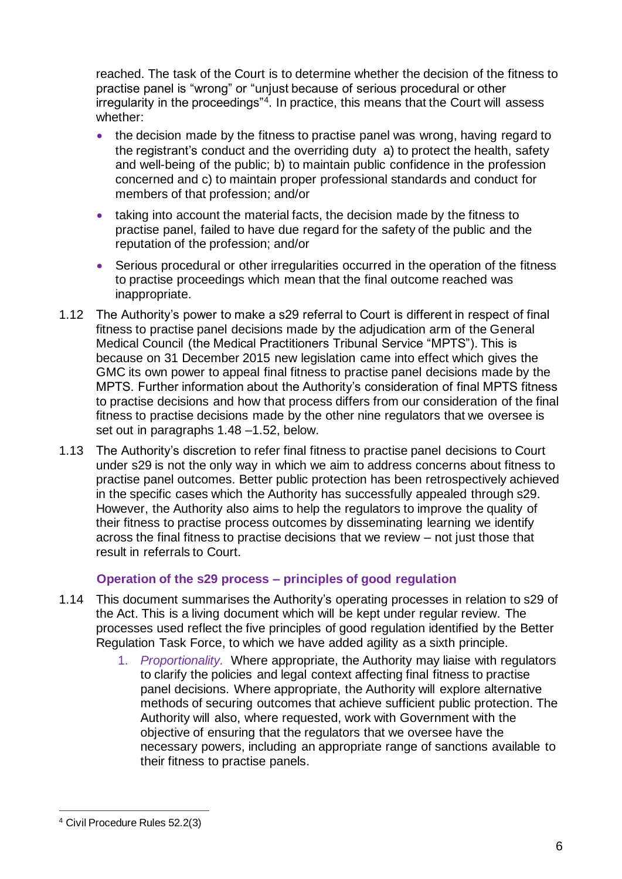reached. The task of the Court is to determine whether the decision of the fitness to practise panel is "wrong" or "unjust because of serious procedural or other irregularity in the proceedings"[4]. In practice, this means that the Court will assess whether:

- the decision made by the fitness to practise panel was wrong, having regard to the registrant's conduct and the overriding duty a) to protect the health, safety and well-being of the public; b) to maintain public confidence in the profession concerned and c) to maintain proper professional standards and conduct for members of that profession; and/or
- taking into account the material facts, the decision made by the fitness to practise panel, failed to have due regard for the safety of the public and the reputation of the profession; and/or
- Serious procedural or other irregularities occurred in the operation of the fitness to practise proceedings which mean that the final outcome reached was inappropriate.

1.12 The Authority's power to make a s29 referral to Court is different in respect of final fitness to practise panel decisions made by the adjudication arm of the General Medical Council (the Medical Practitioners Tribunal Service "MPTS"). This is because on 31 December 2015 new legislation came into effect which gives the GMC its own power to appeal final fitness to practise panel decisions made by the MPTS. Further information about the Authority's consideration of final MPTS fitness to practise decisions and how that process differs from our consideration of the final fitness to practise decisions made by the other nine regulators that we oversee is set out in paragraphs 1.48 –1.52, below.

1.13 The Authority's discretion to refer final fitness to practise panel decisions to Court under s29 is not the only way in which we aim to address concerns about fitness to practise panel outcomes. Better public protection has been retrospectively achieved in the specific cases which the Authority has successfully appealed through s29. However, the Authority also aims to help the regulators to improve the quality of their fitness to practise process outcomes by disseminating learning we identify across the final fitness to practise decisions that we review – not just those that result in referrals to Court.

### Operation of the s29 process – principles of good regulation

1.14 This document summarises the Authority's operating processes in relation to s29 of the Act. This is a living document which will be kept under regular review. The processes used reflect the five principles of good regulation identified by the Better Regulation Task Force, to which we have added agility as a sixth principle.

1. *Proportionality.* Where appropriate, the Authority may liaise with regulators to clarify the policies and legal context affecting final fitness to practise panel decisions. Where appropriate, the Authority will explore alternative methods of securing outcomes that achieve sufficient public protection. The Authority will also, where requested, work with Government with the objective of ensuring that the regulators that we oversee have the necessary powers, including an appropriate range of sanctions available to their fitness to practise panels.

---

[4] Civil Procedure Rules 52.2(3)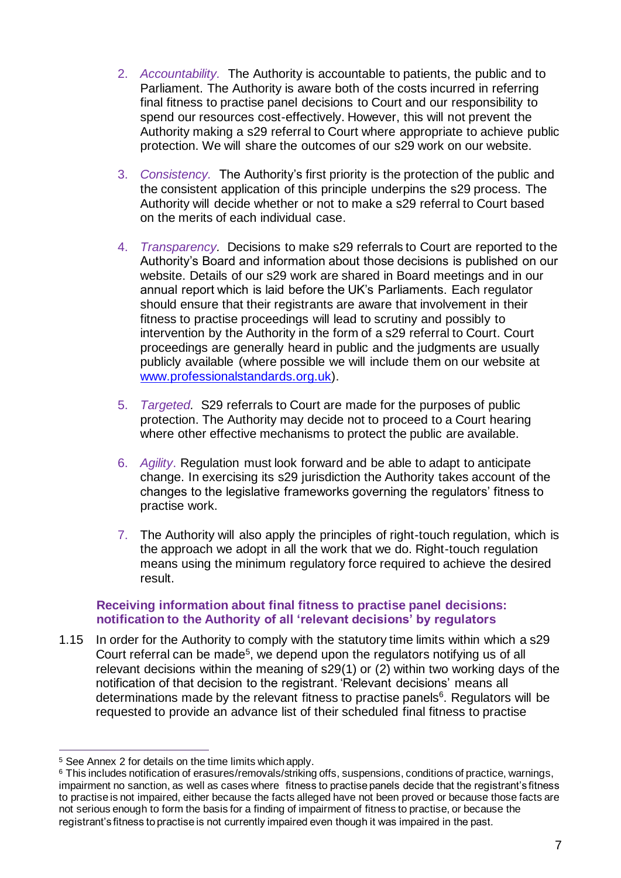2. *Accountability.* The Authority is accountable to patients, the public and to Parliament. The Authority is aware both of the costs incurred in referring final fitness to practise panel decisions to Court and our responsibility to spend our resources cost-effectively. However, this will not prevent the Authority making a s29 referral to Court where appropriate to achieve public protection. We will share the outcomes of our s29 work on our website.

3. *Consistency.* The Authority's first priority is the protection of the public and the consistent application of this principle underpins the s29 process. The Authority will decide whether or not to make a s29 referral to Court based on the merits of each individual case.

4. *Transparency.* Decisions to make s29 referrals to Court are reported to the Authority's Board and information about those decisions is published on our website. Details of our s29 work are shared in Board meetings and in our annual report which is laid before the UK's Parliaments. Each regulator should ensure that their registrants are aware that involvement in their fitness to practise proceedings will lead to scrutiny and possibly to intervention by the Authority in the form of a s29 referral to Court. Court proceedings are generally heard in public and the judgments are usually publicly available (where possible we will include them on our website at [www.professionalstandards.org.uk](http://www.professionalstandards.org.uk)).

5. *Targeted.* S29 referrals to Court are made for the purposes of public protection. The Authority may decide not to proceed to a Court hearing where other effective mechanisms to protect the public are available.

6. *Agility.* Regulation must look forward and be able to adapt to anticipate change. In exercising its s29 jurisdiction the Authority takes account of the changes to the legislative frameworks governing the regulators' fitness to practise work.

7. The Authority will also apply the principles of right-touch regulation, which is the approach we adopt in all the work that we do. Right-touch regulation means using the minimum regulatory force required to achieve the desired result.

### Receiving information about final fitness to practise panel decisions: notification to the Authority of all 'relevant decisions' by regulators

1.15 In order for the Authority to comply with the statutory time limits within which a s29 Court referral can be made[5], we depend upon the regulators notifying us of all relevant decisions within the meaning of s29(1) or (2) within two working days of the notification of that decision to the registrant. 'Relevant decisions' means all determinations made by the relevant fitness to practise panels[6]. Regulators will be requested to provide an advance list of their scheduled final fitness to practise

---

[5] See Annex 2 for details on the time limits which apply.

[6] This includes notification of erasures/removals/striking offs, suspensions, conditions of practice, warnings, impairment no sanction, as well as cases where fitness to practise panels decide that the registrant's fitness to practise is not impaired, either because the facts alleged have not been proved or because those facts are not serious enough to form the basis for a finding of impairment of fitness to practise, or because the registrant's fitness to practise is not currently impaired even though it was impaired in the past.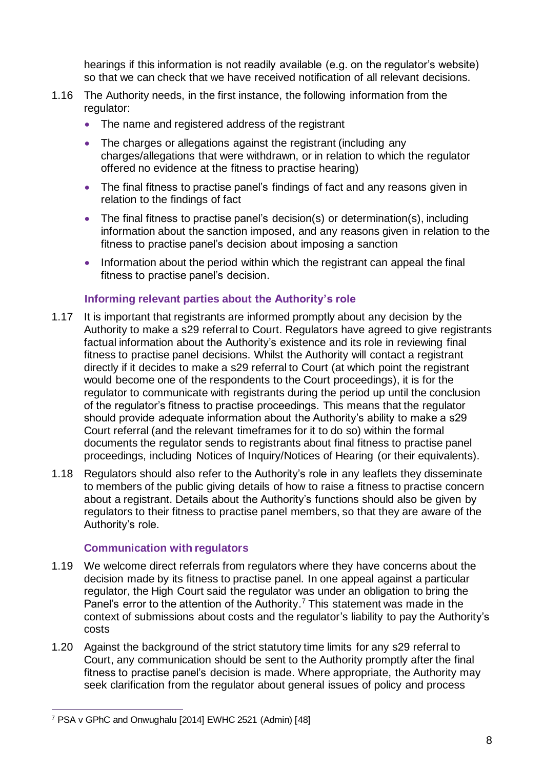hearings if this information is not readily available (e.g. on the regulator's website) so that we can check that we have received notification of all relevant decisions.

1.16 The Authority needs, in the first instance, the following information from the regulator:

- The name and registered address of the registrant
- The charges or allegations against the registrant (including any charges/allegations that were withdrawn, or in relation to which the regulator offered no evidence at the fitness to practise hearing)
- The final fitness to practise panel's findings of fact and any reasons given in relation to the findings of fact
- The final fitness to practise panel's decision(s) or determination(s), including information about the sanction imposed, and any reasons given in relation to the fitness to practise panel's decision about imposing a sanction
- Information about the period within which the registrant can appeal the final fitness to practise panel's decision.

### Informing relevant parties about the Authority's role

1.17 It is important that registrants are informed promptly about any decision by the Authority to make a s29 referral to Court. Regulators have agreed to give registrants factual information about the Authority's existence and its role in reviewing final fitness to practise panel decisions. Whilst the Authority will contact a registrant directly if it decides to make a s29 referral to Court (at which point the registrant would become one of the respondents to the Court proceedings), it is for the regulator to communicate with registrants during the period up until the conclusion of the regulator's fitness to practise proceedings. This means that the regulator should provide adequate information about the Authority's ability to make a s29 Court referral (and the relevant timeframes for it to do so) within the formal documents the regulator sends to registrants about final fitness to practise panel proceedings, including Notices of Inquiry/Notices of Hearing (or their equivalents).

1.18 Regulators should also refer to the Authority's role in any leaflets they disseminate to members of the public giving details of how to raise a fitness to practise concern about a registrant. Details about the Authority's functions should also be given by regulators to their fitness to practise panel members, so that they are aware of the Authority's role.

### Communication with regulators

1.19 We welcome direct referrals from regulators where they have concerns about the decision made by its fitness to practise panel. In one appeal against a particular regulator, the High Court said the regulator was under an obligation to bring the Panel's error to the attention of the Authority.[7] This statement was made in the context of submissions about costs and the regulator's liability to pay the Authority's costs

1.20 Against the background of the strict statutory time limits for any s29 referral to Court, any communication should be sent to the Authority promptly after the final fitness to practise panel's decision is made. Where appropriate, the Authority may seek clarification from the regulator about general issues of policy and process

[7] PSA v GPhC and Onwughalu [2014] EWHC 2521 (Admin) [48]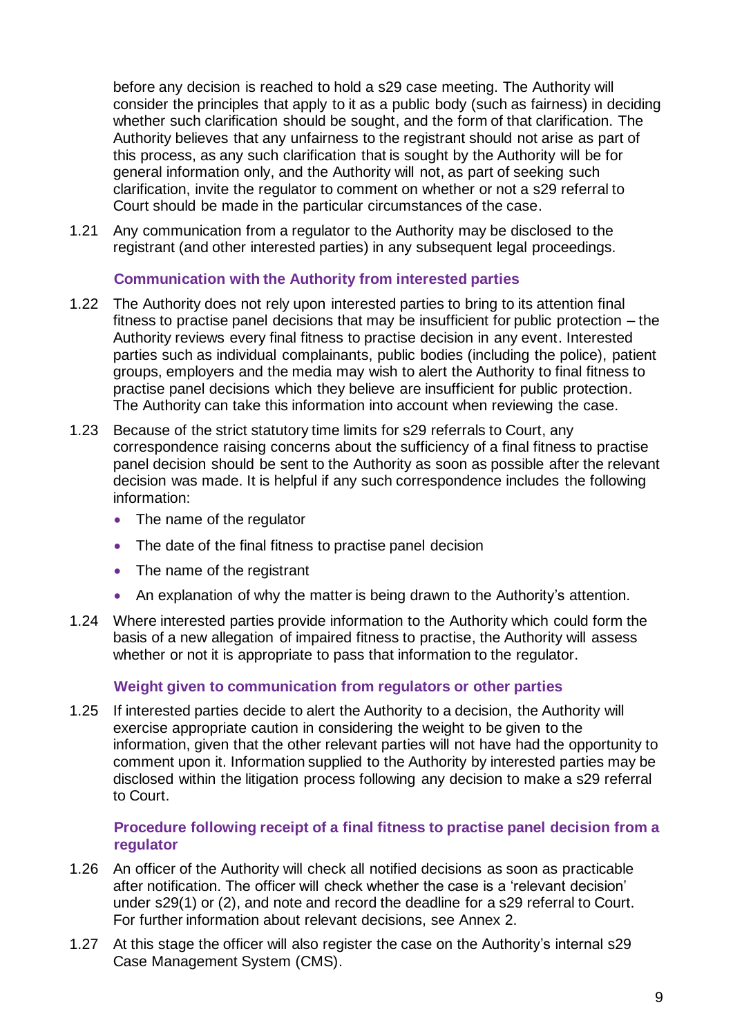before any decision is reached to hold a s29 case meeting. The Authority will consider the principles that apply to it as a public body (such as fairness) in deciding whether such clarification should be sought, and the form of that clarification. The Authority believes that any unfairness to the registrant should not arise as part of this process, as any such clarification that is sought by the Authority will be for general information only, and the Authority will not, as part of seeking such clarification, invite the regulator to comment on whether or not a s29 referral to Court should be made in the particular circumstances of the case.

1.21 Any communication from a regulator to the Authority may be disclosed to the registrant (and other interested parties) in any subsequent legal proceedings.

### Communication with the Authority from interested parties

1.22 The Authority does not rely upon interested parties to bring to its attention final fitness to practise panel decisions that may be insufficient for public protection – the Authority reviews every final fitness to practise decision in any event. Interested parties such as individual complainants, public bodies (including the police), patient groups, employers and the media may wish to alert the Authority to final fitness to practise panel decisions which they believe are insufficient for public protection. The Authority can take this information into account when reviewing the case.

1.23 Because of the strict statutory time limits for s29 referrals to Court, any correspondence raising concerns about the sufficiency of a final fitness to practise panel decision should be sent to the Authority as soon as possible after the relevant decision was made. It is helpful if any such correspondence includes the following information:

- The name of the regulator
- The date of the final fitness to practise panel decision
- The name of the registrant
- An explanation of why the matter is being drawn to the Authority's attention.

1.24 Where interested parties provide information to the Authority which could form the basis of a new allegation of impaired fitness to practise, the Authority will assess whether or not it is appropriate to pass that information to the regulator.

### Weight given to communication from regulators or other parties

1.25 If interested parties decide to alert the Authority to a decision, the Authority will exercise appropriate caution in considering the weight to be given to the information, given that the other relevant parties will not have had the opportunity to comment upon it. Information supplied to the Authority by interested parties may be disclosed within the litigation process following any decision to make a s29 referral to Court.

### Procedure following receipt of a final fitness to practise panel decision from a regulator

1.26 An officer of the Authority will check all notified decisions as soon as practicable after notification. The officer will check whether the case is a 'relevant decision' under s29(1) or (2), and note and record the deadline for a s29 referral to Court. For further information about relevant decisions, see Annex 2.

1.27 At this stage the officer will also register the case on the Authority's internal s29 Case Management System (CMS).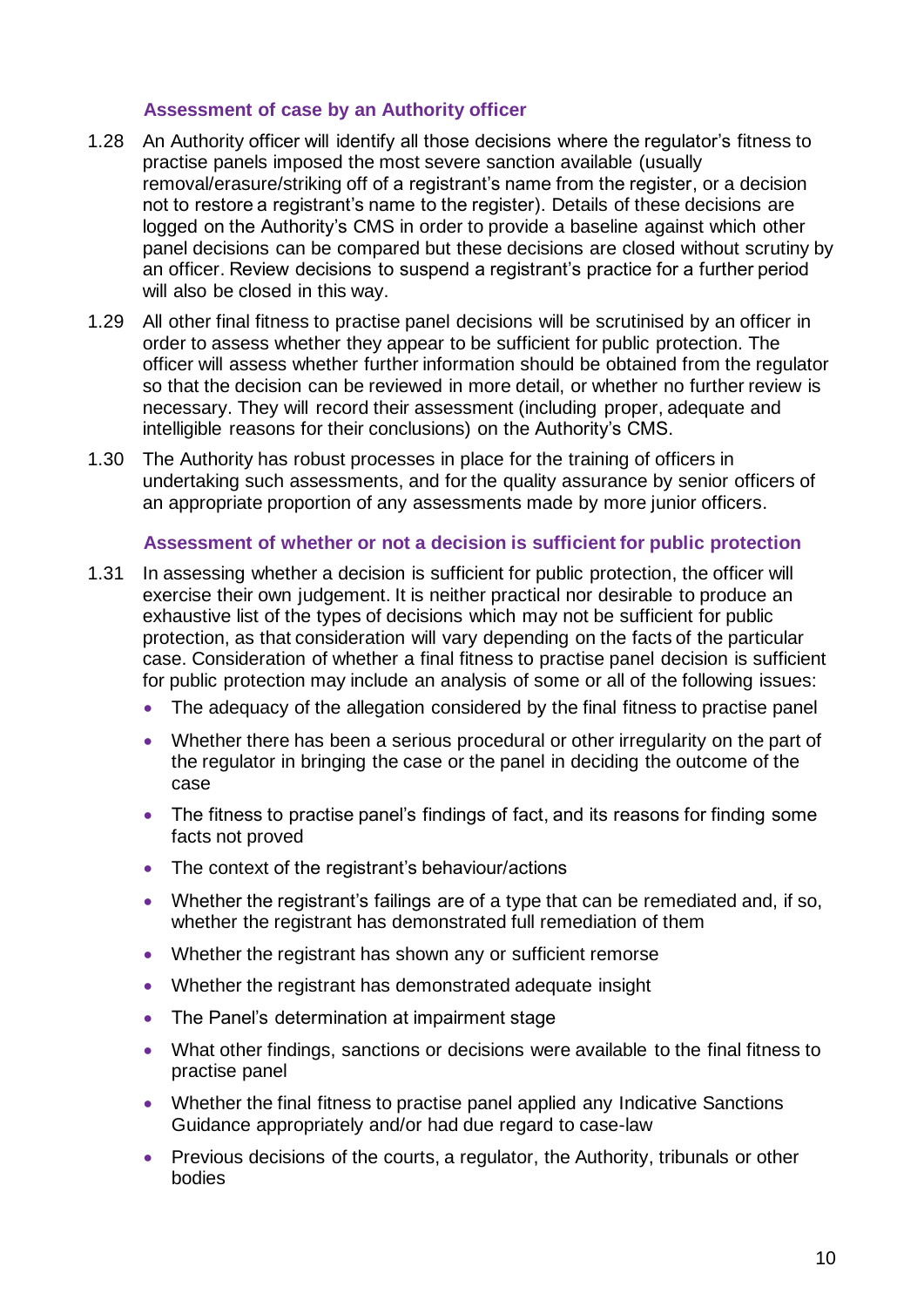### Assessment of case by an Authority officer

1.28 An Authority officer will identify all those decisions where the regulator's fitness to practise panels imposed the most severe sanction available (usually removal/erasure/striking off of a registrant's name from the register, or a decision not to restore a registrant's name to the register). Details of these decisions are logged on the Authority's CMS in order to provide a baseline against which other panel decisions can be compared but these decisions are closed without scrutiny by an officer. Review decisions to suspend a registrant's practice for a further period will also be closed in this way.

1.29 All other final fitness to practise panel decisions will be scrutinised by an officer in order to assess whether they appear to be sufficient for public protection. The officer will assess whether further information should be obtained from the regulator so that the decision can be reviewed in more detail, or whether no further review is necessary. They will record their assessment (including proper, adequate and intelligible reasons for their conclusions) on the Authority's CMS.

1.30 The Authority has robust processes in place for the training of officers in undertaking such assessments, and for the quality assurance by senior officers of an appropriate proportion of any assessments made by more junior officers.

### Assessment of whether or not a decision is sufficient for public protection

1.31 In assessing whether a decision is sufficient for public protection, the officer will exercise their own judgement. It is neither practical nor desirable to produce an exhaustive list of the types of decisions which may not be sufficient for public protection, as that consideration will vary depending on the facts of the particular case. Consideration of whether a final fitness to practise panel decision is sufficient for public protection may include an analysis of some or all of the following issues:

- The adequacy of the allegation considered by the final fitness to practise panel
- Whether there has been a serious procedural or other irregularity on the part of the regulator in bringing the case or the panel in deciding the outcome of the case
- The fitness to practise panel's findings of fact, and its reasons for finding some facts not proved
- The context of the registrant's behaviour/actions
- Whether the registrant's failings are of a type that can be remediated and, if so, whether the registrant has demonstrated full remediation of them
- Whether the registrant has shown any or sufficient remorse
- Whether the registrant has demonstrated adequate insight
- The Panel's determination at impairment stage
- What other findings, sanctions or decisions were available to the final fitness to practise panel
- Whether the final fitness to practise panel applied any Indicative Sanctions Guidance appropriately and/or had due regard to case-law
- Previous decisions of the courts, a regulator, the Authority, tribunals or other bodies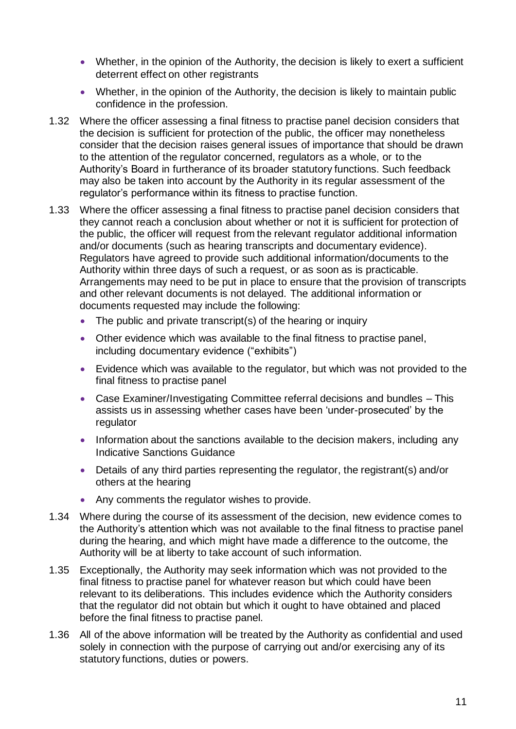- Whether, in the opinion of the Authority, the decision is likely to exert a sufficient deterrent effect on other registrants
- Whether, in the opinion of the Authority, the decision is likely to maintain public confidence in the profession.

1.32 Where the officer assessing a final fitness to practise panel decision considers that the decision is sufficient for protection of the public, the officer may nonetheless consider that the decision raises general issues of importance that should be drawn to the attention of the regulator concerned, regulators as a whole, or to the Authority's Board in furtherance of its broader statutory functions. Such feedback may also be taken into account by the Authority in its regular assessment of the regulator's performance within its fitness to practise function.

1.33 Where the officer assessing a final fitness to practise panel decision considers that they cannot reach a conclusion about whether or not it is sufficient for protection of the public, the officer will request from the relevant regulator additional information and/or documents (such as hearing transcripts and documentary evidence). Regulators have agreed to provide such additional information/documents to the Authority within three days of such a request, or as soon as is practicable. Arrangements may need to be put in place to ensure that the provision of transcripts and other relevant documents is not delayed. The additional information or documents requested may include the following:

- The public and private transcript(s) of the hearing or inquiry
- Other evidence which was available to the final fitness to practise panel, including documentary evidence ("exhibits")
- Evidence which was available to the regulator, but which was not provided to the final fitness to practise panel
- Case Examiner/Investigating Committee referral decisions and bundles – This assists us in assessing whether cases have been 'under-prosecuted' by the regulator
- Information about the sanctions available to the decision makers, including any Indicative Sanctions Guidance
- Details of any third parties representing the regulator, the registrant(s) and/or others at the hearing
- Any comments the regulator wishes to provide.

1.34 Where during the course of its assessment of the decision, new evidence comes to the Authority's attention which was not available to the final fitness to practise panel during the hearing, and which might have made a difference to the outcome, the Authority will be at liberty to take account of such information.

1.35 Exceptionally, the Authority may seek information which was not provided to the final fitness to practise panel for whatever reason but which could have been relevant to its deliberations. This includes evidence which the Authority considers that the regulator did not obtain but which it ought to have obtained and placed before the final fitness to practise panel.

1.36 All of the above information will be treated by the Authority as confidential and used solely in connection with the purpose of carrying out and/or exercising any of its statutory functions, duties or powers.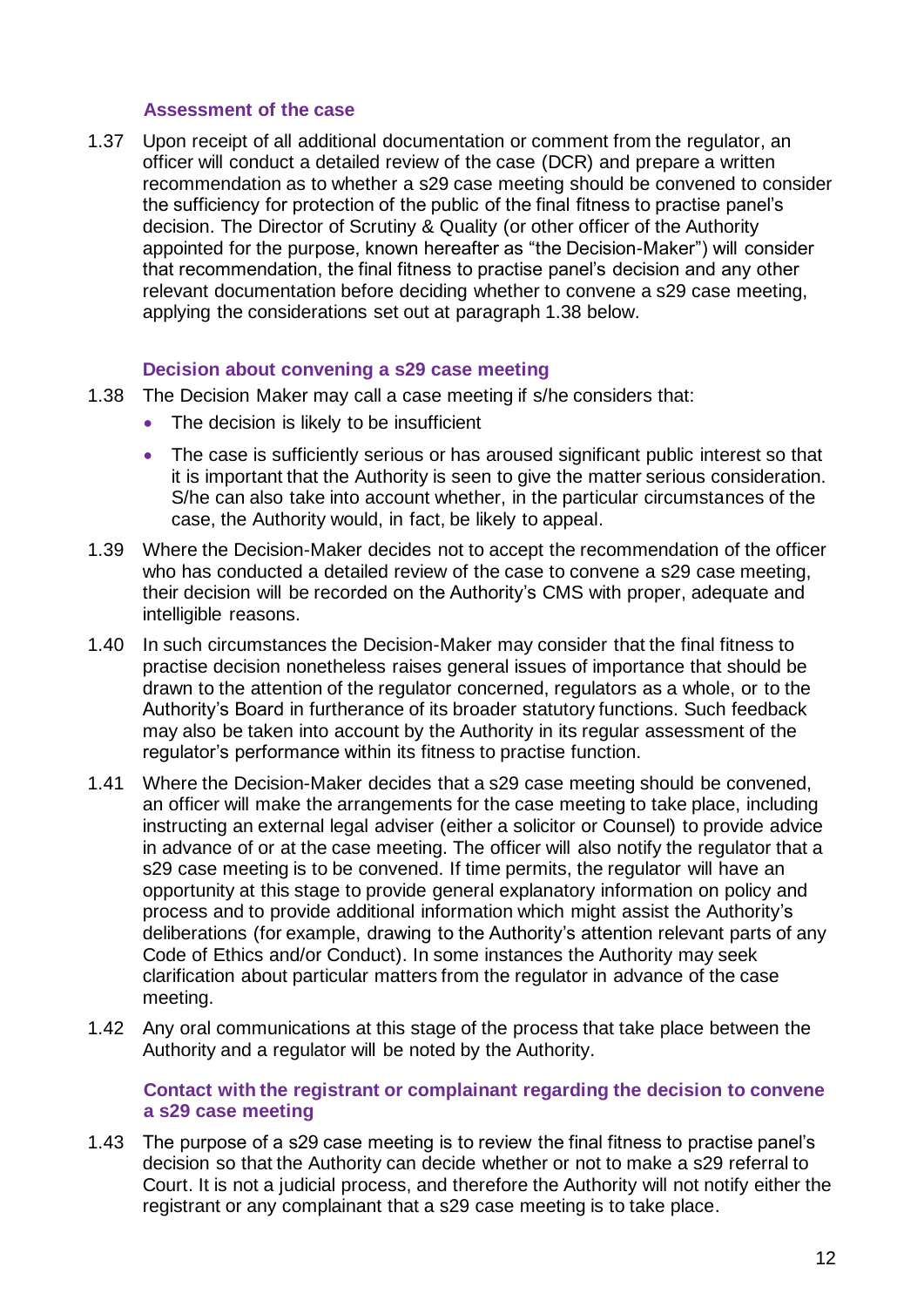### Assessment of the case

1.37 Upon receipt of all additional documentation or comment from the regulator, an officer will conduct a detailed review of the case (DCR) and prepare a written recommendation as to whether a s29 case meeting should be convened to consider the sufficiency for protection of the public of the final fitness to practise panel's decision. The Director of Scrutiny & Quality (or other officer of the Authority appointed for the purpose, known hereafter as "the Decision-Maker") will consider that recommendation, the final fitness to practise panel's decision and any other relevant documentation before deciding whether to convene a s29 case meeting, applying the considerations set out at paragraph 1.38 below.

### Decision about convening a s29 case meeting

1.38 The Decision Maker may call a case meeting if s/he considers that:

- The decision is likely to be insufficient
- The case is sufficiently serious or has aroused significant public interest so that it is important that the Authority is seen to give the matter serious consideration. S/he can also take into account whether, in the particular circumstances of the case, the Authority would, in fact, be likely to appeal.

1.39 Where the Decision-Maker decides not to accept the recommendation of the officer who has conducted a detailed review of the case to convene a s29 case meeting, their decision will be recorded on the Authority's CMS with proper, adequate and intelligible reasons.

1.40 In such circumstances the Decision-Maker may consider that the final fitness to practise decision nonetheless raises general issues of importance that should be drawn to the attention of the regulator concerned, regulators as a whole, or to the Authority's Board in furtherance of its broader statutory functions. Such feedback may also be taken into account by the Authority in its regular assessment of the regulator's performance within its fitness to practise function.

1.41 Where the Decision-Maker decides that a s29 case meeting should be convened, an officer will make the arrangements for the case meeting to take place, including instructing an external legal adviser (either a solicitor or Counsel) to provide advice in advance of or at the case meeting. The officer will also notify the regulator that a s29 case meeting is to be convened. If time permits, the regulator will have an opportunity at this stage to provide general explanatory information on policy and process and to provide additional information which might assist the Authority's deliberations (for example, drawing to the Authority's attention relevant parts of any Code of Ethics and/or Conduct). In some instances the Authority may seek clarification about particular matters from the regulator in advance of the case meeting.

1.42 Any oral communications at this stage of the process that take place between the Authority and a regulator will be noted by the Authority.

### Contact with the registrant or complainant regarding the decision to convene a s29 case meeting

1.43 The purpose of a s29 case meeting is to review the final fitness to practise panel's decision so that the Authority can decide whether or not to make a s29 referral to Court. It is not a judicial process, and therefore the Authority will not notify either the registrant or any complainant that a s29 case meeting is to take place.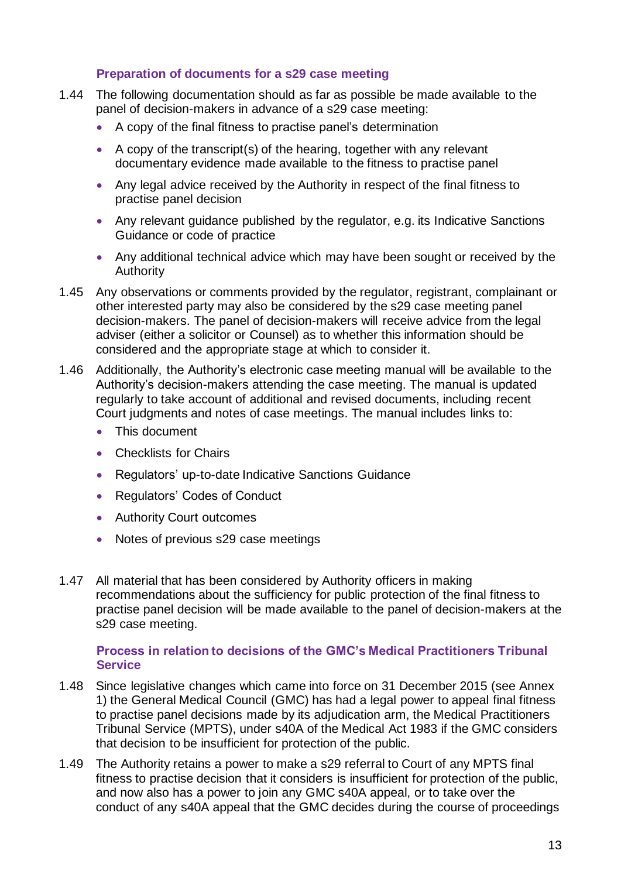### Preparation of documents for a s29 case meeting

1.44 The following documentation should as far as possible be made available to the panel of decision-makers in advance of a s29 case meeting:

- A copy of the final fitness to practise panel's determination
- A copy of the transcript(s) of the hearing, together with any relevant documentary evidence made available to the fitness to practise panel
- Any legal advice received by the Authority in respect of the final fitness to practise panel decision
- Any relevant guidance published by the regulator, e.g. its Indicative Sanctions Guidance or code of practice
- Any additional technical advice which may have been sought or received by the Authority

1.45 Any observations or comments provided by the regulator, registrant, complainant or other interested party may also be considered by the s29 case meeting panel decision-makers. The panel of decision-makers will receive advice from the legal adviser (either a solicitor or Counsel) as to whether this information should be considered and the appropriate stage at which to consider it.

1.46 Additionally, the Authority's electronic case meeting manual will be available to the Authority's decision-makers attending the case meeting. The manual is updated regularly to take account of additional and revised documents, including recent Court judgments and notes of case meetings. The manual includes links to:

- This document
- Checklists for Chairs
- Regulators' up-to-date Indicative Sanctions Guidance
- Regulators' Codes of Conduct
- Authority Court outcomes
- Notes of previous s29 case meetings

1.47 All material that has been considered by Authority officers in making recommendations about the sufficiency for public protection of the final fitness to practise panel decision will be made available to the panel of decision-makers at the s29 case meeting.

### Process in relation to decisions of the GMC's Medical Practitioners Tribunal Service

1.48 Since legislative changes which came into force on 31 December 2015 (see Annex 1) the General Medical Council (GMC) has had a legal power to appeal final fitness to practise panel decisions made by its adjudication arm, the Medical Practitioners Tribunal Service (MPTS), under s40A of the Medical Act 1983 if the GMC considers that decision to be insufficient for protection of the public.

1.49 The Authority retains a power to make a s29 referral to Court of any MPTS final fitness to practise decision that it considers is insufficient for protection of the public, and now also has a power to join any GMC s40A appeal, or to take over the conduct of any s40A appeal that the GMC decides during the course of proceedings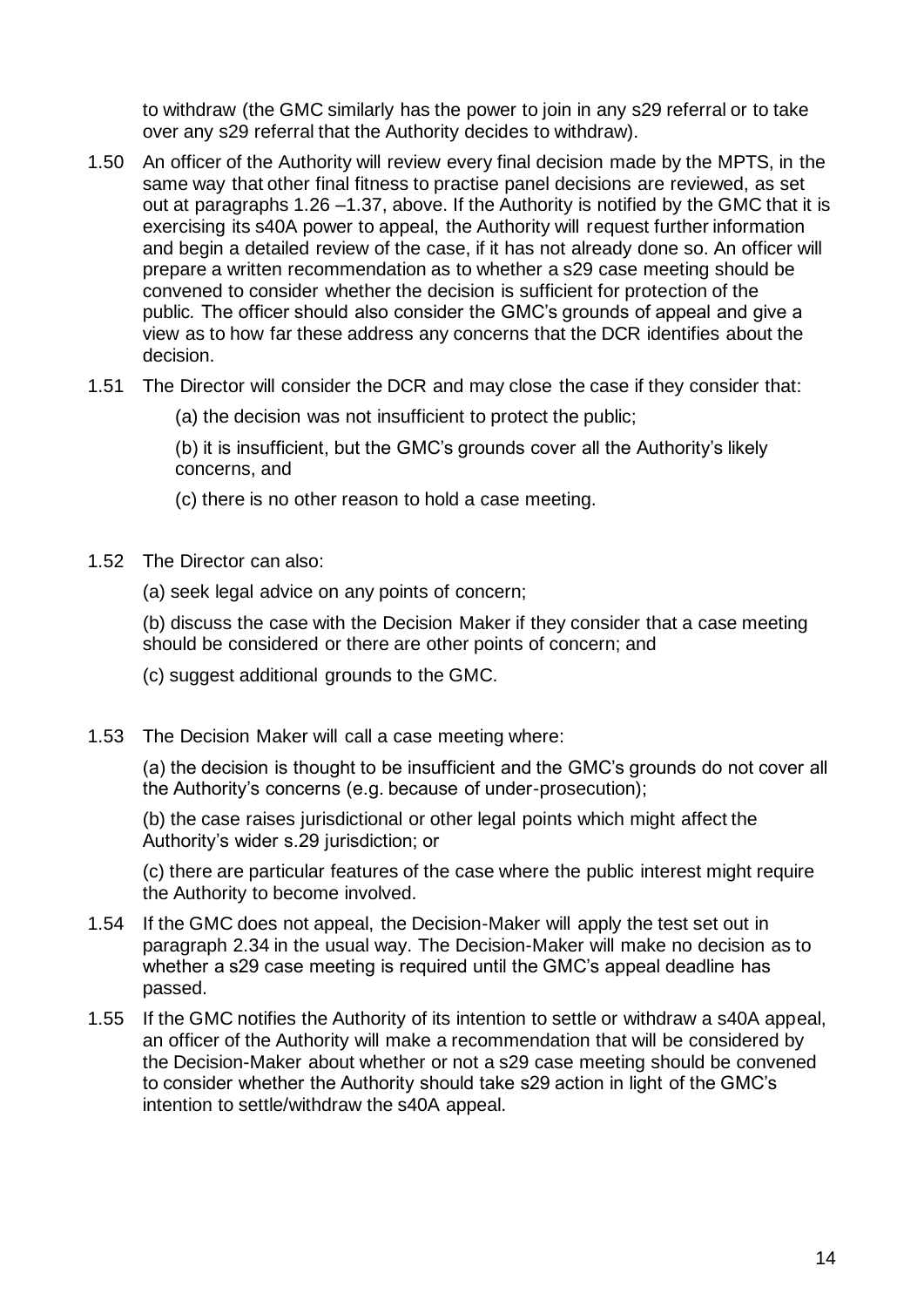to withdraw (the GMC similarly has the power to join in any s29 referral or to take over any s29 referral that the Authority decides to withdraw).

1.50 An officer of the Authority will review every final decision made by the MPTS, in the same way that other final fitness to practise panel decisions are reviewed, as set out at paragraphs 1.26 –1.37, above. If the Authority is notified by the GMC that it is exercising its s40A power to appeal, the Authority will request further information and begin a detailed review of the case, if it has not already done so. An officer will prepare a written recommendation as to whether a s29 case meeting should be convened to consider whether the decision is sufficient for protection of the public. The officer should also consider the GMC's grounds of appeal and give a view as to how far these address any concerns that the DCR identifies about the decision.

1.51 The Director will consider the DCR and may close the case if they consider that:

(a) the decision was not insufficient to protect the public;

(b) it is insufficient, but the GMC's grounds cover all the Authority's likely concerns, and

(c) there is no other reason to hold a case meeting.

1.52 The Director can also:

(a) seek legal advice on any points of concern;

(b) discuss the case with the Decision Maker if they consider that a case meeting should be considered or there are other points of concern; and

(c) suggest additional grounds to the GMC.

1.53 The Decision Maker will call a case meeting where:

(a) the decision is thought to be insufficient and the GMC's grounds do not cover all the Authority's concerns (e.g. because of under-prosecution);

(b) the case raises jurisdictional or other legal points which might affect the Authority's wider s.29 jurisdiction; or

(c) there are particular features of the case where the public interest might require the Authority to become involved.

1.54 If the GMC does not appeal, the Decision-Maker will apply the test set out in paragraph 2.34 in the usual way. The Decision-Maker will make no decision as to whether a s29 case meeting is required until the GMC's appeal deadline has passed.

1.55 If the GMC notifies the Authority of its intention to settle or withdraw a s40A appeal, an officer of the Authority will make a recommendation that will be considered by the Decision-Maker about whether or not a s29 case meeting should be convened to consider whether the Authority should take s29 action in light of the GMC's intention to settle/withdraw the s40A appeal.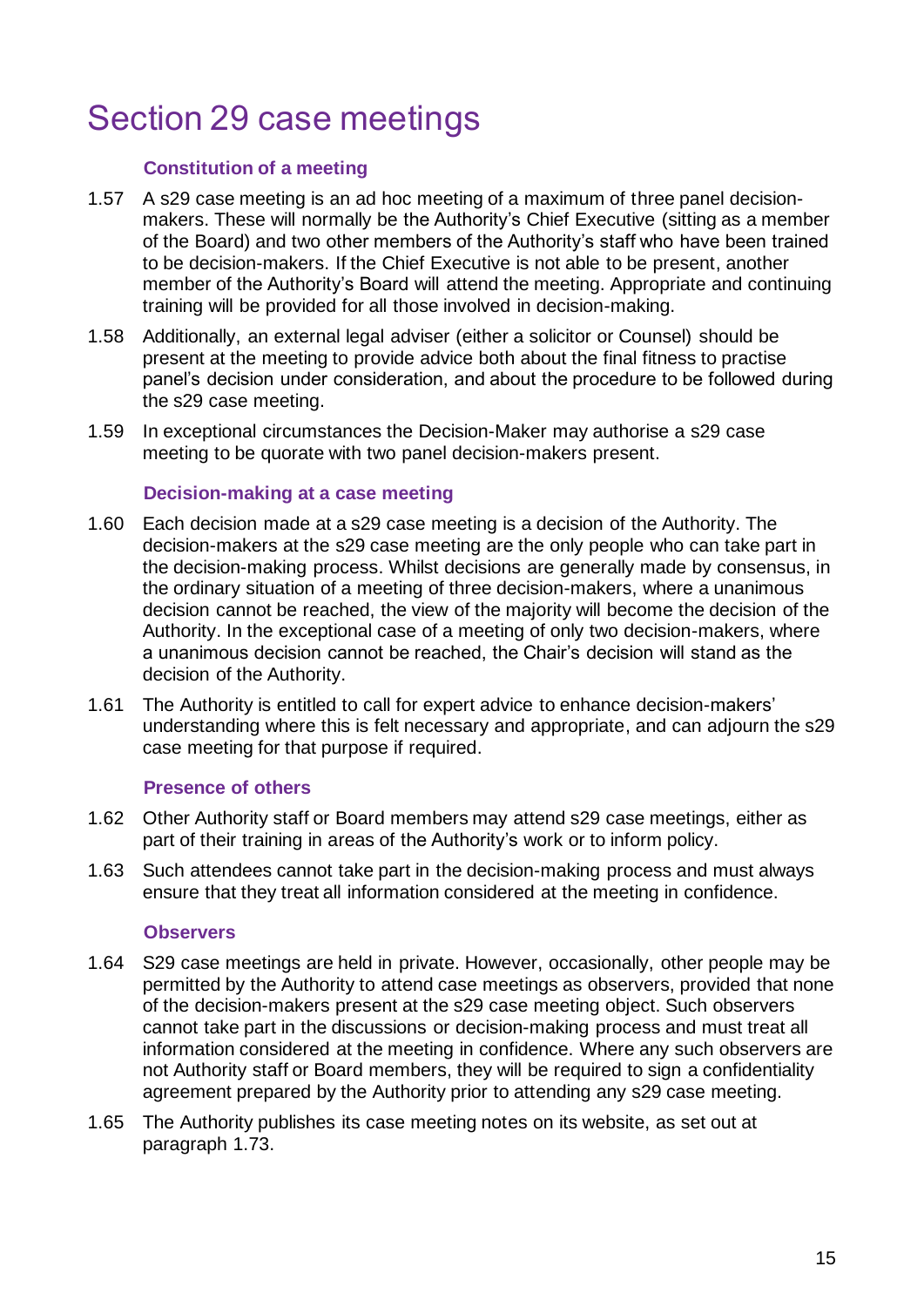# Section 29 case meetings

### Constitution of a meeting

1.57 A s29 case meeting is an ad hoc meeting of a maximum of three panel decision-makers. These will normally be the Authority's Chief Executive (sitting as a member of the Board) and two other members of the Authority's staff who have been trained to be decision-makers. If the Chief Executive is not able to be present, another member of the Authority's Board will attend the meeting. Appropriate and continuing training will be provided for all those involved in decision-making.

1.58 Additionally, an external legal adviser (either a solicitor or Counsel) should be present at the meeting to provide advice both about the final fitness to practise panel's decision under consideration, and about the procedure to be followed during the s29 case meeting.

1.59 In exceptional circumstances the Decision-Maker may authorise a s29 case meeting to be quorate with two panel decision-makers present.

### Decision-making at a case meeting

1.60 Each decision made at a s29 case meeting is a decision of the Authority. The decision-makers at the s29 case meeting are the only people who can take part in the decision-making process. Whilst decisions are generally made by consensus, in the ordinary situation of a meeting of three decision-makers, where a unanimous decision cannot be reached, the view of the majority will become the decision of the Authority. In the exceptional case of a meeting of only two decision-makers, where a unanimous decision cannot be reached, the Chair's decision will stand as the decision of the Authority.

1.61 The Authority is entitled to call for expert advice to enhance decision-makers' understanding where this is felt necessary and appropriate, and can adjourn the s29 case meeting for that purpose if required.

### Presence of others

1.62 Other Authority staff or Board members may attend s29 case meetings, either as part of their training in areas of the Authority's work or to inform policy.

1.63 Such attendees cannot take part in the decision-making process and must always ensure that they treat all information considered at the meeting in confidence.

### Observers

1.64 S29 case meetings are held in private. However, occasionally, other people may be permitted by the Authority to attend case meetings as observers, provided that none of the decision-makers present at the s29 case meeting object. Such observers cannot take part in the discussions or decision-making process and must treat all information considered at the meeting in confidence. Where any such observers are not Authority staff or Board members, they will be required to sign a confidentiality agreement prepared by the Authority prior to attending any s29 case meeting.

1.65 The Authority publishes its case meeting notes on its website, as set out at paragraph 1.73.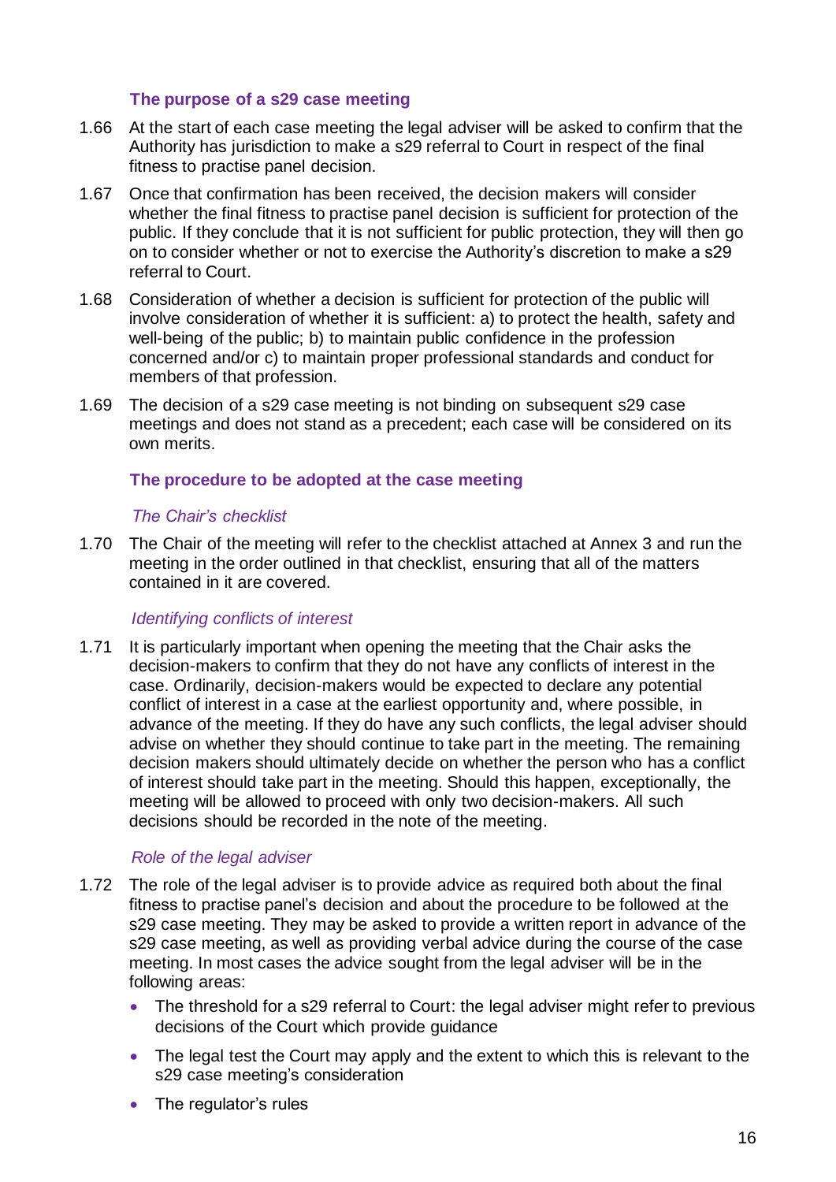### The purpose of a s29 case meeting

1.66 At the start of each case meeting the legal adviser will be asked to confirm that the Authority has jurisdiction to make a s29 referral to Court in respect of the final fitness to practise panel decision.

1.67 Once that confirmation has been received, the decision makers will consider whether the final fitness to practise panel decision is sufficient for protection of the public. If they conclude that it is not sufficient for public protection, they will then go on to consider whether or not to exercise the Authority's discretion to make a s29 referral to Court.

1.68 Consideration of whether a decision is sufficient for protection of the public will involve consideration of whether it is sufficient: a) to protect the health, safety and well-being of the public; b) to maintain public confidence in the profession concerned and/or c) to maintain proper professional standards and conduct for members of that profession.

1.69 The decision of a s29 case meeting is not binding on subsequent s29 case meetings and does not stand as a precedent; each case will be considered on its own merits.

### The procedure to be adopted at the case meeting

#### *The Chair's checklist*

1.70 The Chair of the meeting will refer to the checklist attached at Annex 3 and run the meeting in the order outlined in that checklist, ensuring that all of the matters contained in it are covered.

#### *Identifying conflicts of interest*

1.71 It is particularly important when opening the meeting that the Chair asks the decision-makers to confirm that they do not have any conflicts of interest in the case. Ordinarily, decision-makers would be expected to declare any potential conflict of interest in a case at the earliest opportunity and, where possible, in advance of the meeting. If they do have any such conflicts, the legal adviser should advise on whether they should continue to take part in the meeting. The remaining decision makers should ultimately decide on whether the person who has a conflict of interest should take part in the meeting. Should this happen, exceptionally, the meeting will be allowed to proceed with only two decision-makers. All such decisions should be recorded in the note of the meeting.

#### *Role of the legal adviser*

1.72 The role of the legal adviser is to provide advice as required both about the final fitness to practise panel's decision and about the procedure to be followed at the s29 case meeting. They may be asked to provide a written report in advance of the s29 case meeting, as well as providing verbal advice during the course of the case meeting. In most cases the advice sought from the legal adviser will be in the following areas:

- The threshold for a s29 referral to Court: the legal adviser might refer to previous decisions of the Court which provide guidance
- The legal test the Court may apply and the extent to which this is relevant to the s29 case meeting's consideration
- The regulator's rules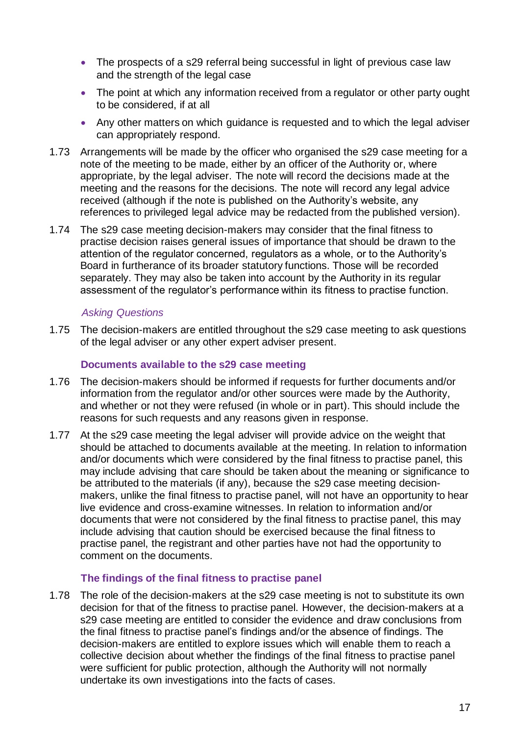- The prospects of a s29 referral being successful in light of previous case law and the strength of the legal case
- The point at which any information received from a regulator or other party ought to be considered, if at all
- Any other matters on which guidance is requested and to which the legal adviser can appropriately respond.

1.73 Arrangements will be made by the officer who organised the s29 case meeting for a note of the meeting to be made, either by an officer of the Authority or, where appropriate, by the legal adviser. The note will record the decisions made at the meeting and the reasons for the decisions. The note will record any legal advice received (although if the note is published on the Authority's website, any references to privileged legal advice may be redacted from the published version).

1.74 The s29 case meeting decision-makers may consider that the final fitness to practise decision raises general issues of importance that should be drawn to the attention of the regulator concerned, regulators as a whole, or to the Authority's Board in furtherance of its broader statutory functions. Those will be recorded separately. They may also be taken into account by the Authority in its regular assessment of the regulator's performance within its fitness to practise function.

*Asking Questions*

1.75 The decision-makers are entitled throughout the s29 case meeting to ask questions of the legal adviser or any other expert adviser present.

### Documents available to the s29 case meeting

1.76 The decision-makers should be informed if requests for further documents and/or information from the regulator and/or other sources were made by the Authority, and whether or not they were refused (in whole or in part). This should include the reasons for such requests and any reasons given in response.

1.77 At the s29 case meeting the legal adviser will provide advice on the weight that should be attached to documents available at the meeting. In relation to information and/or documents which were considered by the final fitness to practise panel, this may include advising that care should be taken about the meaning or significance to be attributed to the materials (if any), because the s29 case meeting decision-makers, unlike the final fitness to practise panel, will not have an opportunity to hear live evidence and cross-examine witnesses. In relation to information and/or documents that were not considered by the final fitness to practise panel, this may include advising that caution should be exercised because the final fitness to practise panel, the registrant and other parties have not had the opportunity to comment on the documents.

### The findings of the final fitness to practise panel

1.78 The role of the decision-makers at the s29 case meeting is not to substitute its own decision for that of the fitness to practise panel. However, the decision-makers at a s29 case meeting are entitled to consider the evidence and draw conclusions from the final fitness to practise panel's findings and/or the absence of findings. The decision-makers are entitled to explore issues which will enable them to reach a collective decision about whether the findings of the final fitness to practise panel were sufficient for public protection, although the Authority will not normally undertake its own investigations into the facts of cases.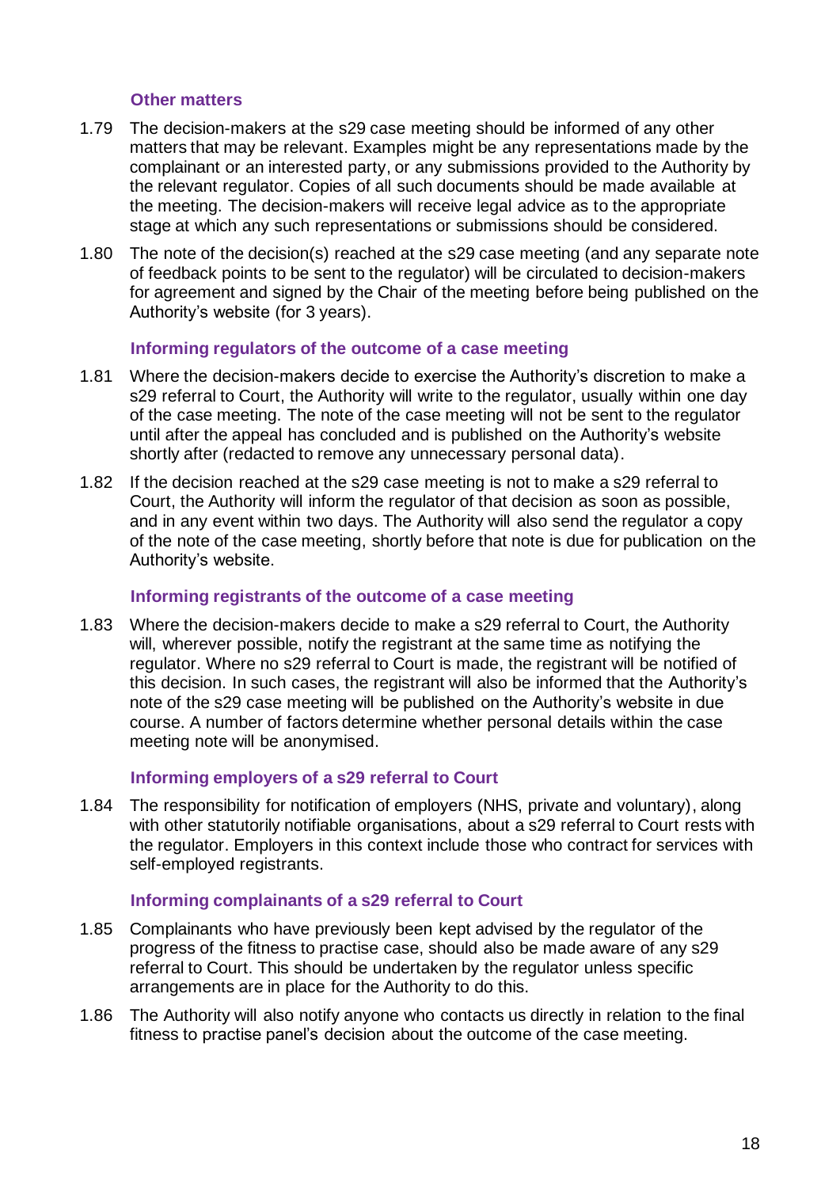### Other matters

1.79 The decision-makers at the s29 case meeting should be informed of any other matters that may be relevant. Examples might be any representations made by the complainant or an interested party, or any submissions provided to the Authority by the relevant regulator. Copies of all such documents should be made available at the meeting. The decision-makers will receive legal advice as to the appropriate stage at which any such representations or submissions should be considered.

1.80 The note of the decision(s) reached at the s29 case meeting (and any separate note of feedback points to be sent to the regulator) will be circulated to decision-makers for agreement and signed by the Chair of the meeting before being published on the Authority's website (for 3 years).

### Informing regulators of the outcome of a case meeting

1.81 Where the decision-makers decide to exercise the Authority's discretion to make a s29 referral to Court, the Authority will write to the regulator, usually within one day of the case meeting. The note of the case meeting will not be sent to the regulator until after the appeal has concluded and is published on the Authority's website shortly after (redacted to remove any unnecessary personal data).

1.82 If the decision reached at the s29 case meeting is not to make a s29 referral to Court, the Authority will inform the regulator of that decision as soon as possible, and in any event within two days. The Authority will also send the regulator a copy of the note of the case meeting, shortly before that note is due for publication on the Authority's website.

### Informing registrants of the outcome of a case meeting

1.83 Where the decision-makers decide to make a s29 referral to Court, the Authority will, wherever possible, notify the registrant at the same time as notifying the regulator. Where no s29 referral to Court is made, the registrant will be notified of this decision. In such cases, the registrant will also be informed that the Authority's note of the s29 case meeting will be published on the Authority's website in due course. A number of factors determine whether personal details within the case meeting note will be anonymised.

### Informing employers of a s29 referral to Court

1.84 The responsibility for notification of employers (NHS, private and voluntary), along with other statutorily notifiable organisations, about a s29 referral to Court rests with the regulator. Employers in this context include those who contract for services with self-employed registrants.

### Informing complainants of a s29 referral to Court

1.85 Complainants who have previously been kept advised by the regulator of the progress of the fitness to practise case, should also be made aware of any s29 referral to Court. This should be undertaken by the regulator unless specific arrangements are in place for the Authority to do this.

1.86 The Authority will also notify anyone who contacts us directly in relation to the final fitness to practise panel's decision about the outcome of the case meeting.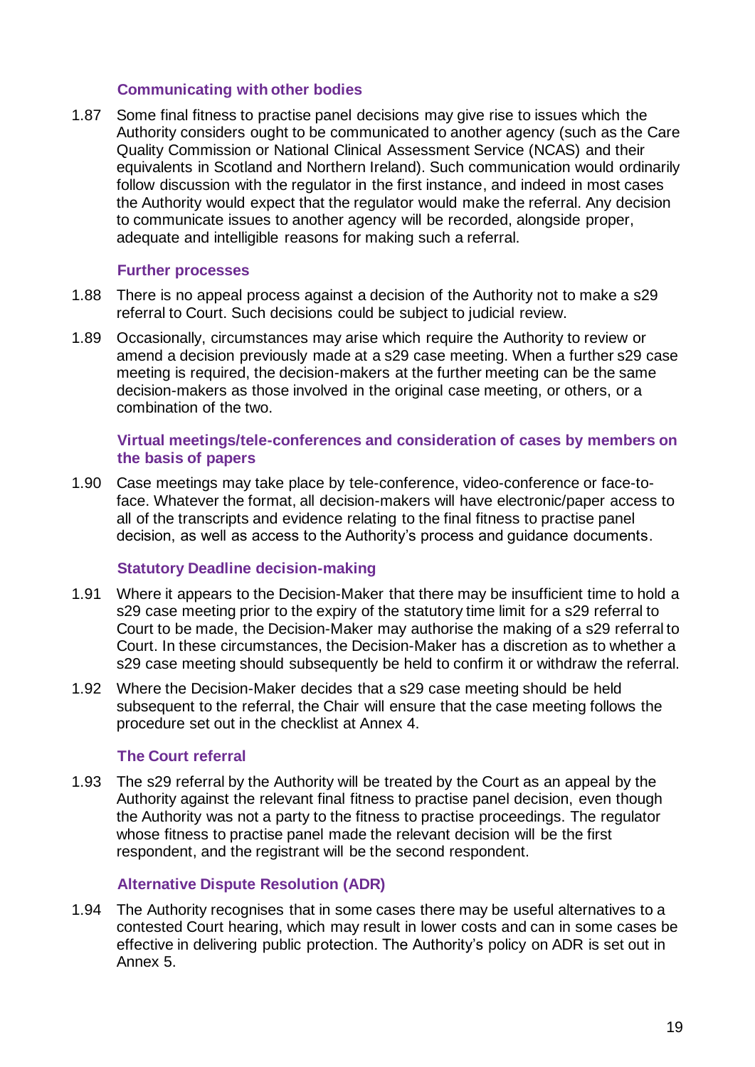### Communicating with other bodies

1.87 Some final fitness to practise panel decisions may give rise to issues which the Authority considers ought to be communicated to another agency (such as the Care Quality Commission or National Clinical Assessment Service (NCAS) and their equivalents in Scotland and Northern Ireland). Such communication would ordinarily follow discussion with the regulator in the first instance, and indeed in most cases the Authority would expect that the regulator would make the referral. Any decision to communicate issues to another agency will be recorded, alongside proper, adequate and intelligible reasons for making such a referral.

### Further processes

1.88 There is no appeal process against a decision of the Authority not to make a s29 referral to Court. Such decisions could be subject to judicial review.

1.89 Occasionally, circumstances may arise which require the Authority to review or amend a decision previously made at a s29 case meeting. When a further s29 case meeting is required, the decision-makers at the further meeting can be the same decision-makers as those involved in the original case meeting, or others, or a combination of the two.

### Virtual meetings/tele-conferences and consideration of cases by members on the basis of papers

1.90 Case meetings may take place by tele-conference, video-conference or face-to-face. Whatever the format, all decision-makers will have electronic/paper access to all of the transcripts and evidence relating to the final fitness to practise panel decision, as well as access to the Authority's process and guidance documents.

### Statutory Deadline decision-making

1.91 Where it appears to the Decision-Maker that there may be insufficient time to hold a s29 case meeting prior to the expiry of the statutory time limit for a s29 referral to Court to be made, the Decision-Maker may authorise the making of a s29 referral to Court. In these circumstances, the Decision-Maker has a discretion as to whether a s29 case meeting should subsequently be held to confirm it or withdraw the referral.

1.92 Where the Decision-Maker decides that a s29 case meeting should be held subsequent to the referral, the Chair will ensure that the case meeting follows the procedure set out in the checklist at Annex 4.

### The Court referral

1.93 The s29 referral by the Authority will be treated by the Court as an appeal by the Authority against the relevant final fitness to practise panel decision, even though the Authority was not a party to the fitness to practise proceedings. The regulator whose fitness to practise panel made the relevant decision will be the first respondent, and the registrant will be the second respondent.

### Alternative Dispute Resolution (ADR)

1.94 The Authority recognises that in some cases there may be useful alternatives to a contested Court hearing, which may result in lower costs and can in some cases be effective in delivering public protection. The Authority's policy on ADR is set out in Annex 5.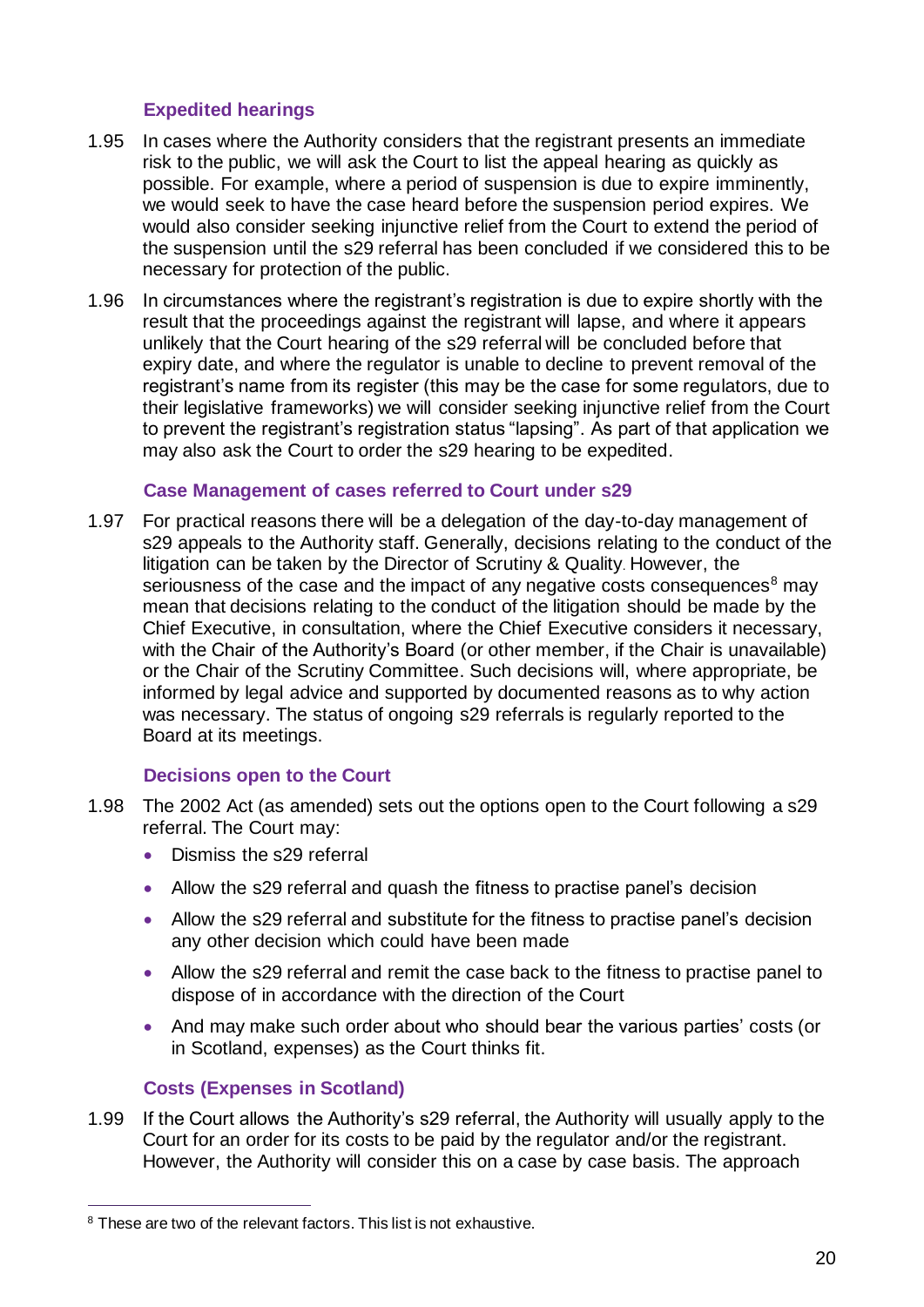### Expedited hearings

1.95 In cases where the Authority considers that the registrant presents an immediate risk to the public, we will ask the Court to list the appeal hearing as quickly as possible. For example, where a period of suspension is due to expire imminently, we would seek to have the case heard before the suspension period expires. We would also consider seeking injunctive relief from the Court to extend the period of the suspension until the s29 referral has been concluded if we considered this to be necessary for protection of the public.

1.96 In circumstances where the registrant's registration is due to expire shortly with the result that the proceedings against the registrant will lapse, and where it appears unlikely that the Court hearing of the s29 referral will be concluded before that expiry date, and where the regulator is unable to decline to prevent removal of the registrant's name from its register (this may be the case for some regulators, due to their legislative frameworks) we will consider seeking injunctive relief from the Court to prevent the registrant's registration status "lapsing". As part of that application we may also ask the Court to order the s29 hearing to be expedited.

### Case Management of cases referred to Court under s29

1.97 For practical reasons there will be a delegation of the day-to-day management of s29 appeals to the Authority staff. Generally, decisions relating to the conduct of the litigation can be taken by the Director of Scrutiny & Quality. However, the seriousness of the case and the impact of any negative costs consequences[8] may mean that decisions relating to the conduct of the litigation should be made by the Chief Executive, in consultation, where the Chief Executive considers it necessary, with the Chair of the Authority's Board (or other member, if the Chair is unavailable) or the Chair of the Scrutiny Committee. Such decisions will, where appropriate, be informed by legal advice and supported by documented reasons as to why action was necessary. The status of ongoing s29 referrals is regularly reported to the Board at its meetings.

### Decisions open to the Court

1.98 The 2002 Act (as amended) sets out the options open to the Court following a s29 referral. The Court may:

- Dismiss the s29 referral
- Allow the s29 referral and quash the fitness to practise panel's decision
- Allow the s29 referral and substitute for the fitness to practise panel's decision any other decision which could have been made
- Allow the s29 referral and remit the case back to the fitness to practise panel to dispose of in accordance with the direction of the Court
- And may make such order about who should bear the various parties' costs (or in Scotland, expenses) as the Court thinks fit.

### Costs (Expenses in Scotland)

1.99 If the Court allows the Authority's s29 referral, the Authority will usually apply to the Court for an order for its costs to be paid by the regulator and/or the registrant. However, the Authority will consider this on a case by case basis. The approach

[8] These are two of the relevant factors. This list is not exhaustive.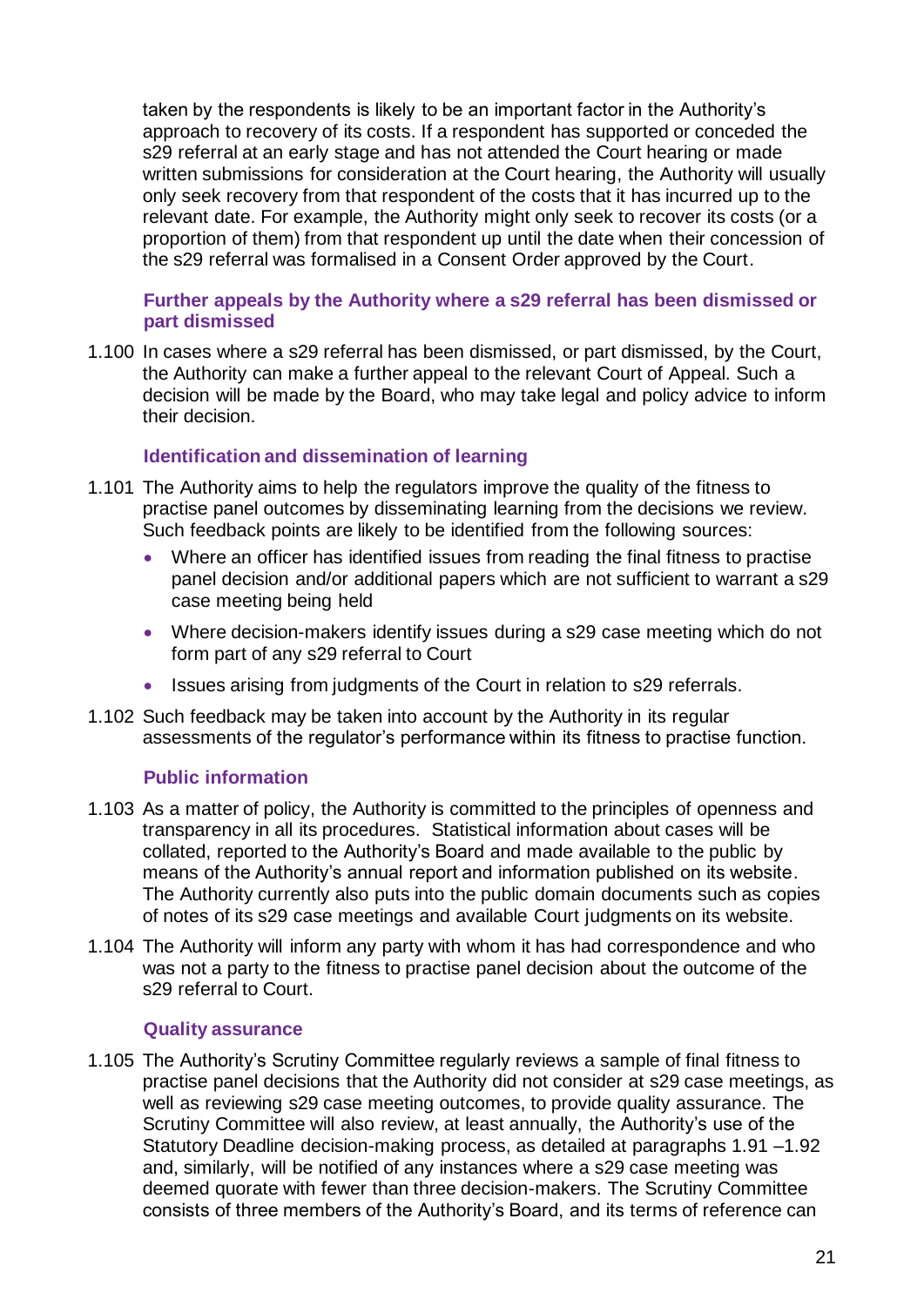taken by the respondents is likely to be an important factor in the Authority's approach to recovery of its costs. If a respondent has supported or conceded the s29 referral at an early stage and has not attended the Court hearing or made written submissions for consideration at the Court hearing, the Authority will usually only seek recovery from that respondent of the costs that it has incurred up to the relevant date. For example, the Authority might only seek to recover its costs (or a proportion of them) from that respondent up until the date when their concession of the s29 referral was formalised in a Consent Order approved by the Court.

### Further appeals by the Authority where a s29 referral has been dismissed or part dismissed

1.100 In cases where a s29 referral has been dismissed, or part dismissed, by the Court, the Authority can make a further appeal to the relevant Court of Appeal. Such a decision will be made by the Board, who may take legal and policy advice to inform their decision.

### Identification and dissemination of learning

1.101 The Authority aims to help the regulators improve the quality of the fitness to practise panel outcomes by disseminating learning from the decisions we review. Such feedback points are likely to be identified from the following sources:

- Where an officer has identified issues from reading the final fitness to practise panel decision and/or additional papers which are not sufficient to warrant a s29 case meeting being held
- Where decision-makers identify issues during a s29 case meeting which do not form part of any s29 referral to Court
- Issues arising from judgments of the Court in relation to s29 referrals.

1.102 Such feedback may be taken into account by the Authority in its regular assessments of the regulator's performance within its fitness to practise function.

### Public information

1.103 As a matter of policy, the Authority is committed to the principles of openness and transparency in all its procedures. Statistical information about cases will be collated, reported to the Authority's Board and made available to the public by means of the Authority's annual report and information published on its website. The Authority currently also puts into the public domain documents such as copies of notes of its s29 case meetings and available Court judgments on its website.

1.104 The Authority will inform any party with whom it has had correspondence and who was not a party to the fitness to practise panel decision about the outcome of the s29 referral to Court.

### Quality assurance

1.105 The Authority's Scrutiny Committee regularly reviews a sample of final fitness to practise panel decisions that the Authority did not consider at s29 case meetings, as well as reviewing s29 case meeting outcomes, to provide quality assurance. The Scrutiny Committee will also review, at least annually, the Authority's use of the Statutory Deadline decision-making process, as detailed at paragraphs 1.91 –1.92 and, similarly, will be notified of any instances where a s29 case meeting was deemed quorate with fewer than three decision-makers. The Scrutiny Committee consists of three members of the Authority's Board, and its terms of reference can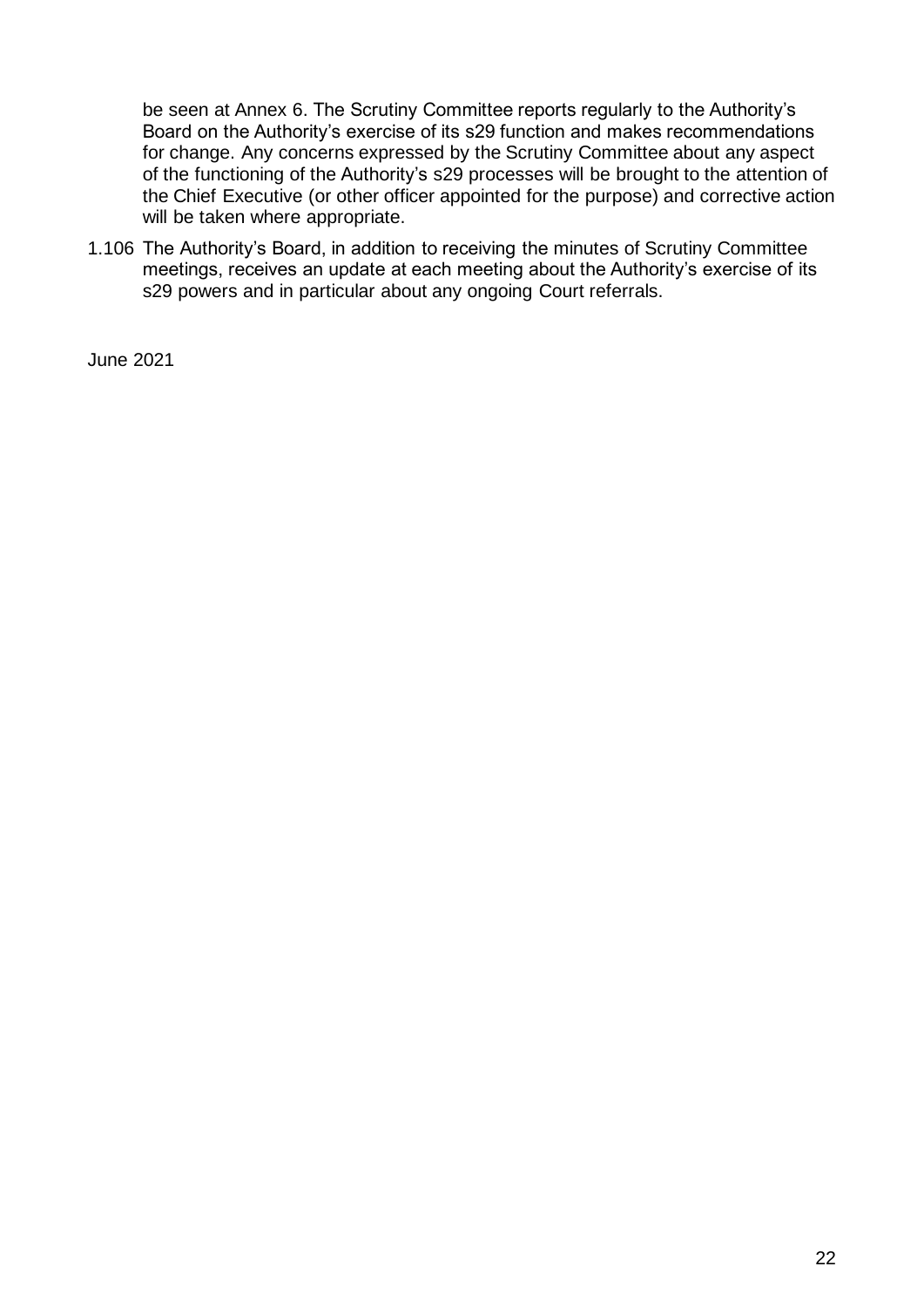be seen at Annex 6. The Scrutiny Committee reports regularly to the Authority's Board on the Authority's exercise of its s29 function and makes recommendations for change. Any concerns expressed by the Scrutiny Committee about any aspect of the functioning of the Authority's s29 processes will be brought to the attention of the Chief Executive (or other officer appointed for the purpose) and corrective action will be taken where appropriate.

1.106 The Authority's Board, in addition to receiving the minutes of Scrutiny Committee meetings, receives an update at each meeting about the Authority's exercise of its s29 powers and in particular about any ongoing Court referrals.

June 2021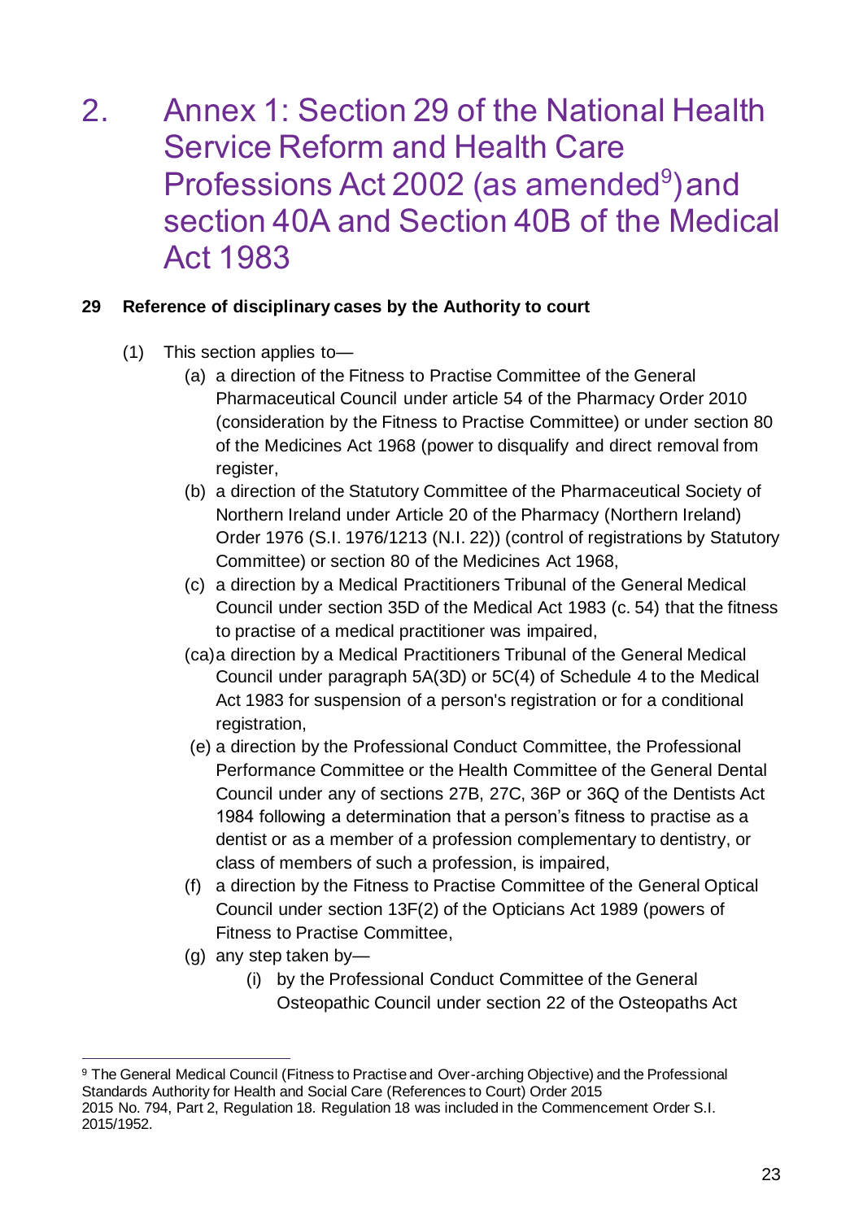# 2. Annex 1: Section 29 of the National Health Service Reform and Health Care Professions Act 2002 (as amended[9]) and section 40A and Section 40B of the Medical Act 1983

**29 Reference of disciplinary cases by the Authority to court**

(1) This section applies to—

- (a) a direction of the Fitness to Practise Committee of the General Pharmaceutical Council under article 54 of the Pharmacy Order 2010 (consideration by the Fitness to Practise Committee) or under section 80 of the Medicines Act 1968 (power to disqualify and direct removal from register,
- (b) a direction of the Statutory Committee of the Pharmaceutical Society of Northern Ireland under Article 20 of the Pharmacy (Northern Ireland) Order 1976 (S.I. 1976/1213 (N.I. 22)) (control of registrations by Statutory Committee) or section 80 of the Medicines Act 1968,
- (c) a direction by a Medical Practitioners Tribunal of the General Medical Council under section 35D of the Medical Act 1983 (c. 54) that the fitness to practise of a medical practitioner was impaired,
- (ca) a direction by a Medical Practitioners Tribunal of the General Medical Council under paragraph 5A(3D) or 5C(4) of Schedule 4 to the Medical Act 1983 for suspension of a person's registration or for a conditional registration,
- (e) a direction by the Professional Conduct Committee, the Professional Performance Committee or the Health Committee of the General Dental Council under any of sections 27B, 27C, 36P or 36Q of the Dentists Act 1984 following a determination that a person's fitness to practise as a dentist or as a member of a profession complementary to dentistry, or class of members of such a profession, is impaired,
- (f) a direction by the Fitness to Practise Committee of the General Optical Council under section 13F(2) of the Opticians Act 1989 (powers of Fitness to Practise Committee,
- (g) any step taken by—
  - (i) by the Professional Conduct Committee of the General Osteopathic Council under section 22 of the Osteopaths Act

---

[9] The General Medical Council (Fitness to Practise and Over-arching Objective) and the Professional Standards Authority for Health and Social Care (References to Court) Order 2015
2015 No. 794, Part 2, Regulation 18. Regulation 18 was included in the Commencement Order S.I. 2015/1952.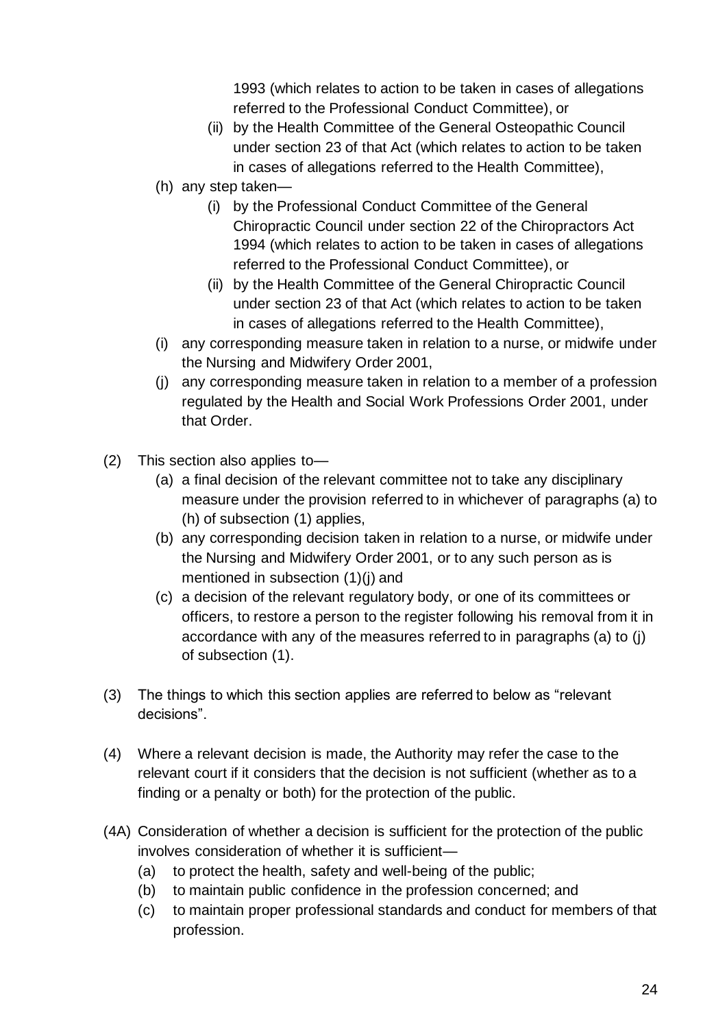1993 (which relates to action to be taken in cases of allegations referred to the Professional Conduct Committee), or

    (ii) by the Health Committee of the General Osteopathic Council under section 23 of that Act (which relates to action to be taken in cases of allegations referred to the Health Committee),

(h) any step taken—

    (i) by the Professional Conduct Committee of the General Chiropractic Council under section 22 of the Chiropractors Act 1994 (which relates to action to be taken in cases of allegations referred to the Professional Conduct Committee), or

    (ii) by the Health Committee of the General Chiropractic Council under section 23 of that Act (which relates to action to be taken in cases of allegations referred to the Health Committee),

(i) any corresponding measure taken in relation to a nurse, or midwife under the Nursing and Midwifery Order 2001,

(j) any corresponding measure taken in relation to a member of a profession regulated by the Health and Social Work Professions Order 2001, under that Order.

(2) This section also applies to—

  (a) a final decision of the relevant committee not to take any disciplinary measure under the provision referred to in whichever of paragraphs (a) to (h) of subsection (1) applies,

  (b) any corresponding decision taken in relation to a nurse, or midwife under the Nursing and Midwifery Order 2001, or to any such person as is mentioned in subsection (1)(j) and

  (c) a decision of the relevant regulatory body, or one of its committees or officers, to restore a person to the register following his removal from it in accordance with any of the measures referred to in paragraphs (a) to (j) of subsection (1).

(3) The things to which this section applies are referred to below as "relevant decisions".

(4) Where a relevant decision is made, the Authority may refer the case to the relevant court if it considers that the decision is not sufficient (whether as to a finding or a penalty or both) for the protection of the public.

(4A) Consideration of whether a decision is sufficient for the protection of the public involves consideration of whether it is sufficient—

  (a) to protect the health, safety and well-being of the public;

  (b) to maintain public confidence in the profession concerned; and

  (c) to maintain proper professional standards and conduct for members of that profession.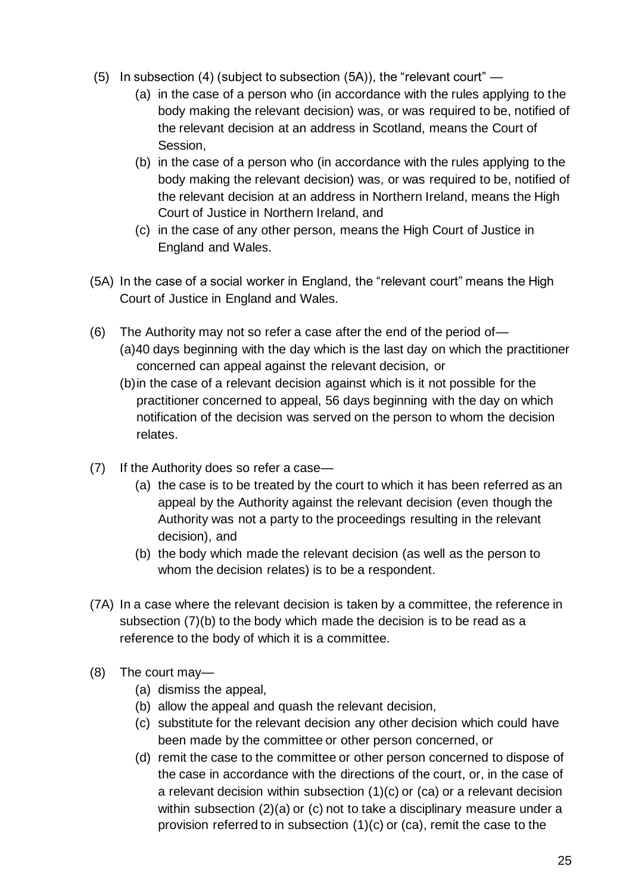(5) In subsection (4) (subject to subsection (5A)), the "relevant court" —

   (a) in the case of a person who (in accordance with the rules applying to the body making the relevant decision) was, or was required to be, notified of the relevant decision at an address in Scotland, means the Court of Session,

   (b) in the case of a person who (in accordance with the rules applying to the body making the relevant decision) was, or was required to be, notified of the relevant decision at an address in Northern Ireland, means the High Court of Justice in Northern Ireland, and

   (c) in the case of any other person, means the High Court of Justice in England and Wales.

(5A) In the case of a social worker in England, the "relevant court" means the High Court of Justice in England and Wales.

(6) The Authority may not so refer a case after the end of the period of—

   (a)40 days beginning with the day which is the last day on which the practitioner concerned can appeal against the relevant decision, or

   (b)in the case of a relevant decision against which is it not possible for the practitioner concerned to appeal, 56 days beginning with the day on which notification of the decision was served on the person to whom the decision relates.

(7) If the Authority does so refer a case—

   (a) the case is to be treated by the court to which it has been referred as an appeal by the Authority against the relevant decision (even though the Authority was not a party to the proceedings resulting in the relevant decision), and

   (b) the body which made the relevant decision (as well as the person to whom the decision relates) is to be a respondent.

(7A) In a case where the relevant decision is taken by a committee, the reference in subsection (7)(b) to the body which made the decision is to be read as a reference to the body of which it is a committee.

(8) The court may—

   (a) dismiss the appeal,

   (b) allow the appeal and quash the relevant decision,

   (c) substitute for the relevant decision any other decision which could have been made by the committee or other person concerned, or

   (d) remit the case to the committee or other person concerned to dispose of the case in accordance with the directions of the court, or, in the case of a relevant decision within subsection (1)(c) or (ca) or a relevant decision within subsection (2)(a) or (c) not to take a disciplinary measure under a provision referred to in subsection (1)(c) or (ca), remit the case to the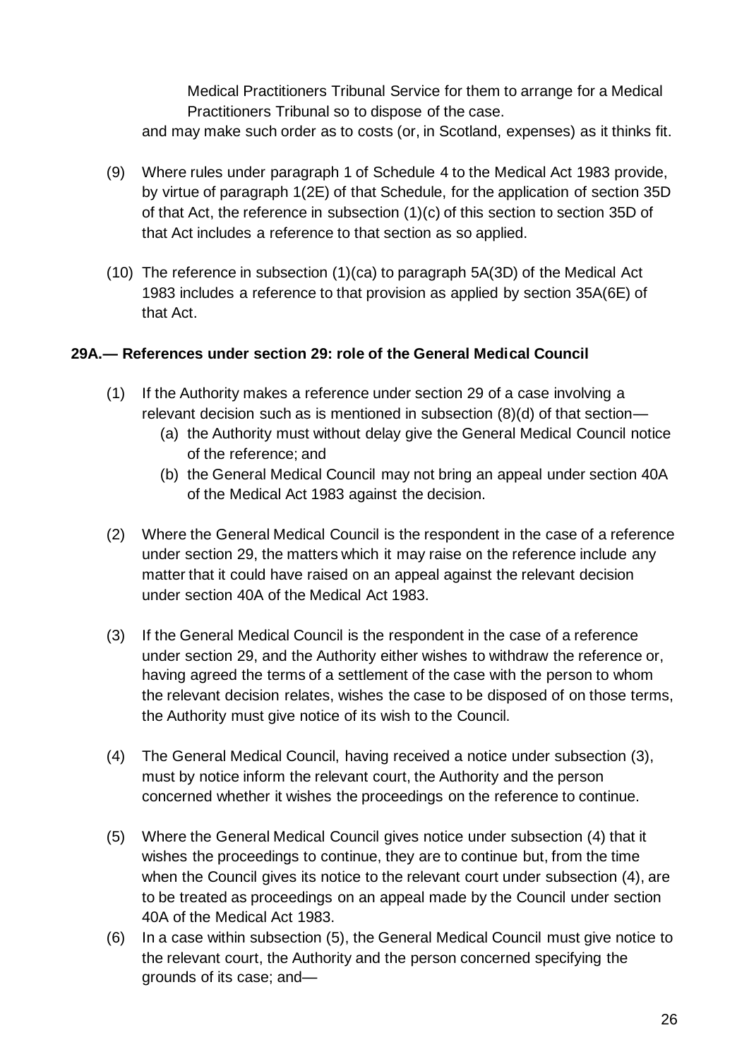Medical Practitioners Tribunal Service for them to arrange for a Medical Practitioners Tribunal so to dispose of the case.

and may make such order as to costs (or, in Scotland, expenses) as it thinks fit.

(9) Where rules under paragraph 1 of Schedule 4 to the Medical Act 1983 provide, by virtue of paragraph 1(2E) of that Schedule, for the application of section 35D of that Act, the reference in subsection (1)(c) of this section to section 35D of that Act includes a reference to that section as so applied.

(10) The reference in subsection (1)(ca) to paragraph 5A(3D) of the Medical Act 1983 includes a reference to that provision as applied by section 35A(6E) of that Act.

**29A.— References under section 29: role of the General Medical Council**

(1) If the Authority makes a reference under section 29 of a case involving a relevant decision such as is mentioned in subsection (8)(d) of that section—
   - (a) the Authority must without delay give the General Medical Council notice of the reference; and
   - (b) the General Medical Council may not bring an appeal under section 40A of the Medical Act 1983 against the decision.

(2) Where the General Medical Council is the respondent in the case of a reference under section 29, the matters which it may raise on the reference include any matter that it could have raised on an appeal against the relevant decision under section 40A of the Medical Act 1983.

(3) If the General Medical Council is the respondent in the case of a reference under section 29, and the Authority either wishes to withdraw the reference or, having agreed the terms of a settlement of the case with the person to whom the relevant decision relates, wishes the case to be disposed of on those terms, the Authority must give notice of its wish to the Council.

(4) The General Medical Council, having received a notice under subsection (3), must by notice inform the relevant court, the Authority and the person concerned whether it wishes the proceedings on the reference to continue.

(5) Where the General Medical Council gives notice under subsection (4) that it wishes the proceedings to continue, they are to continue but, from the time when the Council gives its notice to the relevant court under subsection (4), are to be treated as proceedings on an appeal made by the Council under section 40A of the Medical Act 1983.

(6) In a case within subsection (5), the General Medical Council must give notice to the relevant court, the Authority and the person concerned specifying the grounds of its case; and—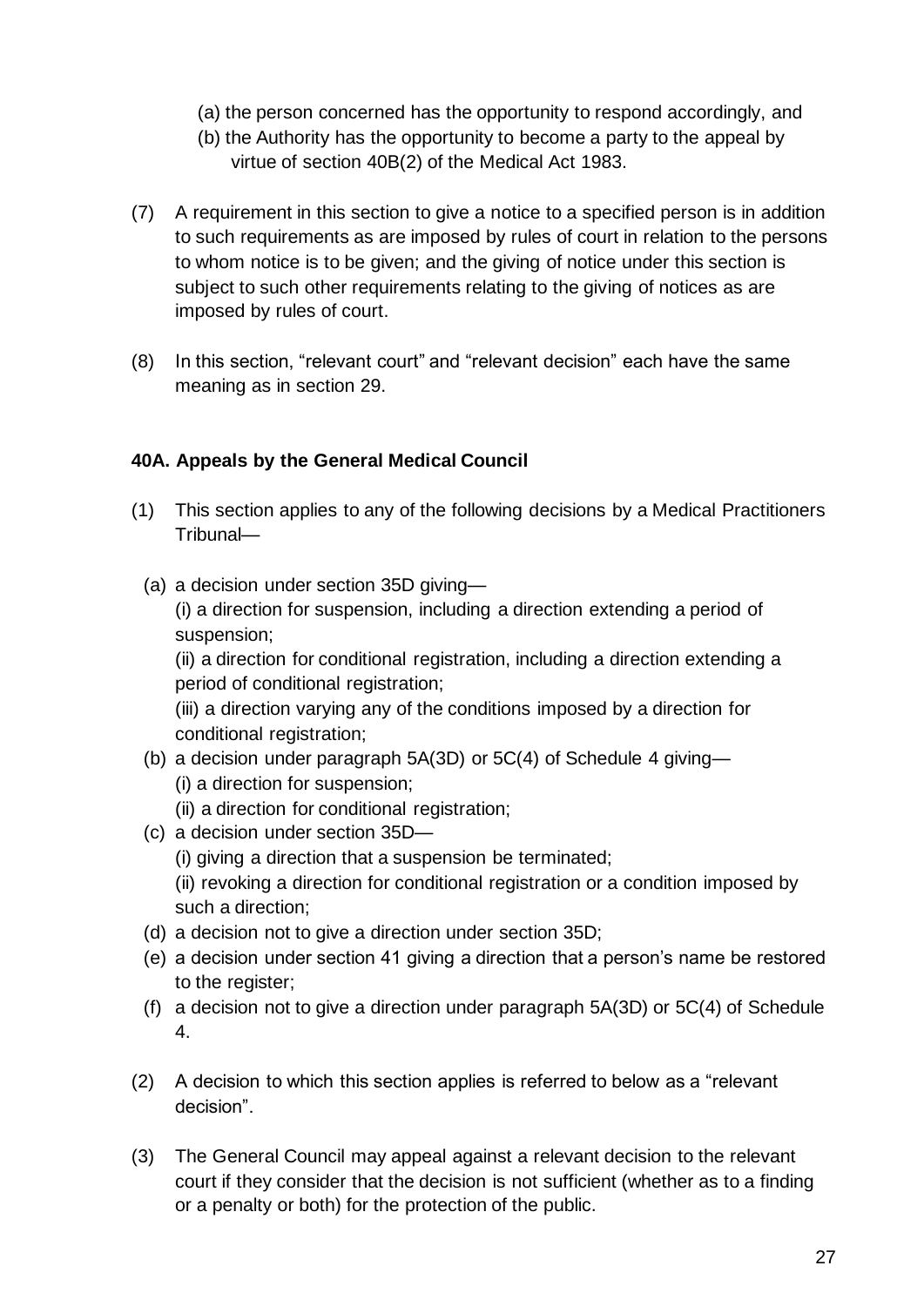(a) the person concerned has the opportunity to respond accordingly, and
(b) the Authority has the opportunity to become a party to the appeal by virtue of section 40B(2) of the Medical Act 1983.

(7) A requirement in this section to give a notice to a specified person is in addition to such requirements as are imposed by rules of court in relation to the persons to whom notice is to be given; and the giving of notice under this section is subject to such other requirements relating to the giving of notices as are imposed by rules of court.

(8) In this section, "relevant court" and "relevant decision" each have the same meaning as in section 29.

### 40A. Appeals by the General Medical Council

(1) This section applies to any of the following decisions by a Medical Practitioners Tribunal—

  (a) a decision under section 35D giving—
    (i) a direction for suspension, including a direction extending a period of suspension;
    (ii) a direction for conditional registration, including a direction extending a period of conditional registration;
    (iii) a direction varying any of the conditions imposed by a direction for conditional registration;
  (b) a decision under paragraph 5A(3D) or 5C(4) of Schedule 4 giving—
    (i) a direction for suspension;
    (ii) a direction for conditional registration;
  (c) a decision under section 35D—
    (i) giving a direction that a suspension be terminated;
    (ii) revoking a direction for conditional registration or a condition imposed by such a direction;
  (d) a decision not to give a direction under section 35D;
  (e) a decision under section 41 giving a direction that a person's name be restored to the register;
  (f) a decision not to give a direction under paragraph 5A(3D) or 5C(4) of Schedule 4.

(2) A decision to which this section applies is referred to below as a "relevant decision".

(3) The General Council may appeal against a relevant decision to the relevant court if they consider that the decision is not sufficient (whether as to a finding or a penalty or both) for the protection of the public.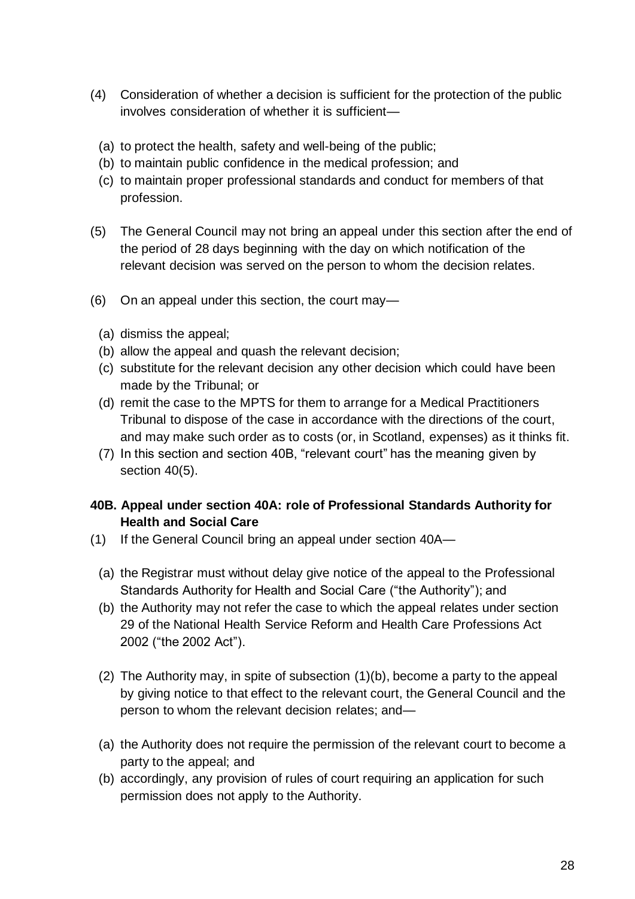(4) Consideration of whether a decision is sufficient for the protection of the public involves consideration of whether it is sufficient—

  (a) to protect the health, safety and well-being of the public;
  (b) to maintain public confidence in the medical profession; and
  (c) to maintain proper professional standards and conduct for members of that profession.

(5) The General Council may not bring an appeal under this section after the end of the period of 28 days beginning with the day on which notification of the relevant decision was served on the person to whom the decision relates.

(6) On an appeal under this section, the court may—

  (a) dismiss the appeal;
  (b) allow the appeal and quash the relevant decision;
  (c) substitute for the relevant decision any other decision which could have been made by the Tribunal; or
  (d) remit the case to the MPTS for them to arrange for a Medical Practitioners Tribunal to dispose of the case in accordance with the directions of the court, and may make such order as to costs (or, in Scotland, expenses) as it thinks fit.

(7) In this section and section 40B, "relevant court" has the meaning given by section 40(5).

**40B. Appeal under section 40A: role of Professional Standards Authority for Health and Social Care**

(1) If the General Council bring an appeal under section 40A—

  (a) the Registrar must without delay give notice of the appeal to the Professional Standards Authority for Health and Social Care ("the Authority"); and
  (b) the Authority may not refer the case to which the appeal relates under section 29 of the National Health Service Reform and Health Care Professions Act 2002 ("the 2002 Act").

(2) The Authority may, in spite of subsection (1)(b), become a party to the appeal by giving notice to that effect to the relevant court, the General Council and the person to whom the relevant decision relates; and—

  (a) the Authority does not require the permission of the relevant court to become a party to the appeal; and
  (b) accordingly, any provision of rules of court requiring an application for such permission does not apply to the Authority.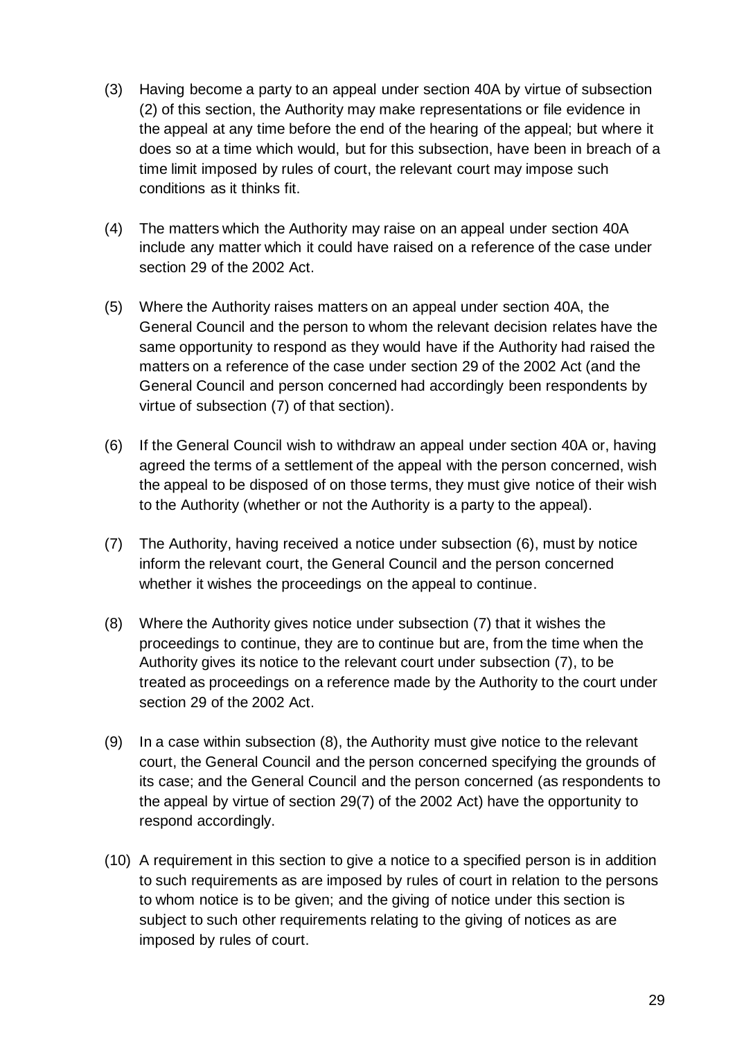(3) Having become a party to an appeal under section 40A by virtue of subsection (2) of this section, the Authority may make representations or file evidence in the appeal at any time before the end of the hearing of the appeal; but where it does so at a time which would, but for this subsection, have been in breach of a time limit imposed by rules of court, the relevant court may impose such conditions as it thinks fit.

(4) The matters which the Authority may raise on an appeal under section 40A include any matter which it could have raised on a reference of the case under section 29 of the 2002 Act.

(5) Where the Authority raises matters on an appeal under section 40A, the General Council and the person to whom the relevant decision relates have the same opportunity to respond as they would have if the Authority had raised the matters on a reference of the case under section 29 of the 2002 Act (and the General Council and person concerned had accordingly been respondents by virtue of subsection (7) of that section).

(6) If the General Council wish to withdraw an appeal under section 40A or, having agreed the terms of a settlement of the appeal with the person concerned, wish the appeal to be disposed of on those terms, they must give notice of their wish to the Authority (whether or not the Authority is a party to the appeal).

(7) The Authority, having received a notice under subsection (6), must by notice inform the relevant court, the General Council and the person concerned whether it wishes the proceedings on the appeal to continue.

(8) Where the Authority gives notice under subsection (7) that it wishes the proceedings to continue, they are to continue but are, from the time when the Authority gives its notice to the relevant court under subsection (7), to be treated as proceedings on a reference made by the Authority to the court under section 29 of the 2002 Act.

(9) In a case within subsection (8), the Authority must give notice to the relevant court, the General Council and the person concerned specifying the grounds of its case; and the General Council and the person concerned (as respondents to the appeal by virtue of section 29(7) of the 2002 Act) have the opportunity to respond accordingly.

(10) A requirement in this section to give a notice to a specified person is in addition to such requirements as are imposed by rules of court in relation to the persons to whom notice is to be given; and the giving of notice under this section is subject to such other requirements relating to the giving of notices as are imposed by rules of court.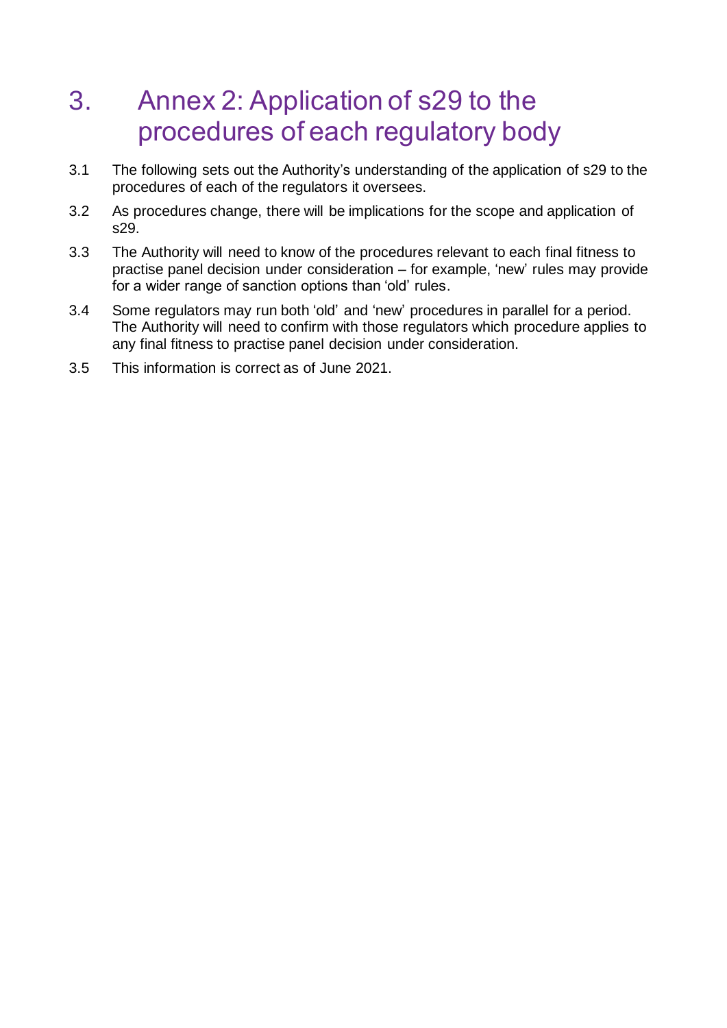# 3. Annex 2: Application of s29 to the procedures of each regulatory body

3.1 The following sets out the Authority's understanding of the application of s29 to the procedures of each of the regulators it oversees.

3.2 As procedures change, there will be implications for the scope and application of s29.

3.3 The Authority will need to know of the procedures relevant to each final fitness to practise panel decision under consideration – for example, 'new' rules may provide for a wider range of sanction options than 'old' rules.

3.4 Some regulators may run both 'old' and 'new' procedures in parallel for a period. The Authority will need to confirm with those regulators which procedure applies to any final fitness to practise panel decision under consideration.

3.5 This information is correct as of June 2021.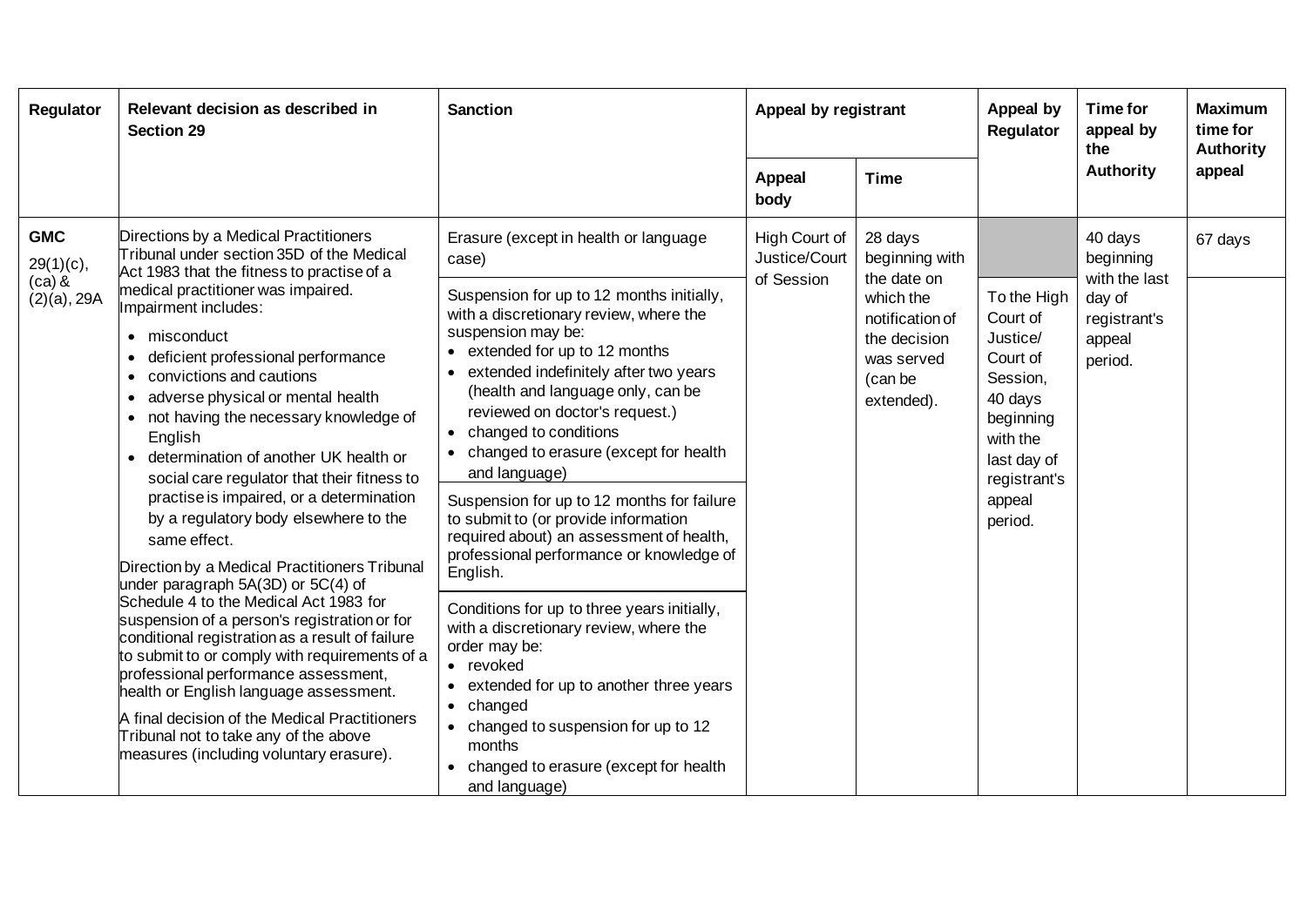| Regulator | Relevant decision as described in Section 29 | Sanction | Appeal by registrant | | Appeal by Regulator | Time for appeal by the Authority | Maximum time for Authority appeal |
|---|---|---|---|---|---|---|---|
| | | | Appeal body | Time | | | |
| **GMC** 29(1)(c), (ca) & (2)(a), 29A | Directions by a Medical Practitioners Tribunal under section 35D of the Medical Act 1983 that the fitness to practise of a medical practitioner was impaired. Impairment includes: • misconduct • deficient professional performance • convictions and cautions • adverse physical or mental health • not having the necessary knowledge of English • determination of another UK health or social care regulator that their fitness to practise is impaired, or a determination by a regulatory body elsewhere to the same effect. Direction by a Medical Practitioners Tribunal under paragraph 5A(3D) or 5C(4) of Schedule 4 to the Medical Act 1983 for suspension of a person's registration or for conditional registration as a result of failure to submit to or comply with requirements of a professional performance assessment, health or English language assessment. A final decision of the Medical Practitioners Tribunal not to take any of the above measures (including voluntary erasure). | Erasure (except in health or language case) | High Court of Justice/Court of Session | 28 days beginning with the date on which the notification of the decision was served (can be extended). | | 40 days beginning with the last day of registrant's appeal period. | 67 days |
| | | Suspension for up to 12 months initially, with a discretionary review, where the suspension may be: • extended for up to 12 months • extended indefinitely after two years (health and language only, can be reviewed on doctor's request.) • changed to conditions • changed to erasure (except for health and language) | | | To the High Court of Justice/ Court of Session, 40 days beginning with the last day of registrant's appeal period. | | |
| | | Suspension for up to 12 months for failure to submit to (or provide information required about) an assessment of health, professional performance or knowledge of English. | | | | | |
| | | Conditions for up to three years initially, with a discretionary review, where the order may be: • revoked • extended for up to another three years • changed • changed to suspension for up to 12 months • changed to erasure (except for health and language) | | | | | |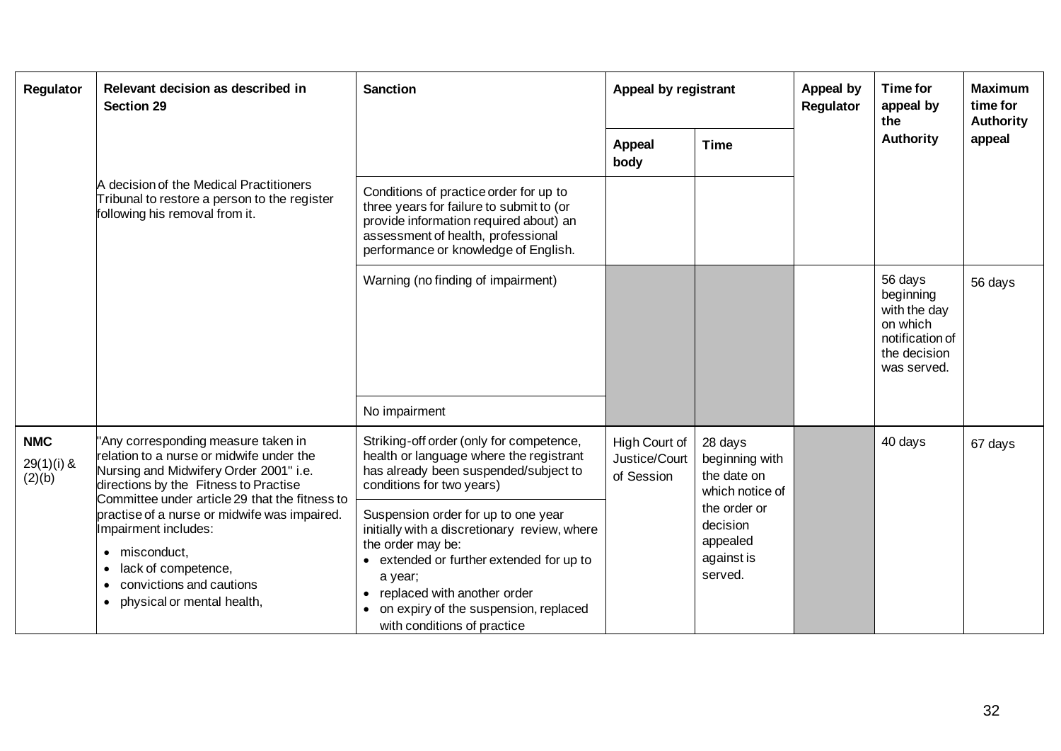| Regulator | Relevant decision as described in Section 29 | Sanction | Appeal by registrant | | Appeal by Regulator | Time for appeal by the Authority | Maximum time for Authority appeal |
|---|---|---|---|---|---|---|---|
| | | | Appeal body | Time | | | |
| | A decision of the Medical Practitioners Tribunal to restore a person to the register following his removal from it. | Conditions of practice order for up to three years for failure to submit to (or provide information required about) an assessment of health, professional performance or knowledge of English. | | | | | |
| | | Warning (no finding of impairment) | | | | 56 days beginning with the day on which notification of the decision was served. | 56 days |
| | | No impairment | | | | | |
| **NMC** 29(1)(i) & (2)(b) | "Any corresponding measure taken in relation to a nurse or midwife under the Nursing and Midwifery Order 2001" i.e. directions by the Fitness to Practise Committee under article 29 that the fitness to practise of a nurse or midwife was impaired. Impairment includes: <br>• misconduct, <br>• lack of competence, <br>• convictions and cautions <br>• physical or mental health, | Striking-off order (only for competence, health or language where the registrant has already been suspended/subject to conditions for two years) | High Court of Justice/Court of Session | 28 days beginning with the date on which notice of the order or decision appealed against is served. | | 40 days | 67 days |
| | | Suspension order for up to one year initially with a discretionary review, where the order may be: <br>• extended or further extended for up to a year; <br>• replaced with another order <br>• on expiry of the suspension, replaced with conditions of practice | | | | | |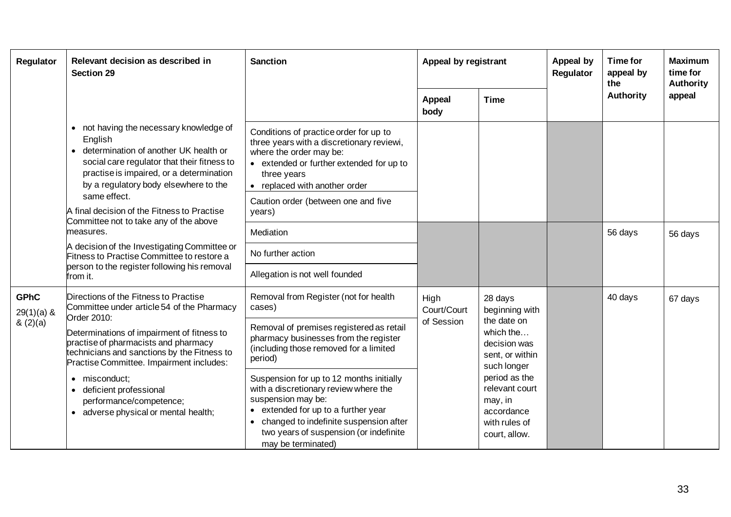| Regulator | Relevant decision as described in Section 29 | Sanction | Appeal by registrant | | Appeal by Regulator | Time for appeal by the Authority | Maximum time for Authority appeal |
|---|---|---|---|---|---|---|---|
| | | | Appeal body | Time | | | |
| | • not having the necessary knowledge of English<br>• determination of another UK health or social care regulator that their fitness to practise is impaired, or a determination by a regulatory body elsewhere to the same effect.<br>A final decision of the Fitness to Practise Committee not to take any of the above measures.<br>A decision of the Investigating Committee or Fitness to Practise Committee to restore a person to the register following his removal from it. | Conditions of practice order for up to three years with a discretionary reviewi, where the order may be:<br>• extended or further extended for up to three years<br>• replaced with another order | | | | | |
| | | Caution order (between one and five years) | | | | | |
| | | Mediation | | | | 56 days | 56 days |
| | | No further action | | | | | |
| | | Allegation is not well founded | | | | | |
| GPhC<br>29(1)(a) & & (2)(a) | Directions of the Fitness to Practise Committee under article 54 of the Pharmacy Order 2010:<br>Determinations of impairment of fitness to practise of pharmacists and pharmacy technicians and sanctions by the Fitness to Practise Committee. Impairment includes:<br>• misconduct;<br>• deficient professional performance/competence;<br>• adverse physical or mental health; | Removal from Register (not for health cases) | High Court/Court of Session | 28 days beginning with the date on which the… decision was sent, or within such longer period as the relevant court may, in accordance with rules of court, allow. | | 40 days | 67 days |
| | | Removal of premises registered as retail pharmacy businesses from the register (including those removed for a limited period) | | | | | |
| | | Suspension for up to 12 months initially with a discretionary review where the suspension may be:<br>• extended for up to a further year<br>• changed to indefinite suspension after two years of suspension (or indefinite may be terminated) | | | | | |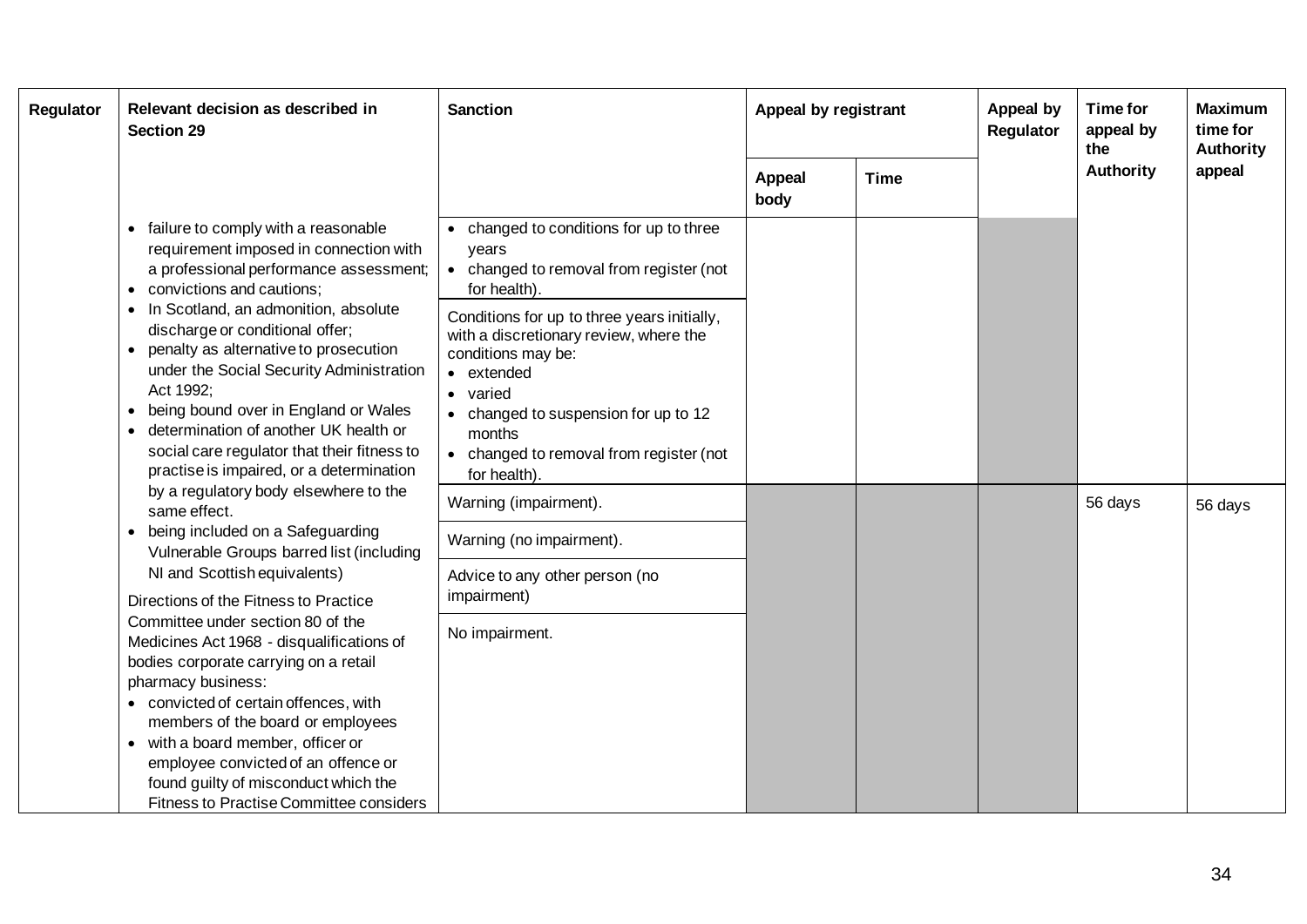| Regulator | Relevant decision as described in Section 29 | Sanction | Appeal by registrant | | Appeal by Regulator | Time for appeal by the Authority | Maximum time for Authority appeal |
|---|---|---|---|---|---|---|---|
| | | | Appeal body | Time | | | |
| | • failure to comply with a reasonable requirement imposed in connection with a professional performance assessment;<br>• convictions and cautions;<br>• In Scotland, an admonition, absolute discharge or conditional offer;<br>• penalty as alternative to prosecution under the Social Security Administration Act 1992;<br>• being bound over in England or Wales<br>• determination of another UK health or social care regulator that their fitness to practise is impaired, or a determination by a regulatory body elsewhere to the same effect.<br>• being included on a Safeguarding Vulnerable Groups barred list (including NI and Scottish equivalents)<br>Directions of the Fitness to Practice Committee under section 80 of the Medicines Act 1968 - disqualifications of bodies corporate carrying on a retail pharmacy business:<br>• convicted of certain offences, with members of the board or employees<br>• with a board member, officer or employee convicted of an offence or found guilty of misconduct which the Fitness to Practise Committee considers | • changed to conditions for up to three years<br>• changed to removal from register (not for health). | | | | | |
| | | Conditions for up to three years initially, with a discretionary review, where the conditions may be:<br>• extended<br>• varied<br>• changed to suspension for up to 12 months<br>• changed to removal from register (not for health). | | | | | |
| | | Warning (impairment). | | | | 56 days | 56 days |
| | | Warning (no impairment). | | | | | |
| | | Advice to any other person (no impairment) | | | | | |
| | | No impairment. | | | | | |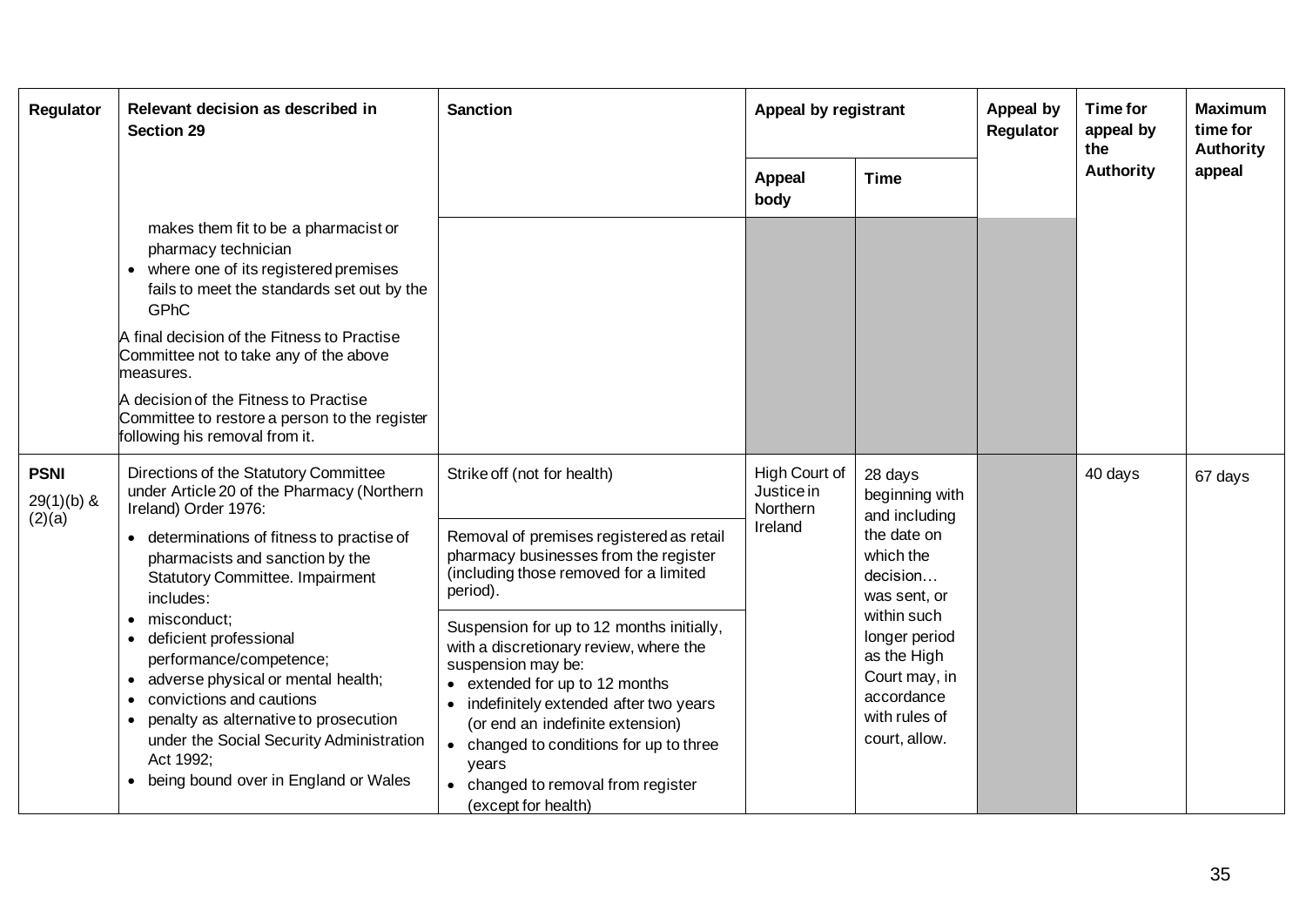| Regulator | Relevant decision as described in Section 29 | Sanction | Appeal by registrant | | Appeal by Regulator | Time for appeal by the Authority | Maximum time for Authority appeal |
|---|---|---|---|---|---|---|---|
| | | | Appeal body | Time | | | |
| | makes them fit to be a pharmacist or pharmacy technician<br>• where one of its registered premises fails to meet the standards set out by the GPhC<br>A final decision of the Fitness to Practise Committee not to take any of the above measures.<br>A decision of the Fitness to Practise Committee to restore a person to the register following his removal from it. | | | | | | |
| **PSNI**<br>29(1)(b) & (2)(a) | Directions of the Statutory Committee under Article 20 of the Pharmacy (Northern Ireland) Order 1976:<br>• determinations of fitness to practise of pharmacists and sanction by the Statutory Committee. Impairment includes:<br>• misconduct;<br>• deficient professional performance/competence;<br>• adverse physical or mental health;<br>• convictions and cautions<br>• penalty as alternative to prosecution under the Social Security Administration Act 1992;<br>• being bound over in England or Wales | Strike off (not for health)<br><br>Removal of premises registered as retail pharmacy businesses from the register (including those removed for a limited period).<br><br>Suspension for up to 12 months initially, with a discretionary review, where the suspension may be:<br>• extended for up to 12 months<br>• indefinitely extended after two years (or end an indefinite extension)<br>• changed to conditions for up to three years<br>• changed to removal from register (except for health) | High Court of Justice in Northern Ireland | 28 days beginning with and including the date on which the decision… was sent, or within such longer period as the High Court may, in accordance with rules of court, allow. | | 40 days | 67 days |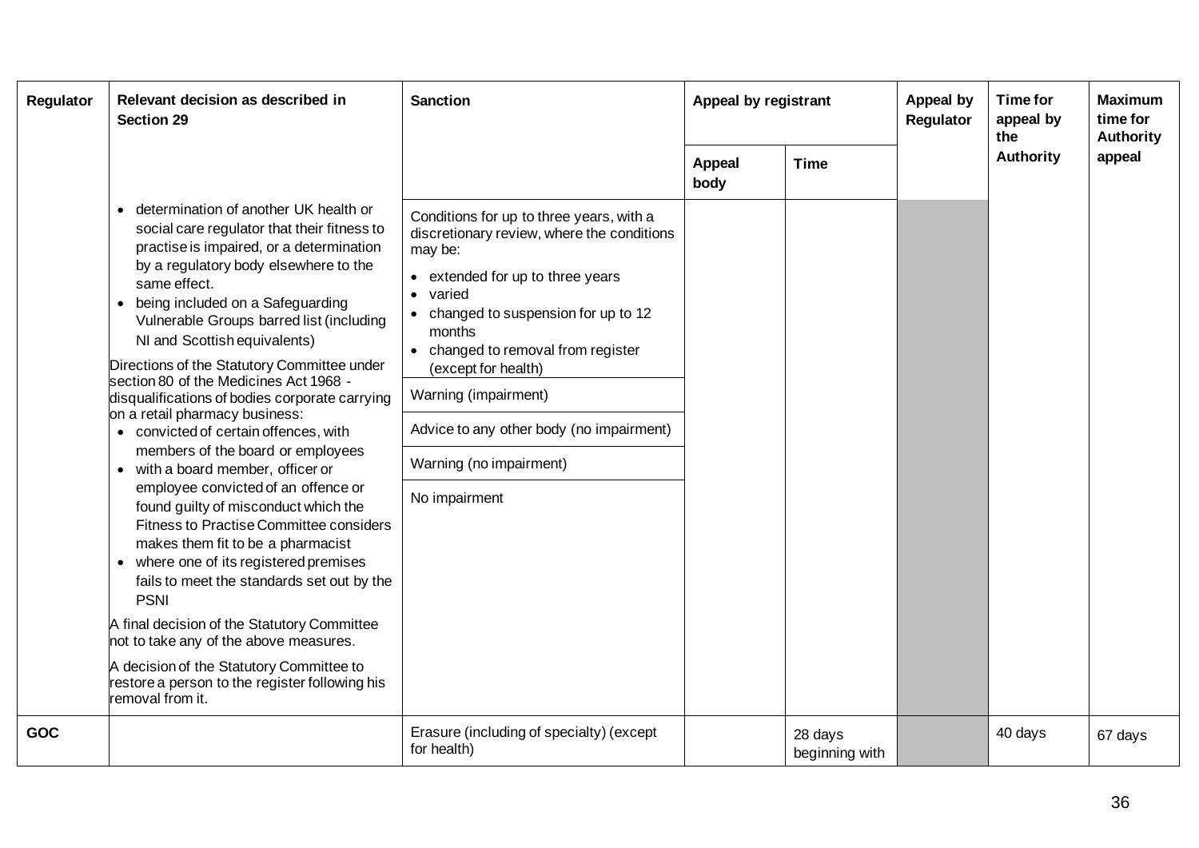| Regulator | Relevant decision as described in Section 29 | Sanction | Appeal by registrant | | Appeal by Regulator | Time for appeal by the Authority | Maximum time for Authority appeal |
|---|---|---|---|---|---|---|---|
| | | | Appeal body | Time | | | |
| | <ul><li>determination of another UK health or social care regulator that their fitness to practise is impaired, or a determination by a regulatory body elsewhere to the same effect.</li><li>being included on a Safeguarding Vulnerable Groups barred list (including NI and Scottish equivalents)</li></ul>Directions of the Statutory Committee under section 80 of the Medicines Act 1968 - disqualifications of bodies corporate carrying on a retail pharmacy business:<ul><li>convicted of certain offences, with members of the board or employees</li><li>with a board member, officer or employee convicted of an offence or found guilty of misconduct which the Fitness to Practise Committee considers makes them fit to be a pharmacist</li><li>where one of its registered premises fails to meet the standards set out by the PSNI</li></ul>A final decision of the Statutory Committee not to take any of the above measures.<br><br>A decision of the Statutory Committee to restore a person to the register following his removal from it. | Conditions for up to three years, with a discretionary review, where the conditions may be:<ul><li>extended for up to three years</li><li>varied</li><li>changed to suspension for up to 12 months</li><li>changed to removal from register (except for health)</li></ul> | | | | | |
| | | Warning (impairment) | | | | | |
| | | Advice to any other body (no impairment) | | | | | |
| | | Warning (no impairment) | | | | | |
| | | No impairment | | | | | |
| **GOC** | | Erasure (including of specialty) (except for health) | | 28 days beginning with | | 40 days | 67 days |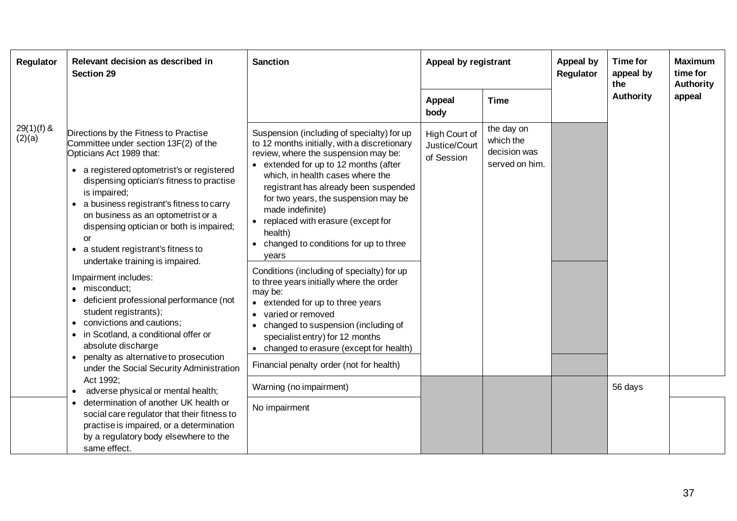| Regulator | Relevant decision as described in Section 29 | Sanction | Appeal by registrant | | Appeal by Regulator | Time for appeal by the Authority | Maximum time for Authority appeal |
|---|---|---|---|---|---|---|---|
| | | | Appeal body | Time | | | |
| 29(1)(f) & (2)(a) | Directions by the Fitness to Practise Committee under section 13F(2) of the Opticians Act 1989 that:<br>• a registered optometrist's or registered dispensing optician's fitness to practise is impaired;<br>• a business registrant's fitness to carry on business as an optometrist or a dispensing optician or both is impaired; or<br>• a student registrant's fitness to undertake training is impaired.<br><br>Impairment includes:<br>• misconduct;<br>• deficient professional performance (not student registrants);<br>• convictions and cautions;<br>• in Scotland, a conditional offer or absolute discharge<br>• penalty as alternative to prosecution under the Social Security Administration Act 1992;<br>• adverse physical or mental health;<br>• determination of another UK health or social care regulator that their fitness to practise is impaired, or a determination by a regulatory body elsewhere to the same effect. | Suspension (including of specialty) for up to 12 months initially, with a discretionary review, where the suspension may be:<br>• extended for up to 12 months (after which, in health cases where the registrant has already been suspended for two years, the suspension may be made indefinite)<br>• replaced with erasure (except for health)<br>• changed to conditions for up to three years | High Court of Justice/Court of Session | the day on which the decision was served on him. | | | |
| | | Conditions (including of specialty) for up to three years initially where the order may be:<br>• extended for up to three years<br>• varied or removed<br>• changed to suspension (including of specialist entry) for 12 months<br>• changed to erasure (except for health) | | | | | |
| | | Financial penalty order (not for health) | | | | | |
| | | Warning (no impairment) | | | | 56 days | |
| | | No impairment | | | | | |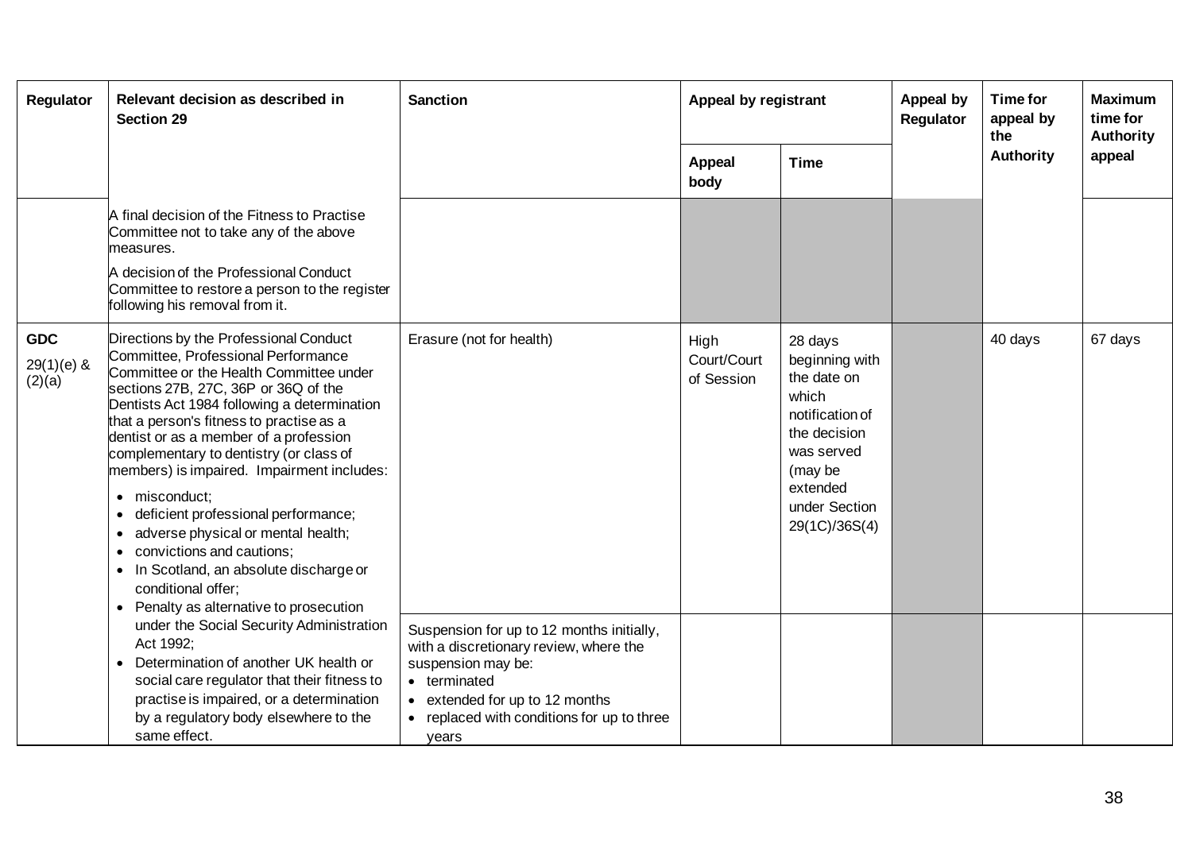| Regulator | Relevant decision as described in Section 29 | Sanction | Appeal by registrant | | Appeal by Regulator | Time for appeal by the Authority | Maximum time for Authority appeal |
|---|---|---|---|---|---|---|---|
| | | | Appeal body | Time | | | |
| | A final decision of the Fitness to Practise Committee not to take any of the above measures.<br><br>A decision of the Professional Conduct Committee to restore a person to the register following his removal from it. | | | | | | |
| **GDC**<br>29(1)(e) & (2)(a) | Directions by the Professional Conduct Committee, Professional Performance Committee or the Health Committee under sections 27B, 27C, 36P or 36Q of the Dentists Act 1984 following a determination that a person's fitness to practise as a dentist or as a member of a profession complementary to dentistry (or class of members) is impaired. Impairment includes:<br>• misconduct;<br>• deficient professional performance;<br>• adverse physical or mental health;<br>• convictions and cautions;<br>• In Scotland, an absolute discharge or conditional offer;<br>• Penalty as alternative to prosecution under the Social Security Administration Act 1992;<br>• Determination of another UK health or social care regulator that their fitness to practise is impaired, or a determination by a regulatory body elsewhere to the same effect. | Erasure (not for health) | High Court/Court of Session | 28 days beginning with the date on which notification of the decision was served (may be extended under Section 29(1C)/36S(4) | | 40 days | 67 days |
| | | Suspension for up to 12 months initially, with a discretionary review, where the suspension may be:<br>• terminated<br>• extended for up to 12 months<br>• replaced with conditions for up to three years | | | | | |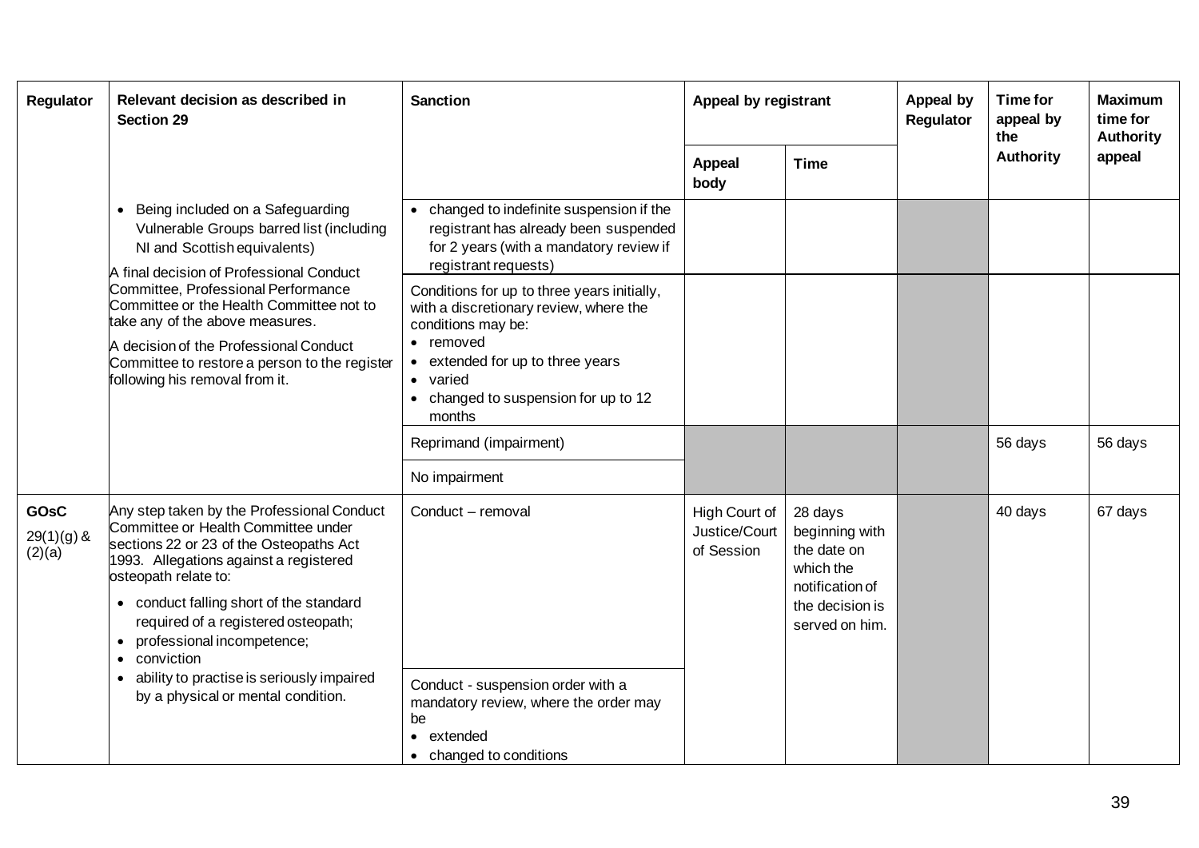| Regulator | Relevant decision as described in Section 29 | Sanction | Appeal by registrant | | Appeal by Regulator | Time for appeal by the Authority | Maximum time for Authority appeal |
|---|---|---|---|---|---|---|---|
| | | | Appeal body | Time | | | |
| | • Being included on a Safeguarding Vulnerable Groups barred list (including NI and Scottish equivalents)<br>A final decision of Professional Conduct Committee, Professional Performance Committee or the Health Committee not to take any of the above measures.<br>A decision of the Professional Conduct Committee to restore a person to the register following his removal from it. | • changed to indefinite suspension if the registrant has already been suspended for 2 years (with a mandatory review if registrant requests) | | | | | |
| | | Conditions for up to three years initially, with a discretionary review, where the conditions may be:<br>• removed<br>• extended for up to three years<br>• varied<br>• changed to suspension for up to 12 months | | | | | |
| | | Reprimand (impairment) | | | | 56 days | 56 days |
| | | No impairment | | | | | |
| **GOsC**<br>29(1)(g) & (2)(a) | Any step taken by the Professional Conduct Committee or Health Committee under sections 22 or 23 of the Osteopaths Act 1993. Allegations against a registered osteopath relate to:<br>• conduct falling short of the standard required of a registered osteopath;<br>• professional incompetence;<br>• conviction<br>• ability to practise is seriously impaired by a physical or mental condition. | Conduct – removal | High Court of Justice/Court of Session | 28 days beginning with the date on which the notification of the decision is served on him. | | 40 days | 67 days |
| | | Conduct - suspension order with a mandatory review, where the order may be<br>• extended<br>• changed to conditions | | | | | |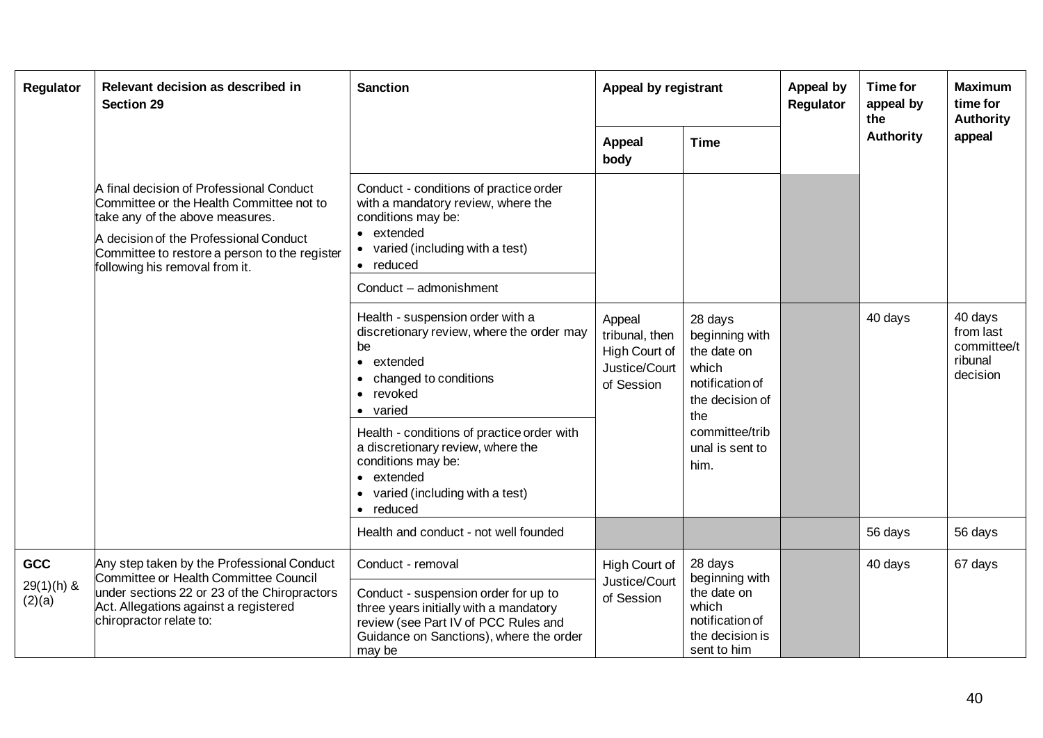| Regulator | Relevant decision as described in Section 29 | Sanction | Appeal by registrant | | Appeal by Regulator | Time for appeal by the Authority | Maximum time for Authority appeal |
|---|---|---|---|---|---|---|---|
| | | | Appeal body | Time | | | |
| | A final decision of Professional Conduct Committee or the Health Committee not to take any of the above measures.<br><br>A decision of the Professional Conduct Committee to restore a person to the register following his removal from it. | Conduct - conditions of practice order with a mandatory review, where the conditions may be:<br>• extended<br>• varied (including with a test)<br>• reduced | | | | | |
| | | Conduct – admonishment | | | | | |
| | | Health - suspension order with a discretionary review, where the order may be<br>• extended<br>• changed to conditions<br>• revoked<br>• varied | Appeal tribunal, then High Court of Justice/Court of Session | 28 days beginning with the date on which notification of the decision of the committee/tribunal is sent to him. | | 40 days | 40 days from last committee/tribunal decision |
| | | Health - conditions of practice order with a discretionary review, where the conditions may be:<br>• extended<br>• varied (including with a test)<br>• reduced | | | | | |
| | | Health and conduct - not well founded | | | | 56 days | 56 days |
| GCC<br>29(1)(h) & (2)(a) | Any step taken by the Professional Conduct Committee or Health Committee Council under sections 22 or 23 of the Chiropractors Act. Allegations against a registered chiropractor relate to: | Conduct - removal | High Court of Justice/Court of Session | 28 days beginning with the date on which notification of the decision is sent to him | | 40 days | 67 days |
| | | Conduct - suspension order for up to three years initially with a mandatory review (see Part IV of PCC Rules and Guidance on Sanctions), where the order may be | | | | | |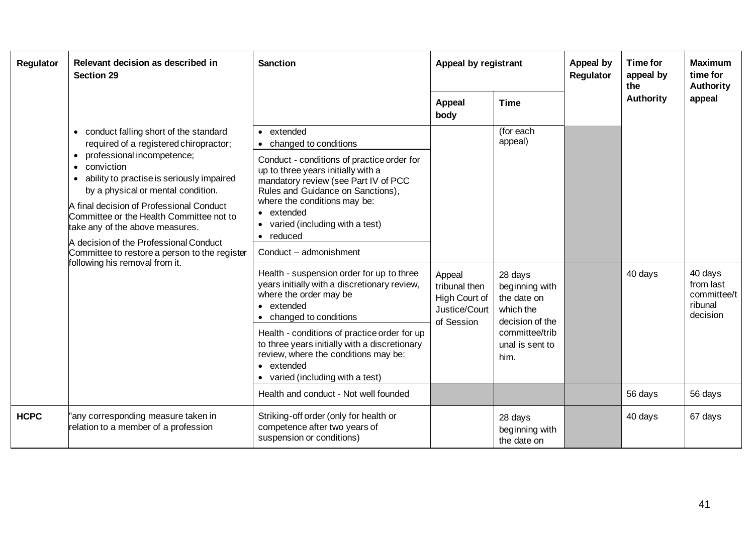| Regulator | Relevant decision as described in Section 29 | Sanction | Appeal by registrant | | Appeal by Regulator | Time for appeal by the Authority | Maximum time for Authority appeal |
|---|---|---|---|---|---|---|---|
| | | | Appeal body | Time | | | |
| | • conduct falling short of the standard required of a registered chiropractor; • professional incompetence; • conviction • ability to practise is seriously impaired by a physical or mental condition. A final decision of Professional Conduct Committee or the Health Committee not to take any of the above measures. A decision of the Professional Conduct Committee to restore a person to the register following his removal from it. | • extended • changed to conditions | | (for each appeal) | | | |
| | | Conduct - conditions of practice order for up to three years initially with a mandatory review (see Part IV of PCC Rules and Guidance on Sanctions), where the conditions may be: • extended • varied (including with a test) • reduced | | | | | |
| | | Conduct – admonishment | | | | | |
| | | Health - suspension order for up to three years initially with a discretionary review, where the order may be • extended • changed to conditions | Appeal tribunal then High Court of Justice/Court of Session | 28 days beginning with the date on which the decision of the committee/tribunal is sent to him. | | 40 days | 40 days from last committee/tribunal decision |
| | | Health - conditions of practice order for up to three years initially with a discretionary review, where the conditions may be: • extended • varied (including with a test) | | | | | |
| | | Health and conduct - Not well founded | | | | 56 days | 56 days |
| **HCPC** | "any corresponding measure taken in relation to a member of a profession | Striking-off order (only for health or competence after two years of suspension or conditions) | | 28 days beginning with the date on | | 40 days | 67 days |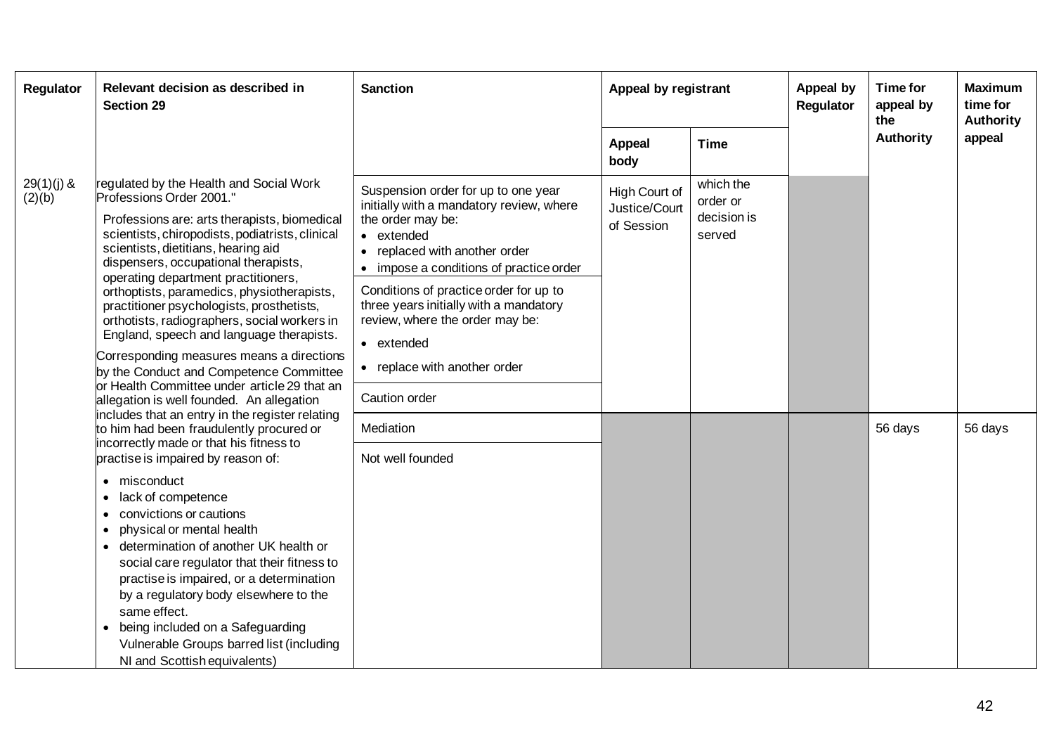| Regulator | Relevant decision as described in Section 29 | Sanction | Appeal by registrant | | Appeal by Regulator | Time for appeal by the Authority | Maximum time for Authority appeal |
|---|---|---|---|---|---|---|---|
| | | | Appeal body | Time | | | |
| 29(1)(j) & (2)(b) | regulated by the Health and Social Work Professions Order 2001."<br><br>Professions are: arts therapists, biomedical scientists, chiropodists, podiatrists, clinical scientists, dietitians, hearing aid dispensers, occupational therapists, operating department practitioners, orthoptists, paramedics, physiotherapists, practitioner psychologists, prosthetists, orthotists, radiographers, social workers in England, speech and language therapists.<br><br>Corresponding measures means a directions by the Conduct and Competence Committee or Health Committee under article 29 that an allegation is well founded. An allegation includes that an entry in the register relating to him had been fraudulently procured or incorrectly made or that his fitness to practise is impaired by reason of:<br><br>• misconduct<br>• lack of competence<br>• convictions or cautions<br>• physical or mental health<br>• determination of another UK health or social care regulator that their fitness to practise is impaired, or a determination by a regulatory body elsewhere to the same effect.<br>• being included on a Safeguarding Vulnerable Groups barred list (including NI and Scottish equivalents) | Suspension order for up to one year initially with a mandatory review, where the order may be:<br>• extended<br>• replaced with another order<br>• impose a conditions of practice order | High Court of Justice/Court of Session | which the order or decision is served | | | |
| | | Conditions of practice order for up to three years initially with a mandatory review, where the order may be:<br>• extended<br>• replace with another order | | | | | |
| | | Caution order | | | | | |
| | | Mediation | | | | 56 days | 56 days |
| | | Not well founded | | | | | |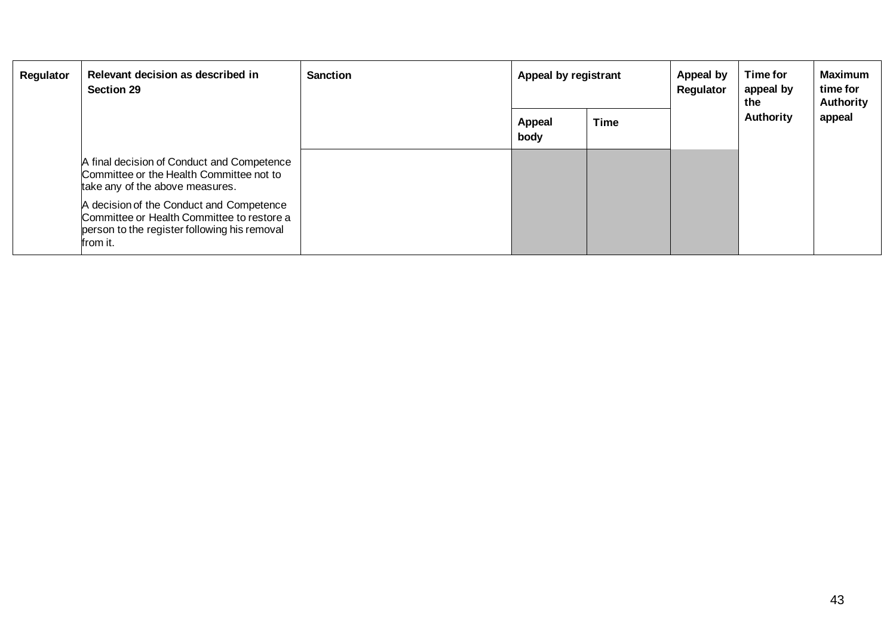| Regulator | Relevant decision as described in Section 29 | Sanction | Appeal by registrant | | Appeal by Regulator | Time for appeal by the Authority | Maximum time for Authority appeal |
|---|---|---|---|---|---|---|---|
| | | | Appeal body | Time | | | |
| | A final decision of Conduct and Competence Committee or the Health Committee not to take any of the above measures.<br><br>A decision of the Conduct and Competence Committee or Health Committee to restore a person to the register following his removal from it. | | | | | | |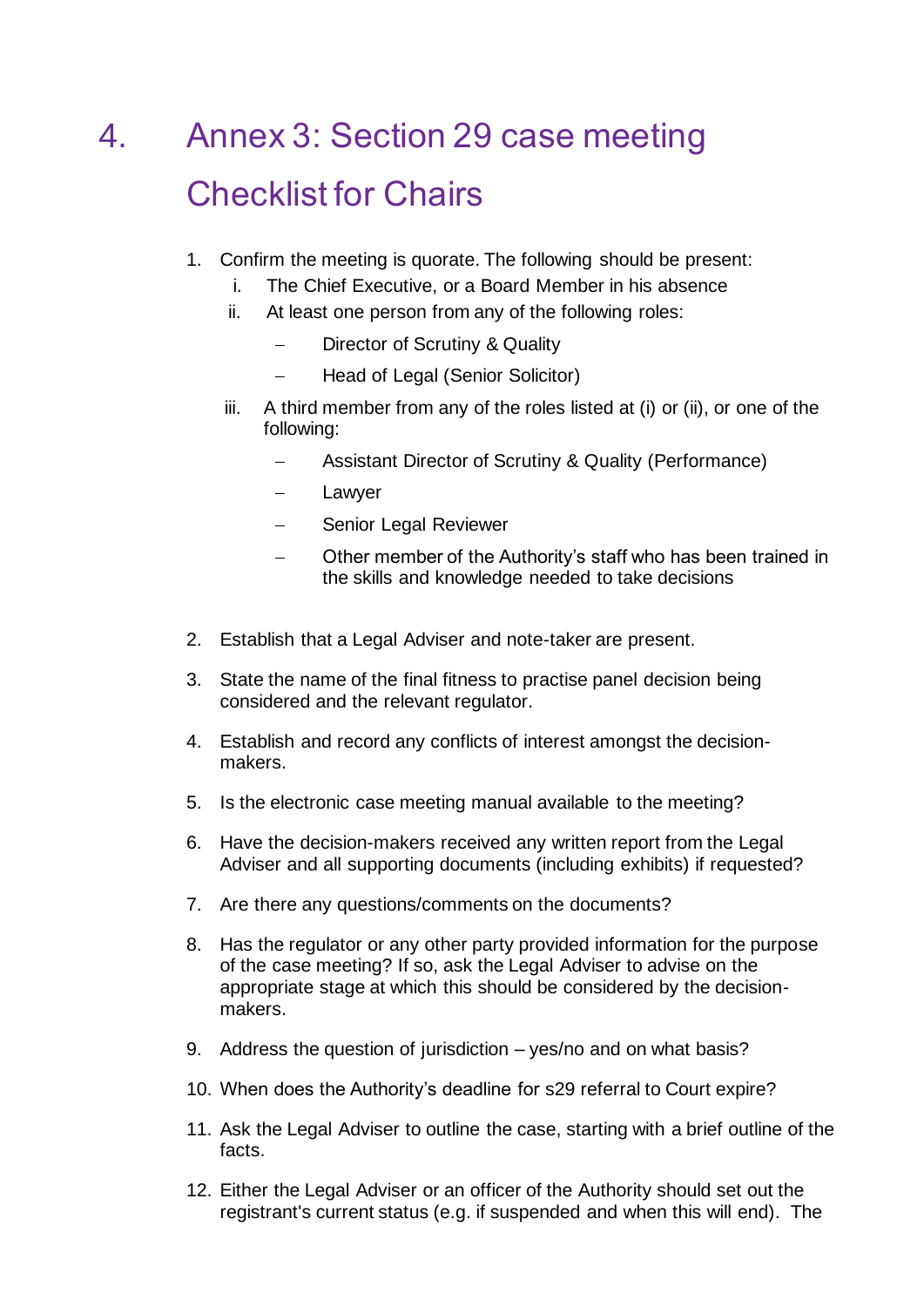# 4. Annex 3: Section 29 case meeting Checklist for Chairs

1. Confirm the meeting is quorate. The following should be present:
   i. The Chief Executive, or a Board Member in his absence
   ii. At least one person from any of the following roles:
      - Director of Scrutiny & Quality
      - Head of Legal (Senior Solicitor)
   iii. A third member from any of the roles listed at (i) or (ii), or one of the following:
      - Assistant Director of Scrutiny & Quality (Performance)
      - Lawyer
      - Senior Legal Reviewer
      - Other member of the Authority's staff who has been trained in the skills and knowledge needed to take decisions

2. Establish that a Legal Adviser and note-taker are present.

3. State the name of the final fitness to practise panel decision being considered and the relevant regulator.

4. Establish and record any conflicts of interest amongst the decision-makers.

5. Is the electronic case meeting manual available to the meeting?

6. Have the decision-makers received any written report from the Legal Adviser and all supporting documents (including exhibits) if requested?

7. Are there any questions/comments on the documents?

8. Has the regulator or any other party provided information for the purpose of the case meeting? If so, ask the Legal Adviser to advise on the appropriate stage at which this should be considered by the decision-makers.

9. Address the question of jurisdiction – yes/no and on what basis?

10. When does the Authority's deadline for s29 referral to Court expire?

11. Ask the Legal Adviser to outline the case, starting with a brief outline of the facts.

12. Either the Legal Adviser or an officer of the Authority should set out the registrant's current status (e.g. if suspended and when this will end). The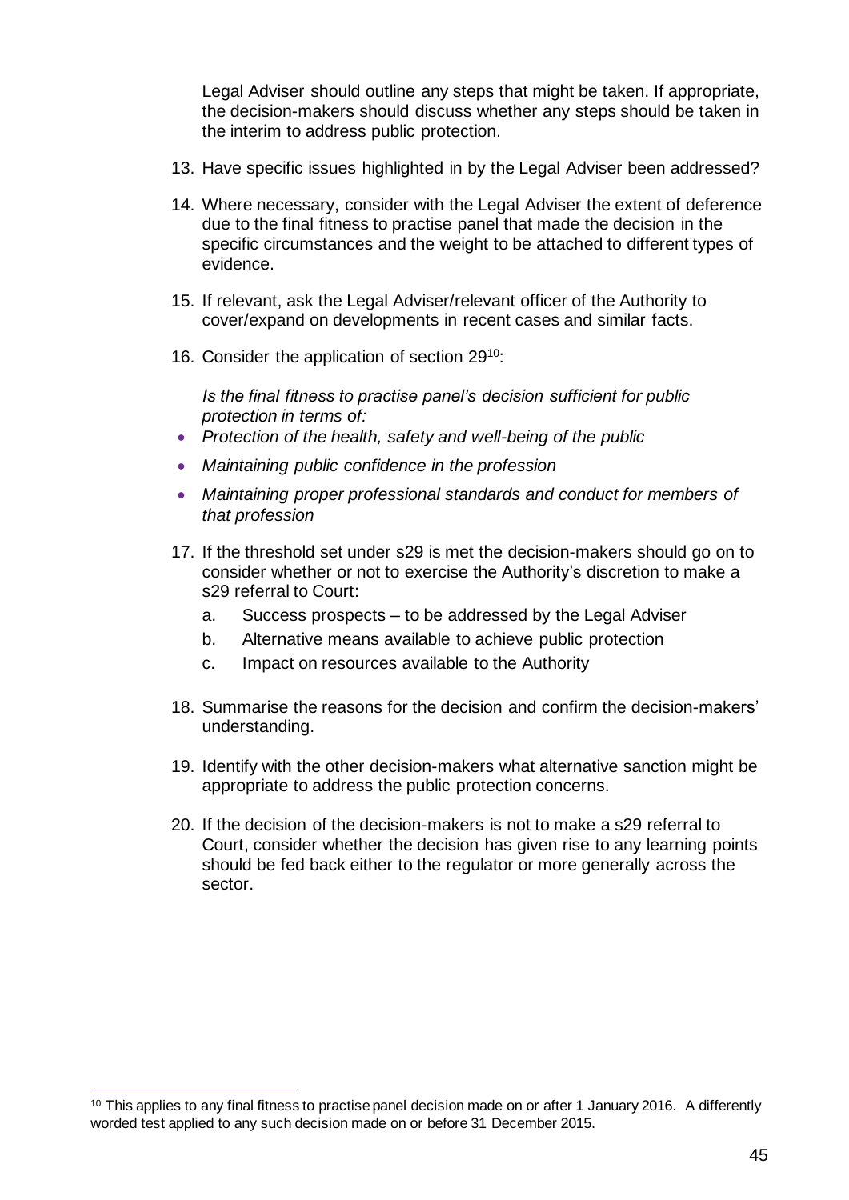Legal Adviser should outline any steps that might be taken. If appropriate, the decision-makers should discuss whether any steps should be taken in the interim to address public protection.

13. Have specific issues highlighted in by the Legal Adviser been addressed?

14. Where necessary, consider with the Legal Adviser the extent of deference due to the final fitness to practise panel that made the decision in the specific circumstances and the weight to be attached to different types of evidence.

15. If relevant, ask the Legal Adviser/relevant officer of the Authority to cover/expand on developments in recent cases and similar facts.

16. Consider the application of section 29[10]:

    *Is the final fitness to practise panel's decision sufficient for public protection in terms of:*

    - *Protection of the health, safety and well-being of the public*
    - *Maintaining public confidence in the profession*
    - *Maintaining proper professional standards and conduct for members of that profession*

17. If the threshold set under s29 is met the decision-makers should go on to consider whether or not to exercise the Authority's discretion to make a s29 referral to Court:

    a. Success prospects – to be addressed by the Legal Adviser
    b. Alternative means available to achieve public protection
    c. Impact on resources available to the Authority

18. Summarise the reasons for the decision and confirm the decision-makers' understanding.

19. Identify with the other decision-makers what alternative sanction might be appropriate to address the public protection concerns.

20. If the decision of the decision-makers is not to make a s29 referral to Court, consider whether the decision has given rise to any learning points should be fed back either to the regulator or more generally across the sector.

---

[10] This applies to any final fitness to practise panel decision made on or after 1 January 2016. A differently worded test applied to any such decision made on or before 31 December 2015.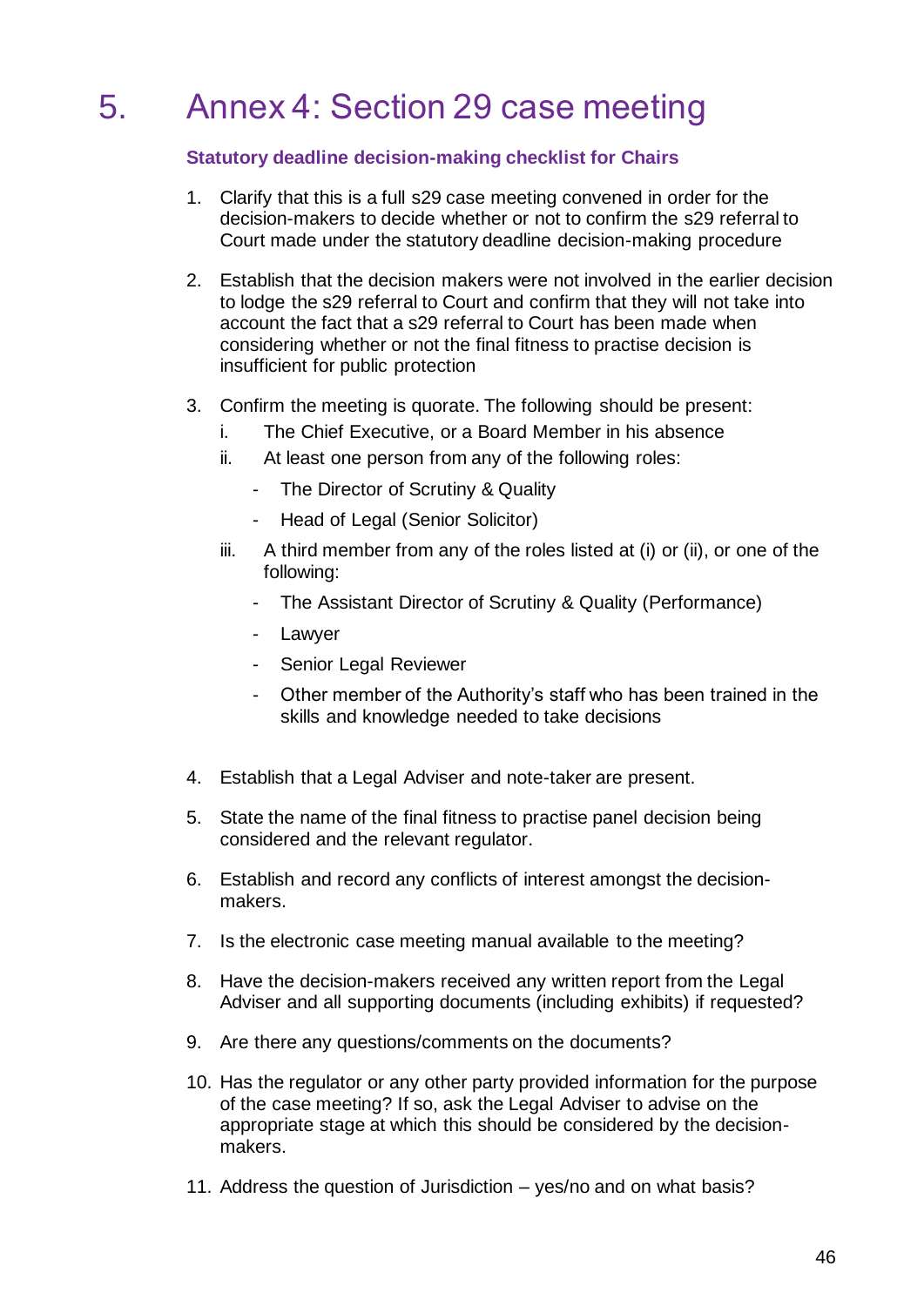# 5. Annex 4: Section 29 case meeting

### Statutory deadline decision-making checklist for Chairs

1. Clarify that this is a full s29 case meeting convened in order for the decision-makers to decide whether or not to confirm the s29 referral to Court made under the statutory deadline decision-making procedure

2. Establish that the decision makers were not involved in the earlier decision to lodge the s29 referral to Court and confirm that they will not take into account the fact that a s29 referral to Court has been made when considering whether or not the final fitness to practise decision is insufficient for public protection

3. Confirm the meeting is quorate. The following should be present:
   i. The Chief Executive, or a Board Member in his absence
   ii. At least one person from any of the following roles:
      - The Director of Scrutiny & Quality
      - Head of Legal (Senior Solicitor)
   iii. A third member from any of the roles listed at (i) or (ii), or one of the following:
      - The Assistant Director of Scrutiny & Quality (Performance)
      - Lawyer
      - Senior Legal Reviewer
      - Other member of the Authority's staff who has been trained in the skills and knowledge needed to take decisions

4. Establish that a Legal Adviser and note-taker are present.

5. State the name of the final fitness to practise panel decision being considered and the relevant regulator.

6. Establish and record any conflicts of interest amongst the decision-makers.

7. Is the electronic case meeting manual available to the meeting?

8. Have the decision-makers received any written report from the Legal Adviser and all supporting documents (including exhibits) if requested?

9. Are there any questions/comments on the documents?

10. Has the regulator or any other party provided information for the purpose of the case meeting? If so, ask the Legal Adviser to advise on the appropriate stage at which this should be considered by the decision-makers.

11. Address the question of Jurisdiction – yes/no and on what basis?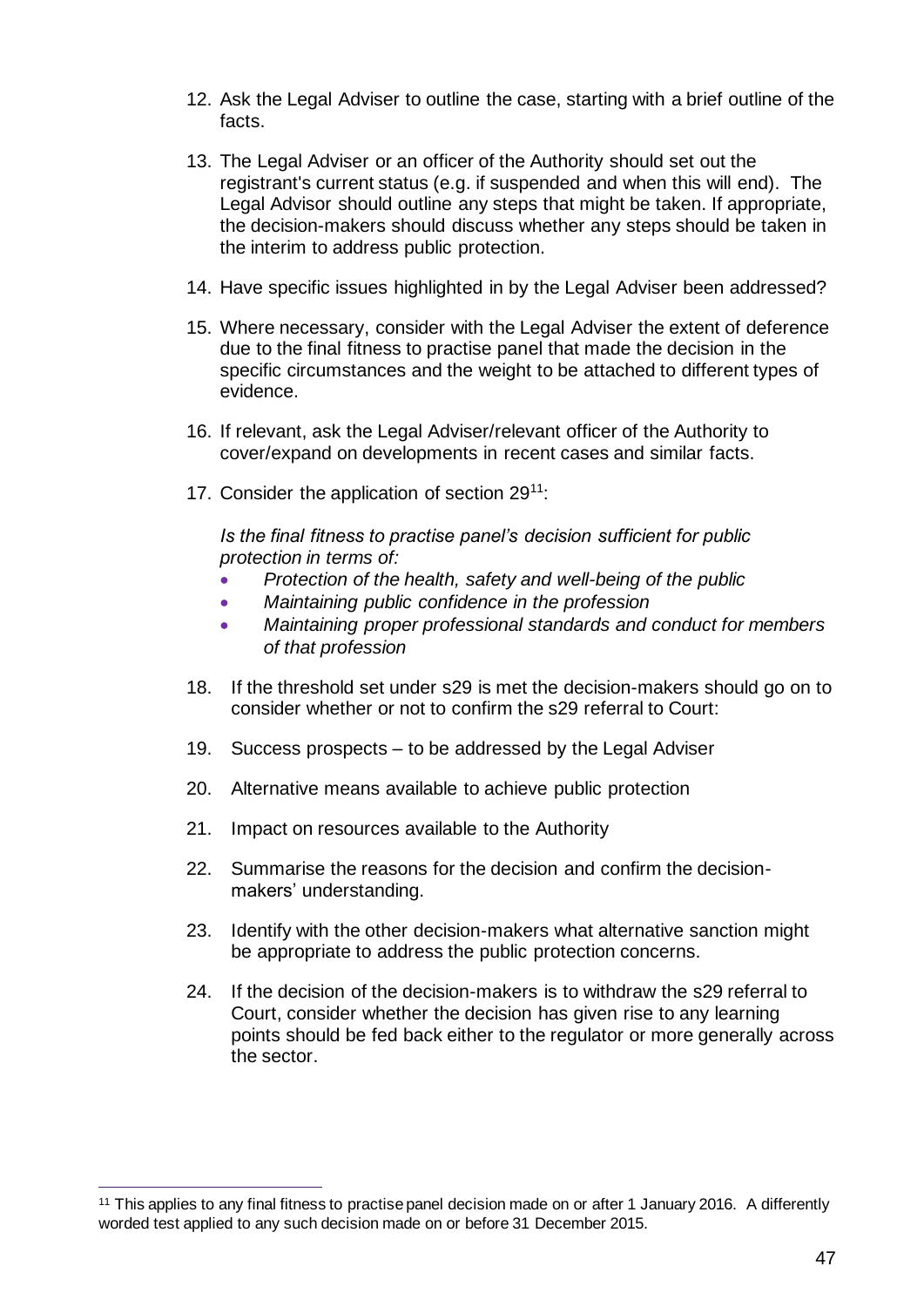12. Ask the Legal Adviser to outline the case, starting with a brief outline of the facts.

13. The Legal Adviser or an officer of the Authority should set out the registrant's current status (e.g. if suspended and when this will end). The Legal Advisor should outline any steps that might be taken. If appropriate, the decision-makers should discuss whether any steps should be taken in the interim to address public protection.

14. Have specific issues highlighted in by the Legal Adviser been addressed?

15. Where necessary, consider with the Legal Adviser the extent of deference due to the final fitness to practise panel that made the decision in the specific circumstances and the weight to be attached to different types of evidence.

16. If relevant, ask the Legal Adviser/relevant officer of the Authority to cover/expand on developments in recent cases and similar facts.

17. Consider the application of section 29[11]:

    *Is the final fitness to practise panel's decision sufficient for public protection in terms of:*

    - *Protection of the health, safety and well-being of the public*
    - *Maintaining public confidence in the profession*
    - *Maintaining proper professional standards and conduct for members of that profession*

18. If the threshold set under s29 is met the decision-makers should go on to consider whether or not to confirm the s29 referral to Court:

19. Success prospects – to be addressed by the Legal Adviser

20. Alternative means available to achieve public protection

21. Impact on resources available to the Authority

22. Summarise the reasons for the decision and confirm the decision-makers' understanding.

23. Identify with the other decision-makers what alternative sanction might be appropriate to address the public protection concerns.

24. If the decision of the decision-makers is to withdraw the s29 referral to Court, consider whether the decision has given rise to any learning points should be fed back either to the regulator or more generally across the sector.

---

[11] This applies to any final fitness to practise panel decision made on or after 1 January 2016. A differently worded test applied to any such decision made on or before 31 December 2015.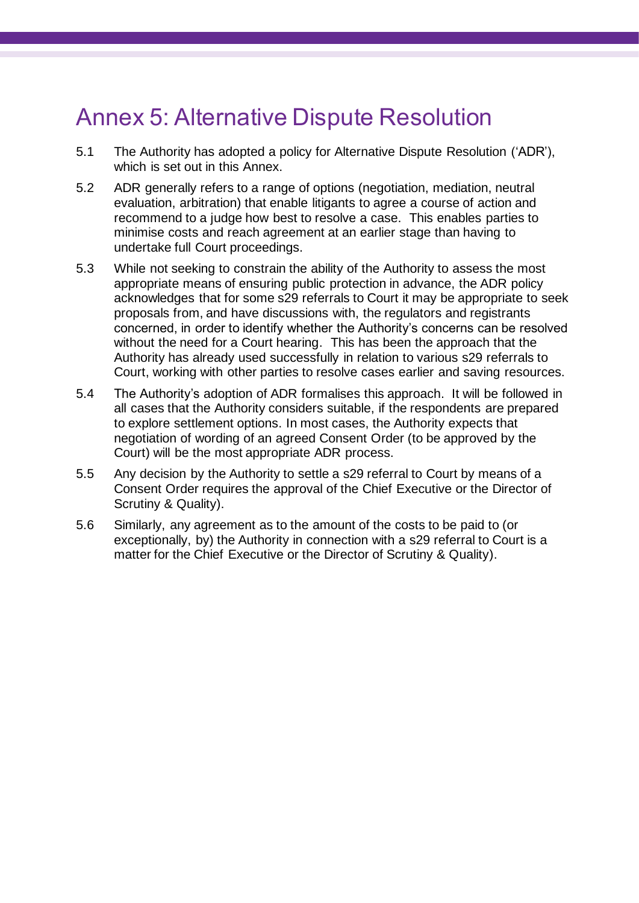# Annex 5: Alternative Dispute Resolution

5.1 The Authority has adopted a policy for Alternative Dispute Resolution ('ADR'), which is set out in this Annex.

5.2 ADR generally refers to a range of options (negotiation, mediation, neutral evaluation, arbitration) that enable litigants to agree a course of action and recommend to a judge how best to resolve a case. This enables parties to minimise costs and reach agreement at an earlier stage than having to undertake full Court proceedings.

5.3 While not seeking to constrain the ability of the Authority to assess the most appropriate means of ensuring public protection in advance, the ADR policy acknowledges that for some s29 referrals to Court it may be appropriate to seek proposals from, and have discussions with, the regulators and registrants concerned, in order to identify whether the Authority's concerns can be resolved without the need for a Court hearing. This has been the approach that the Authority has already used successfully in relation to various s29 referrals to Court, working with other parties to resolve cases earlier and saving resources.

5.4 The Authority's adoption of ADR formalises this approach. It will be followed in all cases that the Authority considers suitable, if the respondents are prepared to explore settlement options. In most cases, the Authority expects that negotiation of wording of an agreed Consent Order (to be approved by the Court) will be the most appropriate ADR process.

5.5 Any decision by the Authority to settle a s29 referral to Court by means of a Consent Order requires the approval of the Chief Executive or the Director of Scrutiny & Quality).

5.6 Similarly, any agreement as to the amount of the costs to be paid to (or exceptionally, by) the Authority in connection with a s29 referral to Court is a matter for the Chief Executive or the Director of Scrutiny & Quality).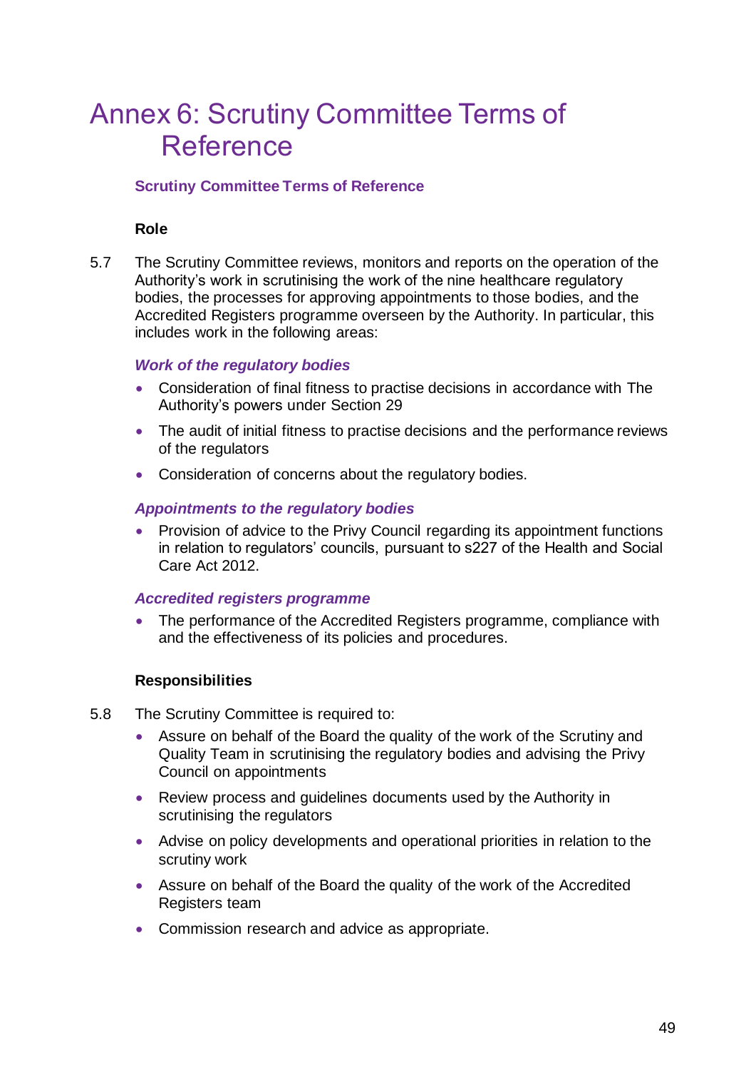# Annex 6: Scrutiny Committee Terms of Reference

## Scrutiny Committee Terms of Reference

**Role**

5.7 The Scrutiny Committee reviews, monitors and reports on the operation of the Authority's work in scrutinising the work of the nine healthcare regulatory bodies, the processes for approving appointments to those bodies, and the Accredited Registers programme overseen by the Authority. In particular, this includes work in the following areas:

***Work of the regulatory bodies***

- Consideration of final fitness to practise decisions in accordance with The Authority's powers under Section 29
- The audit of initial fitness to practise decisions and the performance reviews of the regulators
- Consideration of concerns about the regulatory bodies.

***Appointments to the regulatory bodies***

- Provision of advice to the Privy Council regarding its appointment functions in relation to regulators' councils, pursuant to s227 of the Health and Social Care Act 2012.

***Accredited registers programme***

- The performance of the Accredited Registers programme, compliance with and the effectiveness of its policies and procedures.

**Responsibilities**

5.8 The Scrutiny Committee is required to:

- Assure on behalf of the Board the quality of the work of the Scrutiny and Quality Team in scrutinising the regulatory bodies and advising the Privy Council on appointments
- Review process and guidelines documents used by the Authority in scrutinising the regulators
- Advise on policy developments and operational priorities in relation to the scrutiny work
- Assure on behalf of the Board the quality of the work of the Accredited Registers team
- Commission research and advice as appropriate.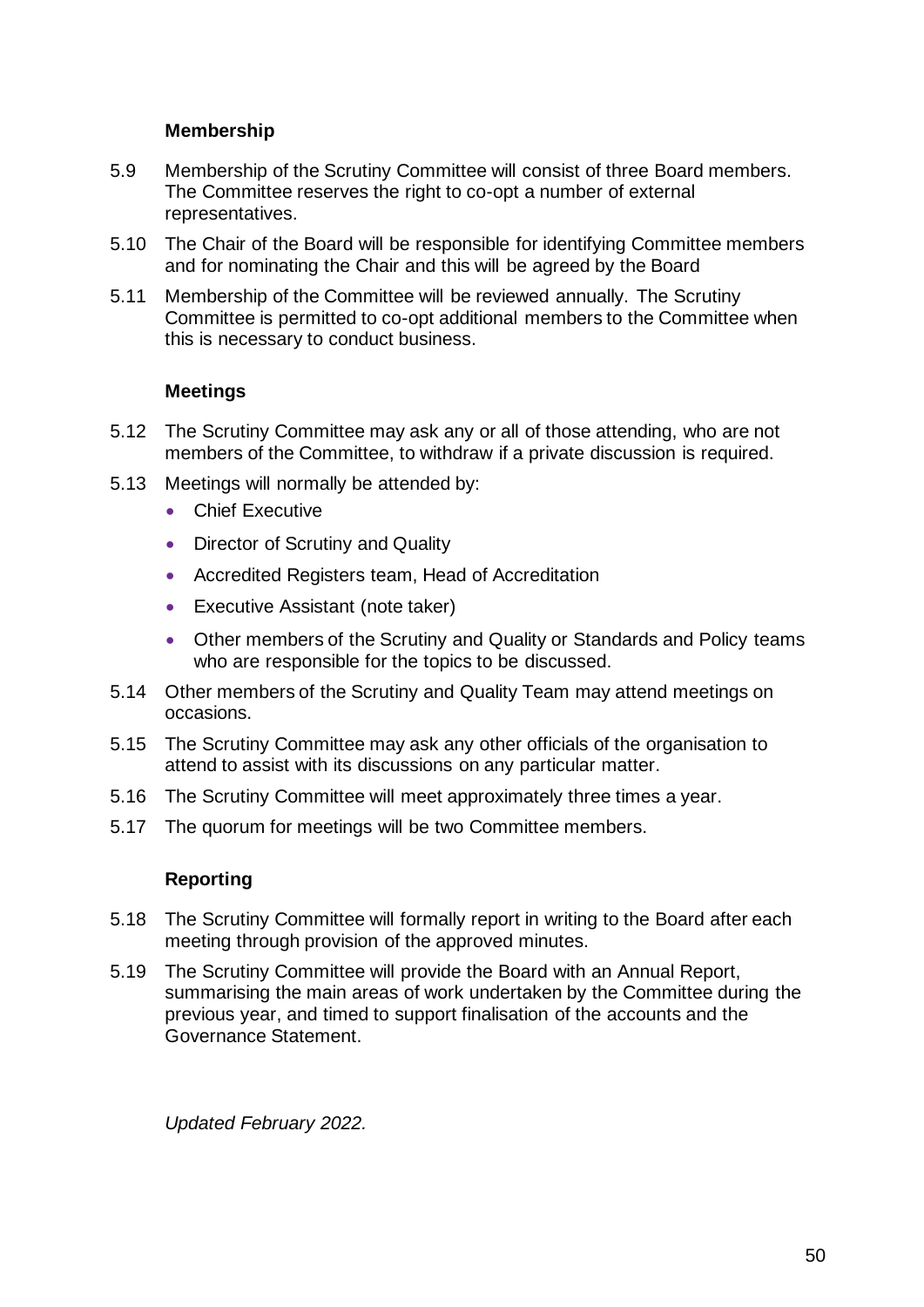### Membership

5.9 Membership of the Scrutiny Committee will consist of three Board members. The Committee reserves the right to co-opt a number of external representatives.

5.10 The Chair of the Board will be responsible for identifying Committee members and for nominating the Chair and this will be agreed by the Board

5.11 Membership of the Committee will be reviewed annually. The Scrutiny Committee is permitted to co-opt additional members to the Committee when this is necessary to conduct business.

### Meetings

5.12 The Scrutiny Committee may ask any or all of those attending, who are not members of the Committee, to withdraw if a private discussion is required.

5.13 Meetings will normally be attended by:

- Chief Executive
- Director of Scrutiny and Quality
- Accredited Registers team, Head of Accreditation
- Executive Assistant (note taker)
- Other members of the Scrutiny and Quality or Standards and Policy teams who are responsible for the topics to be discussed.

5.14 Other members of the Scrutiny and Quality Team may attend meetings on occasions.

5.15 The Scrutiny Committee may ask any other officials of the organisation to attend to assist with its discussions on any particular matter.

5.16 The Scrutiny Committee will meet approximately three times a year.

5.17 The quorum for meetings will be two Committee members.

### Reporting

5.18 The Scrutiny Committee will formally report in writing to the Board after each meeting through provision of the approved minutes.

5.19 The Scrutiny Committee will provide the Board with an Annual Report, summarising the main areas of work undertaken by the Committee during the previous year, and timed to support finalisation of the accounts and the Governance Statement.

*Updated February 2022.*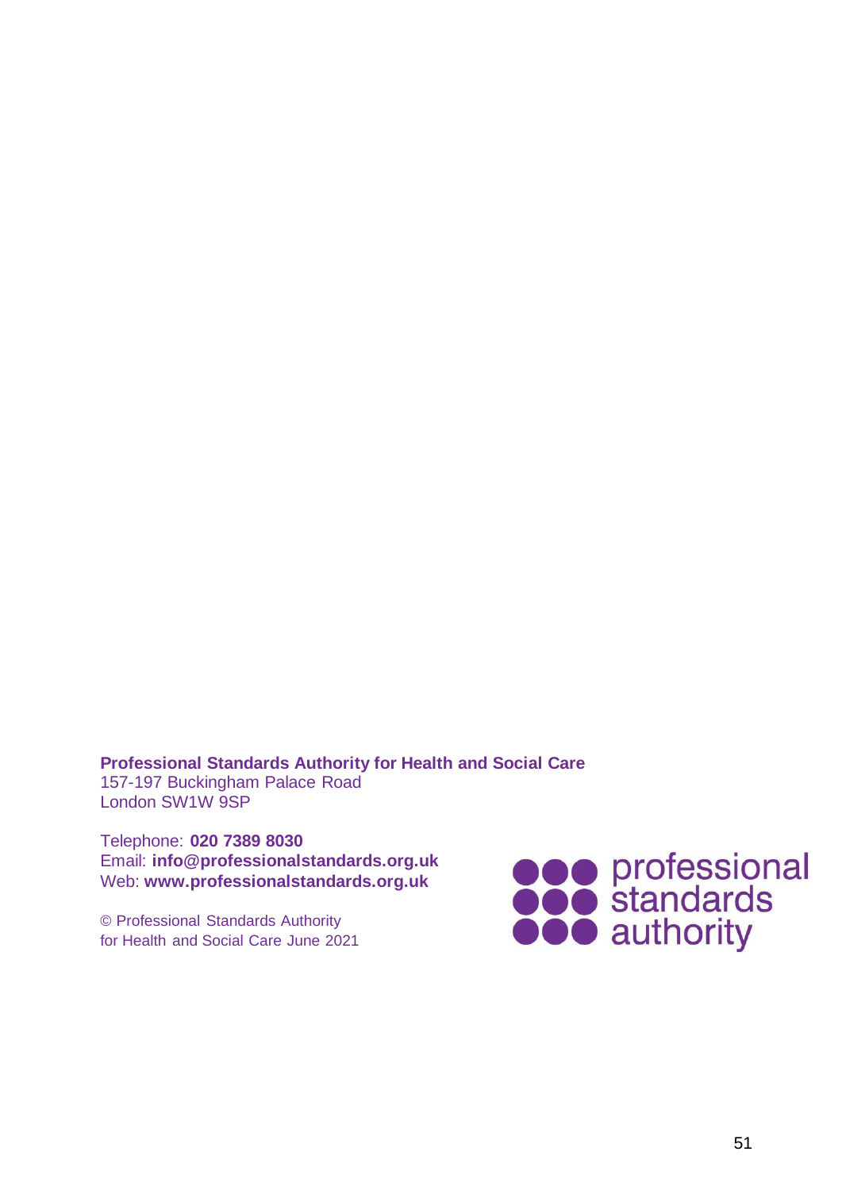**Professional Standards Authority for Health and Social Care**
157-197 Buckingham Palace Road
London SW1W 9SP

Telephone: **020 7389 8030**
Email: **info@professionalstandards.org.uk**
Web: **www.professionalstandards.org.uk**

© Professional Standards Authority
for Health and Social Care June 2021

professional
standards
authority